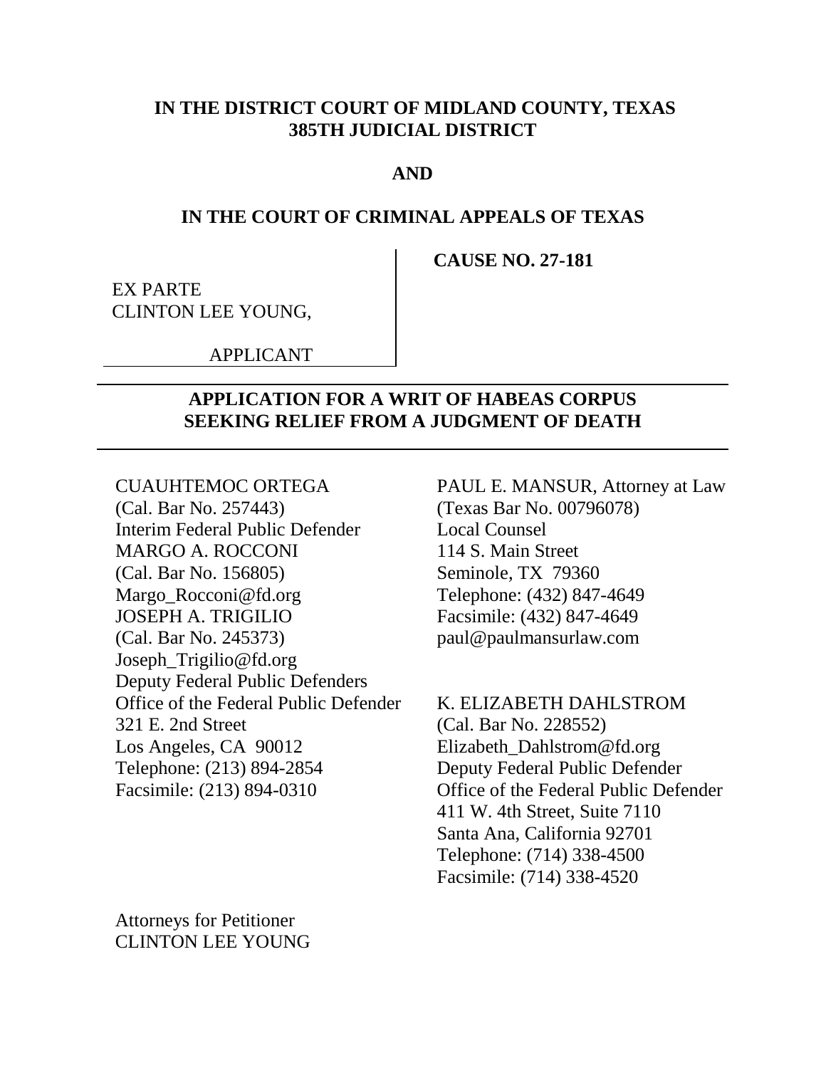**IN THE DISTRICT COURT OF MIDLAND COUNTY, TEXAS**
**385TH JUDICIAL DISTRICT**

**AND**

**IN THE COURT OF CRIMINAL APPEALS OF TEXAS**

| EX PARTE CLINTON LEE YOUNG, APPLICANT | **CAUSE NO. 27-181** |
|---|---|

# APPLICATION FOR A WRIT OF HABEAS CORPUS SEEKING RELIEF FROM A JUDGMENT OF DEATH

CUAUHTEMOC ORTEGA
(Cal. Bar No. 257443)
Interim Federal Public Defender
MARGO A. ROCCONI
(Cal. Bar No. 156805)
Margo_Rocconi@fd.org
JOSEPH A. TRIGILIO
(Cal. Bar No. 245373)
Joseph_Trigilio@fd.org
Deputy Federal Public Defenders
Office of the Federal Public Defender
321 E. 2nd Street
Los Angeles, CA 90012
Telephone: (213) 894-2854
Facsimile: (213) 894-0310

PAUL E. MANSUR, Attorney at Law
(Texas Bar No. 00796078)
Local Counsel
114 S. Main Street
Seminole, TX 79360
Telephone: (432) 847-4649
Facsimile: (432) 847-4649
paul@paulmansurlaw.com

K. ELIZABETH DAHLSTROM
(Cal. Bar No. 228552)
Elizabeth_Dahlstrom@fd.org
Deputy Federal Public Defender
Office of the Federal Public Defender
411 W. 4th Street, Suite 7110
Santa Ana, California 92701
Telephone: (714) 338-4500
Facsimile: (714) 338-4520

Attorneys for Petitioner
CLINTON LEE YOUNG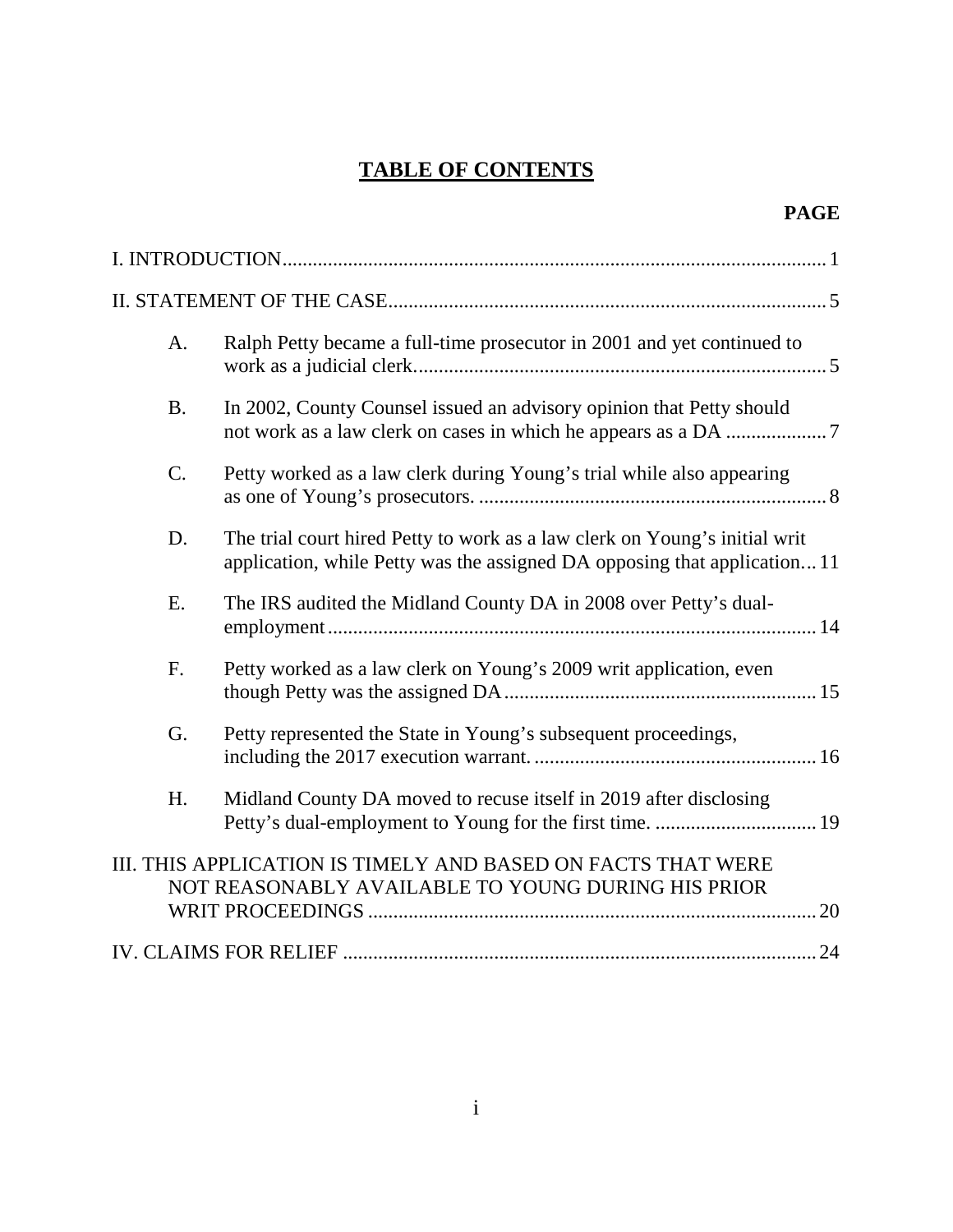# TABLE OF CONTENTS

**PAGE**

I. INTRODUCTION ........................................................................................................... 1

II. STATEMENT OF THE CASE ...................................................................................... 5

- A. Ralph Petty became a full-time prosecutor in 2001 and yet continued to work as a judicial clerk ................................................................................. 5
- B. In 2002, County Counsel issued an advisory opinion that Petty should not work as a law clerk on cases in which he appears as a DA .................... 7
- C. Petty worked as a law clerk during Young's trial while also appearing as one of Young's prosecutors. ..................................................................... 8
- D. The trial court hired Petty to work as a law clerk on Young's initial writ application, while Petty was the assigned DA opposing that application ... 11
- E. The IRS audited the Midland County DA in 2008 over Petty's dual-employment ................................................................................................. 14
- F. Petty worked as a law clerk on Young's 2009 writ application, even though Petty was the assigned DA ............................................................. 15
- G. Petty represented the State in Young's subsequent proceedings, including the 2017 execution warrant. ....................................................... 16
- H. Midland County DA moved to recuse itself in 2019 after disclosing Petty's dual-employment to Young for the first time. ................................ 19

III. THIS APPLICATION IS TIMELY AND BASED ON FACTS THAT WERE NOT REASONABLY AVAILABLE TO YOUNG DURING HIS PRIOR WRIT PROCEEDINGS ......................................................................................... 20

IV. CLAIMS FOR RELIEF .............................................................................................. 24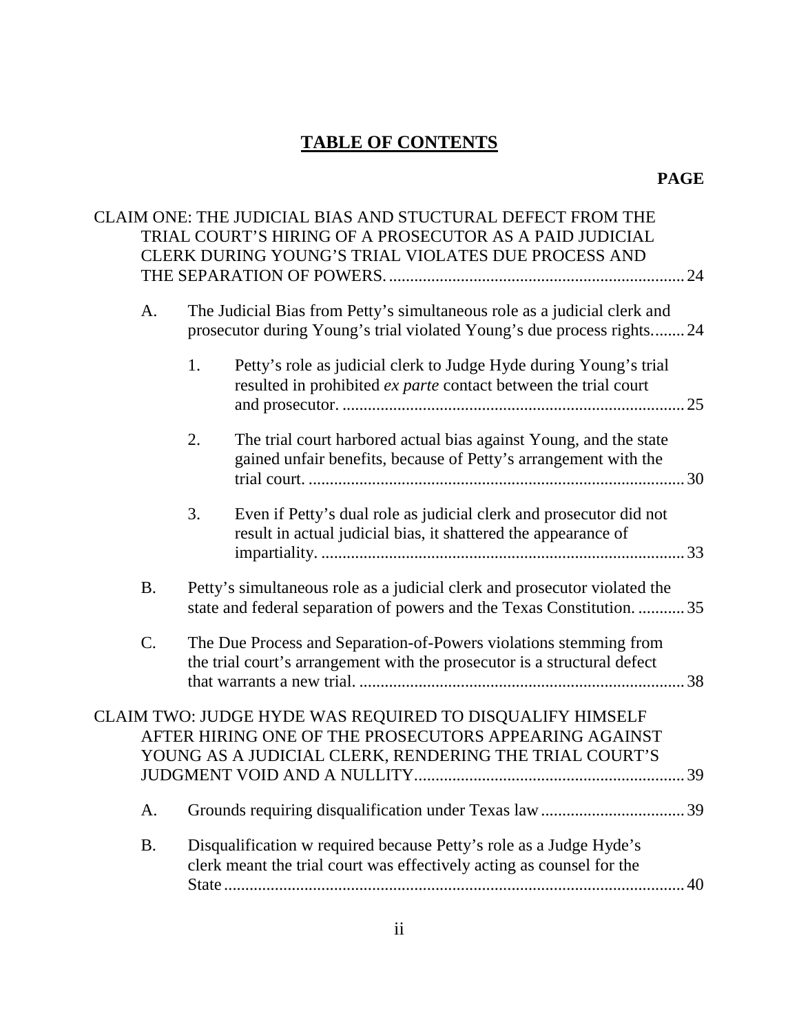# TABLE OF CONTENTS

**PAGE**

CLAIM ONE: THE JUDICIAL BIAS AND STUCTURAL DEFECT FROM THE TRIAL COURT'S HIRING OF A PROSECUTOR AS A PAID JUDICIAL CLERK DURING YOUNG'S TRIAL VIOLATES DUE PROCESS AND THE SEPARATION OF POWERS. .......... 24

- A. The Judicial Bias from Petty's simultaneous role as a judicial clerk and prosecutor during Young's trial violated Young's due process rights. .......... 24
  - 1. Petty's role as judicial clerk to Judge Hyde during Young's trial resulted in prohibited *ex parte* contact between the trial court and prosecutor. .......... 25
  - 2. The trial court harbored actual bias against Young, and the state gained unfair benefits, because of Petty's arrangement with the trial court. .......... 30
  - 3. Even if Petty's dual role as judicial clerk and prosecutor did not result in actual judicial bias, it shattered the appearance of impartiality. .......... 33
- B. Petty's simultaneous role as a judicial clerk and prosecutor violated the state and federal separation of powers and the Texas Constitution. .......... 35
- C. The Due Process and Separation-of-Powers violations stemming from the trial court's arrangement with the prosecutor is a structural defect that warrants a new trial. .......... 38

CLAIM TWO: JUDGE HYDE WAS REQUIRED TO DISQUALIFY HIMSELF AFTER HIRING ONE OF THE PROSECUTORS APPEARING AGAINST YOUNG AS A JUDICIAL CLERK, RENDERING THE TRIAL COURT'S JUDGMENT VOID AND A NULLITY .......... 39

- A. Grounds requiring disqualification under Texas law .......... 39
- B. Disqualification w required because Petty's role as a Judge Hyde's clerk meant the trial court was effectively acting as counsel for the State .......... 40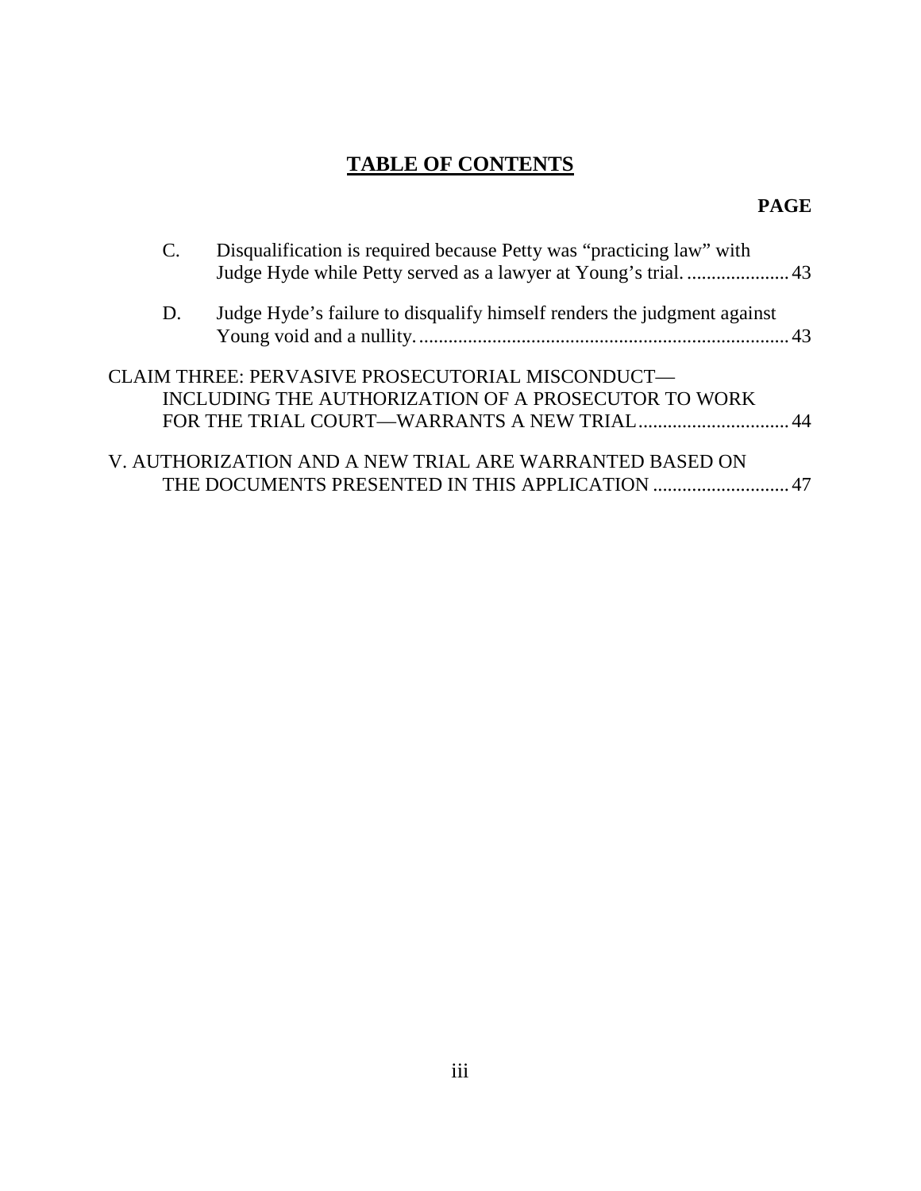## TABLE OF CONTENTS

**PAGE**

C. Disqualification is required because Petty was "practicing law" with Judge Hyde while Petty served as a lawyer at Young's trial. ..................... 43

D. Judge Hyde's failure to disqualify himself renders the judgment against Young void and a nullity. ............................................................................ 43

CLAIM THREE: PERVASIVE PROSECUTORIAL MISCONDUCT—INCLUDING THE AUTHORIZATION OF A PROSECUTOR TO WORK FOR THE TRIAL COURT—WARRANTS A NEW TRIAL ............................... 44

V. AUTHORIZATION AND A NEW TRIAL ARE WARRANTED BASED ON THE DOCUMENTS PRESENTED IN THIS APPLICATION ............................ 47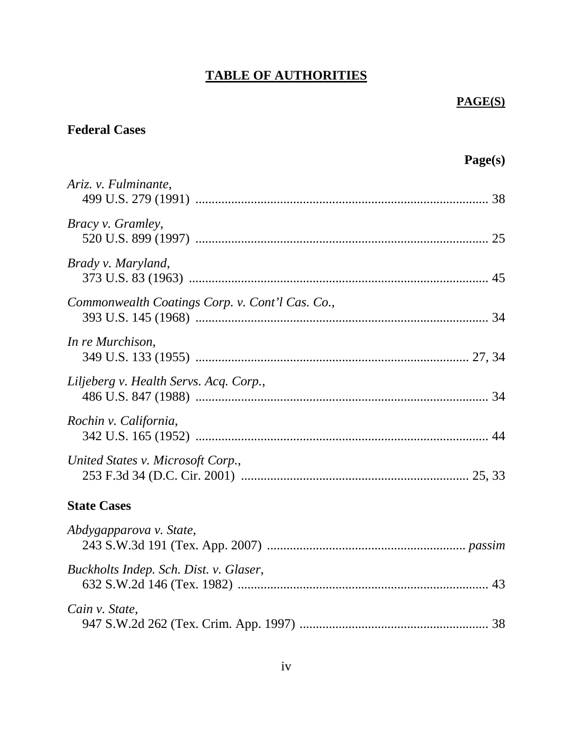# TABLE OF AUTHORITIES

**PAGE(S)**

## Federal Cases

**Page(s)**

*Ariz. v. Fulminante*,
499 U.S. 279 (1991) .......................................................................................... 38

*Bracy v. Gramley*,
520 U.S. 899 (1997) .......................................................................................... 25

*Brady v. Maryland*,
373 U.S. 83 (1963) ............................................................................................ 45

*Commonwealth Coatings Corp. v. Cont'l Cas. Co.*,
393 U.S. 145 (1968) .......................................................................................... 34

*In re Murchison*,
349 U.S. 133 (1955) .................................................................................... 27, 34

*Liljeberg v. Health Servs. Acq. Corp.*,
486 U.S. 847 (1988) .......................................................................................... 34

*Rochin v. California*,
342 U.S. 165 (1952) .......................................................................................... 44

*United States v. Microsoft Corp.*,
253 F.3d 34 (D.C. Cir. 2001) ...................................................................... 25, 33

## State Cases

*Abdygapparova v. State*,
243 S.W.3d 191 (Tex. App. 2007) ............................................................ *passim*

*Buckholts Indep. Sch. Dist. v. Glaser*,
632 S.W.2d 146 (Tex. 1982) ............................................................................. 43

*Cain v. State*,
947 S.W.2d 262 (Tex. Crim. App. 1997) .......................................................... 38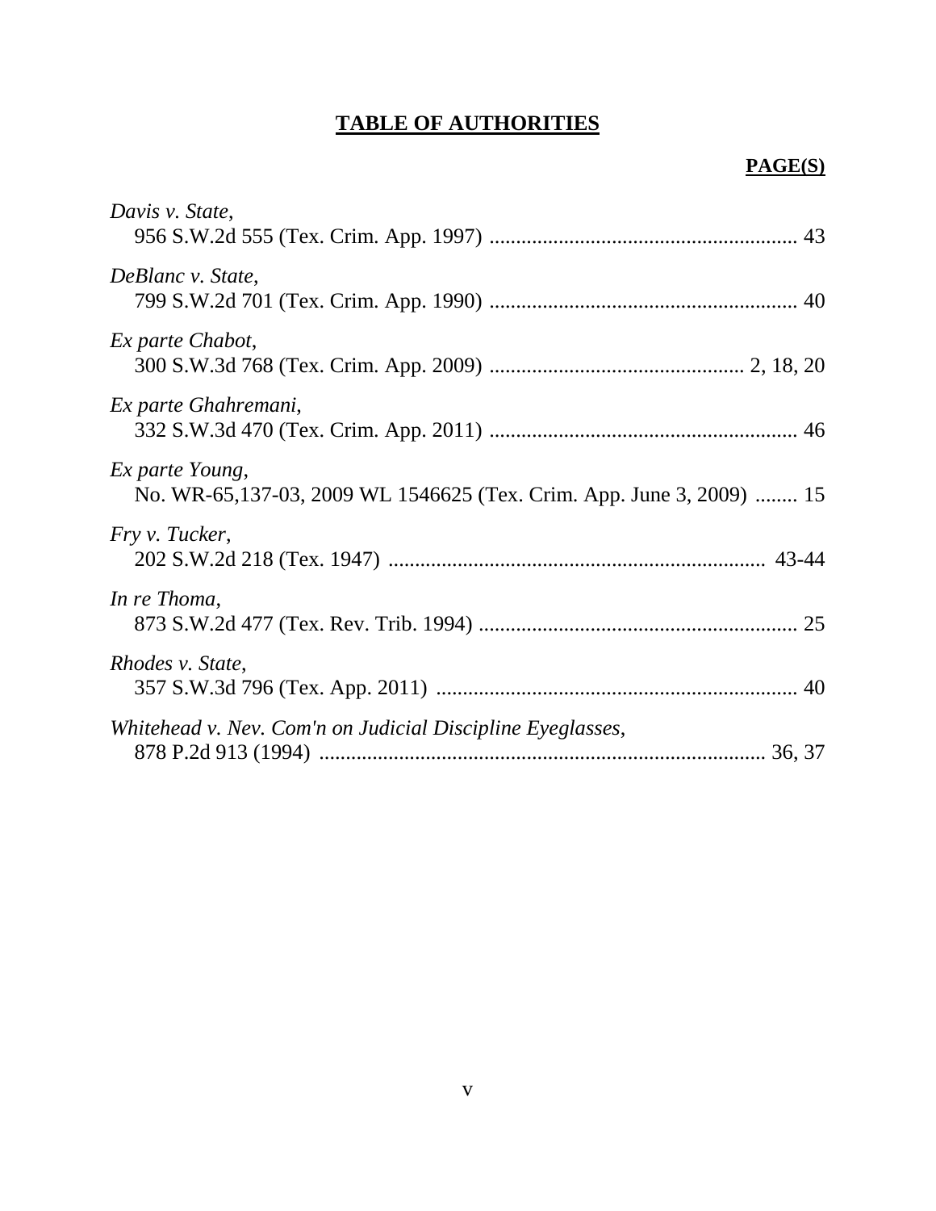# **TABLE OF AUTHORITIES**

**PAGE(S)**

*Davis v. State*,
956 S.W.2d 555 (Tex. Crim. App. 1997) .......................................................... 43

*DeBlanc v. State*,
799 S.W.2d 701 (Tex. Crim. App. 1990) .......................................................... 40

*Ex parte Chabot*,
300 S.W.3d 768 (Tex. Crim. App. 2009) ............................................... 2, 18, 20

*Ex parte Ghahremani*,
332 S.W.3d 470 (Tex. Crim. App. 2011) .......................................................... 46

*Ex parte Young*,
No. WR-65,137-03, 2009 WL 1546625 (Tex. Crim. App. June 3, 2009) ........ 15

*Fry v. Tucker*,
202 S.W.2d 218 (Tex. 1947) ...................................................................... 43-44

*In re Thoma*,
873 S.W.2d 477 (Tex. Rev. Trib. 1994) ............................................................ 25

*Rhodes v. State*,
357 S.W.3d 796 (Tex. App. 2011) .................................................................... 40

*Whitehead v. Nev. Com'n on Judicial Discipline Eyeglasses*,
878 P.2d 913 (1994) .................................................................................... 36, 37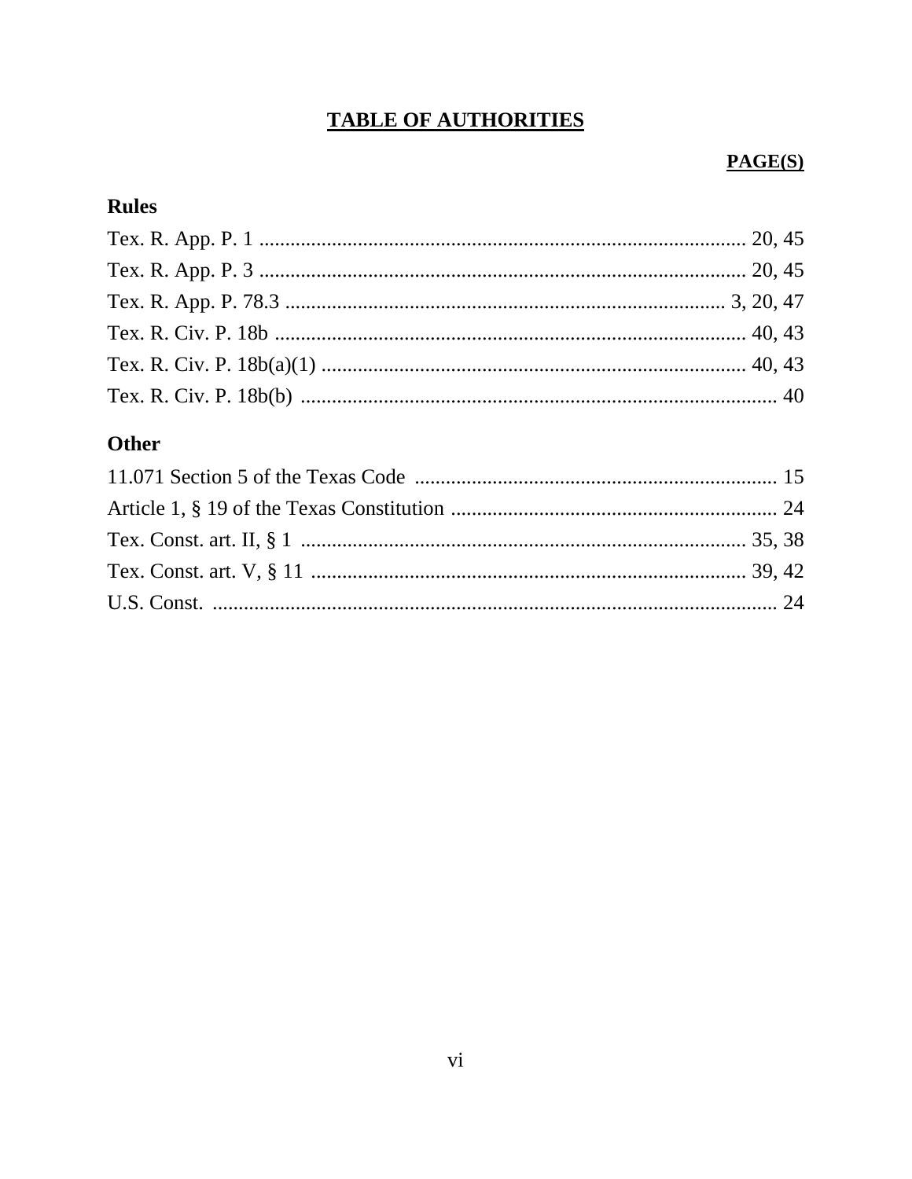## TABLE OF AUTHORITIES

| | PAGE(S) |
|---|---|
| **Rules** | |
| Tex. R. App. P. 1 | 20, 45 |
| Tex. R. App. P. 3 | 20, 45 |
| Tex. R. App. P. 78.3 | 3, 20, 47 |
| Tex. R. Civ. P. 18b | 40, 43 |
| Tex. R. Civ. P. 18b(a)(1) | 40, 43 |
| Tex. R. Civ. P. 18b(b) | 40 |
| **Other** | |
| 11.071 Section 5 of the Texas Code | 15 |
| Article 1, § 19 of the Texas Constitution | 24 |
| Tex. Const. art. II, § 1 | 35, 38 |
| Tex. Const. art. V, § 11 | 39, 42 |
| U.S. Const. | 24 |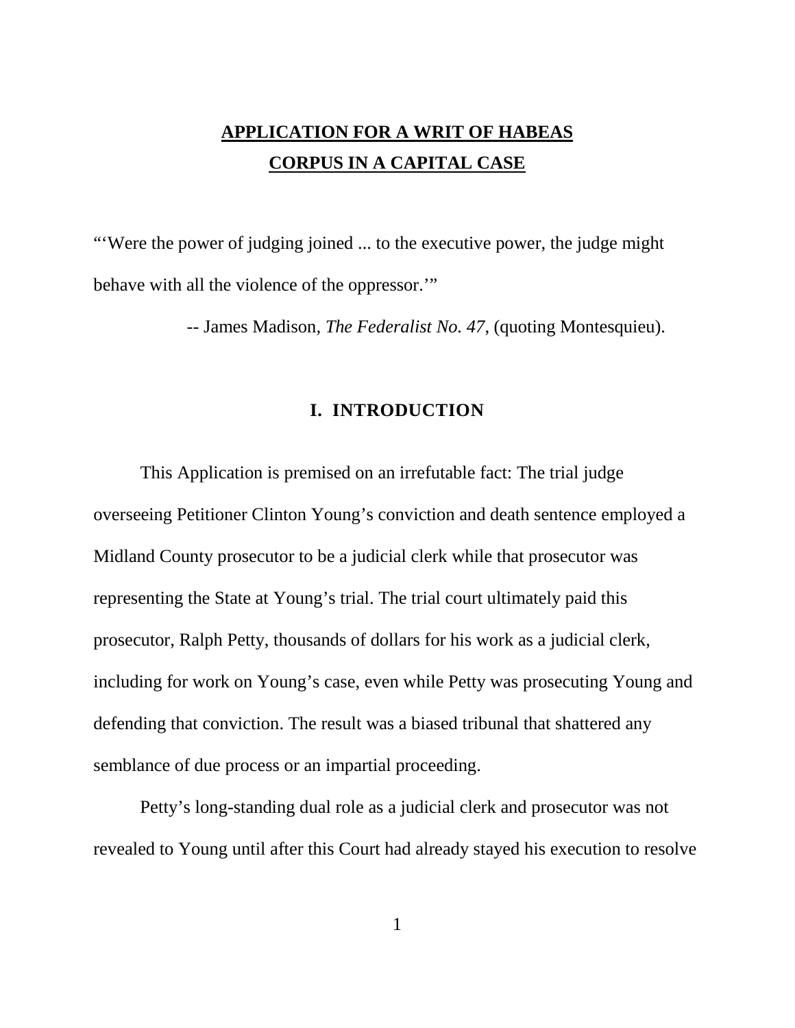# **APPLICATION FOR A WRIT OF HABEAS CORPUS IN A CAPITAL CASE**

"'Were the power of judging joined ... to the executive power, the judge might behave with all the violence of the oppressor.'"

-- James Madison, *The Federalist No. 47*, (quoting Montesquieu).

## I. INTRODUCTION

This Application is premised on an irrefutable fact: The trial judge overseeing Petitioner Clinton Young's conviction and death sentence employed a Midland County prosecutor to be a judicial clerk while that prosecutor was representing the State at Young's trial. The trial court ultimately paid this prosecutor, Ralph Petty, thousands of dollars for his work as a judicial clerk, including for work on Young's case, even while Petty was prosecuting Young and defending that conviction. The result was a biased tribunal that shattered any semblance of due process or an impartial proceeding.

Petty's long-standing dual role as a judicial clerk and prosecutor was not revealed to Young until after this Court had already stayed his execution to resolve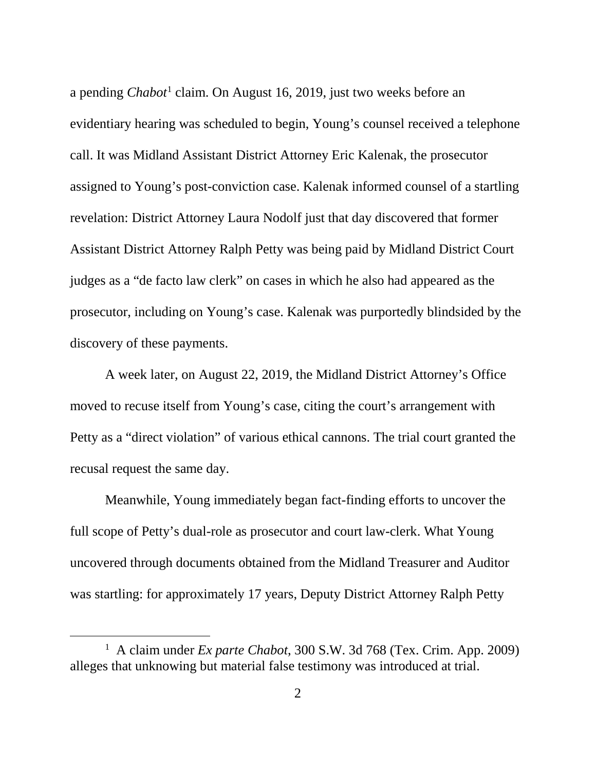a pending *Chabot*[1] claim. On August 16, 2019, just two weeks before an evidentiary hearing was scheduled to begin, Young's counsel received a telephone call. It was Midland Assistant District Attorney Eric Kalenak, the prosecutor assigned to Young's post-conviction case. Kalenak informed counsel of a startling revelation: District Attorney Laura Nodolf just that day discovered that former Assistant District Attorney Ralph Petty was being paid by Midland District Court judges as a "de facto law clerk" on cases in which he also had appeared as the prosecutor, including on Young's case. Kalenak was purportedly blindsided by the discovery of these payments.

A week later, on August 22, 2019, the Midland District Attorney's Office moved to recuse itself from Young's case, citing the court's arrangement with Petty as a "direct violation" of various ethical cannons. The trial court granted the recusal request the same day.

Meanwhile, Young immediately began fact-finding efforts to uncover the full scope of Petty's dual-role as prosecutor and court law-clerk. What Young uncovered through documents obtained from the Midland Treasurer and Auditor was startling: for approximately 17 years, Deputy District Attorney Ralph Petty

[1] A claim under *Ex parte Chabot*, 300 S.W. 3d 768 (Tex. Crim. App. 2009) alleges that unknowing but material false testimony was introduced at trial.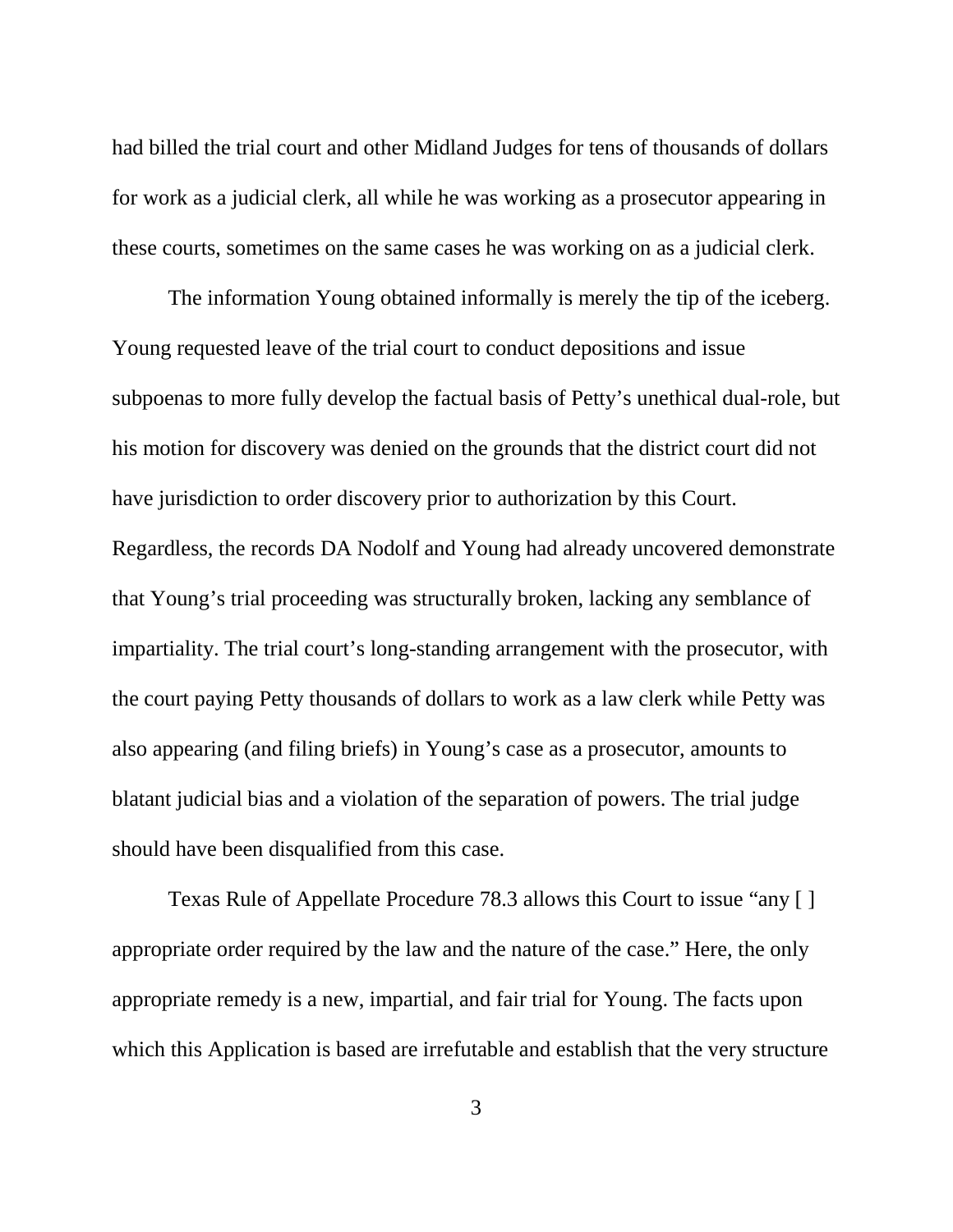had billed the trial court and other Midland Judges for tens of thousands of dollars for work as a judicial clerk, all while he was working as a prosecutor appearing in these courts, sometimes on the same cases he was working on as a judicial clerk.

The information Young obtained informally is merely the tip of the iceberg. Young requested leave of the trial court to conduct depositions and issue subpoenas to more fully develop the factual basis of Petty's unethical dual-role, but his motion for discovery was denied on the grounds that the district court did not have jurisdiction to order discovery prior to authorization by this Court. Regardless, the records DA Nodolf and Young had already uncovered demonstrate that Young's trial proceeding was structurally broken, lacking any semblance of impartiality. The trial court's long-standing arrangement with the prosecutor, with the court paying Petty thousands of dollars to work as a law clerk while Petty was also appearing (and filing briefs) in Young's case as a prosecutor, amounts to blatant judicial bias and a violation of the separation of powers. The trial judge should have been disqualified from this case.

Texas Rule of Appellate Procedure 78.3 allows this Court to issue "any [ ] appropriate order required by the law and the nature of the case." Here, the only appropriate remedy is a new, impartial, and fair trial for Young. The facts upon which this Application is based are irrefutable and establish that the very structure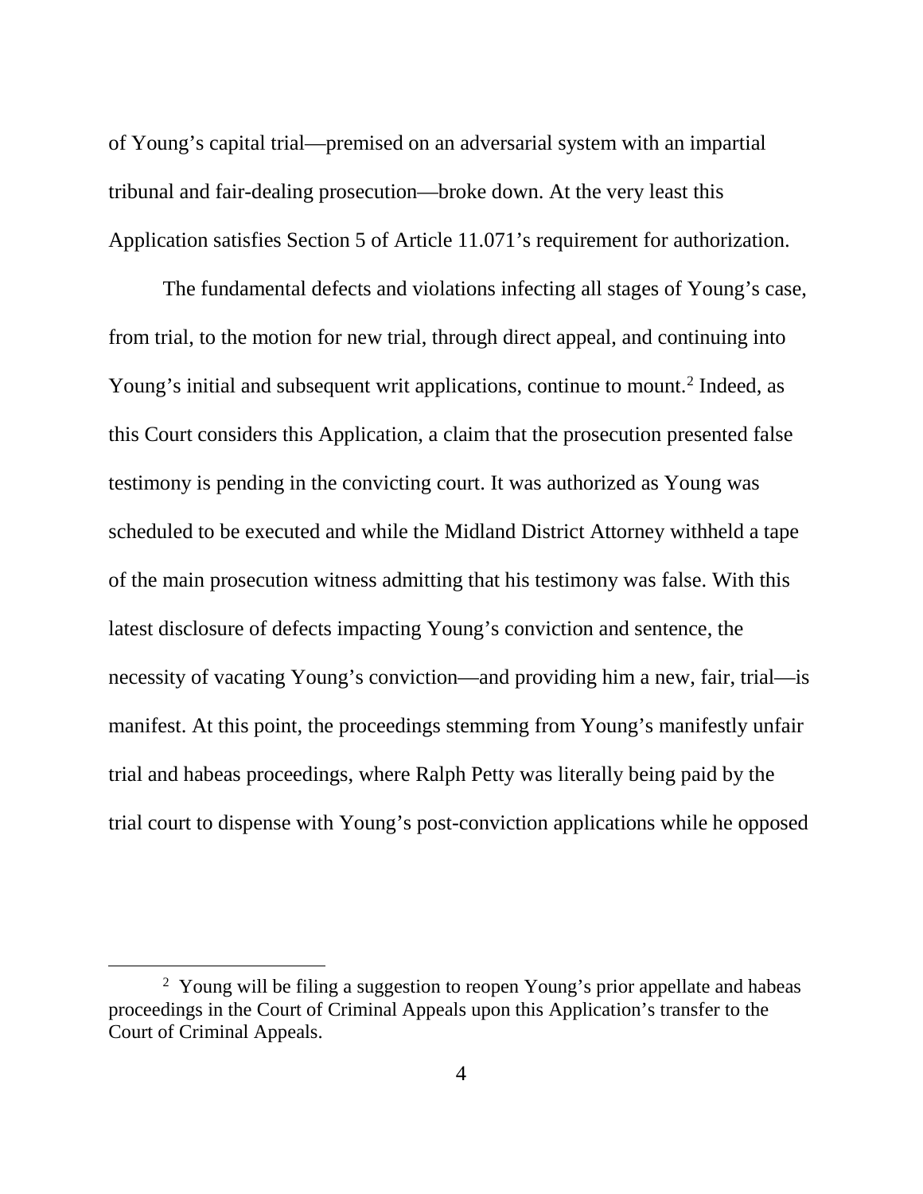of Young's capital trial—premised on an adversarial system with an impartial tribunal and fair-dealing prosecution—broke down. At the very least this Application satisfies Section 5 of Article 11.071's requirement for authorization.

The fundamental defects and violations infecting all stages of Young's case, from trial, to the motion for new trial, through direct appeal, and continuing into Young's initial and subsequent writ applications, continue to mount.[2] Indeed, as this Court considers this Application, a claim that the prosecution presented false testimony is pending in the convicting court. It was authorized as Young was scheduled to be executed and while the Midland District Attorney withheld a tape of the main prosecution witness admitting that his testimony was false. With this latest disclosure of defects impacting Young's conviction and sentence, the necessity of vacating Young's conviction—and providing him a new, fair, trial—is manifest. At this point, the proceedings stemming from Young's manifestly unfair trial and habeas proceedings, where Ralph Petty was literally being paid by the trial court to dispense with Young's post-conviction applications while he opposed

[2] Young will be filing a suggestion to reopen Young's prior appellate and habeas proceedings in the Court of Criminal Appeals upon this Application's transfer to the Court of Criminal Appeals.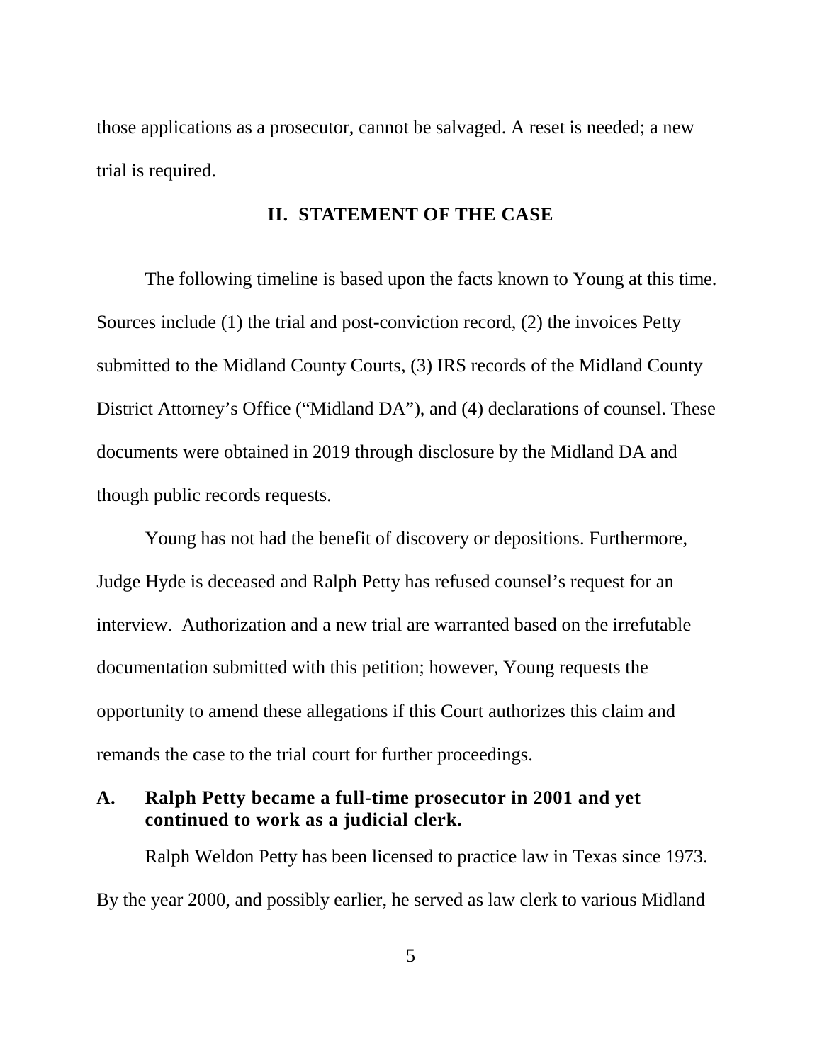those applications as a prosecutor, cannot be salvaged. A reset is needed; a new trial is required.

## II. STATEMENT OF THE CASE

The following timeline is based upon the facts known to Young at this time. Sources include (1) the trial and post-conviction record, (2) the invoices Petty submitted to the Midland County Courts, (3) IRS records of the Midland County District Attorney's Office ("Midland DA"), and (4) declarations of counsel. These documents were obtained in 2019 through disclosure by the Midland DA and though public records requests.

Young has not had the benefit of discovery or depositions. Furthermore, Judge Hyde is deceased and Ralph Petty has refused counsel's request for an interview. Authorization and a new trial are warranted based on the irrefutable documentation submitted with this petition; however, Young requests the opportunity to amend these allegations if this Court authorizes this claim and remands the case to the trial court for further proceedings.

### A. Ralph Petty became a full-time prosecutor in 2001 and yet continued to work as a judicial clerk.

Ralph Weldon Petty has been licensed to practice law in Texas since 1973. By the year 2000, and possibly earlier, he served as law clerk to various Midland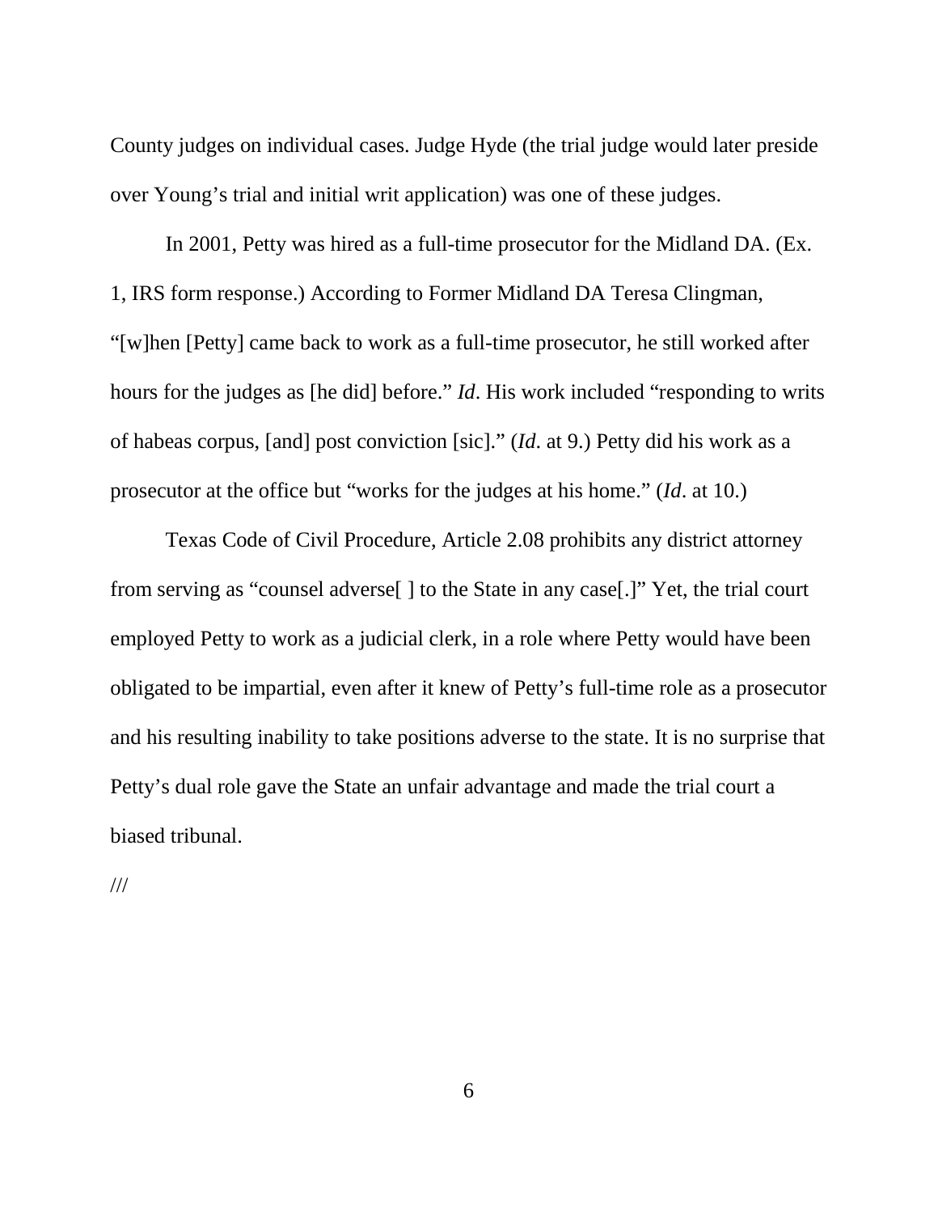County judges on individual cases. Judge Hyde (the trial judge would later preside over Young's trial and initial writ application) was one of these judges.

In 2001, Petty was hired as a full-time prosecutor for the Midland DA. (Ex. 1, IRS form response.) According to Former Midland DA Teresa Clingman, "[w]hen [Petty] came back to work as a full-time prosecutor, he still worked after hours for the judges as [he did] before." *Id*. His work included "responding to writs of habeas corpus, [and] post conviction [sic]." (*Id*. at 9.) Petty did his work as a prosecutor at the office but "works for the judges at his home." (*Id*. at 10.)

Texas Code of Civil Procedure, Article 2.08 prohibits any district attorney from serving as "counsel adverse[ ] to the State in any case[.]" Yet, the trial court employed Petty to work as a judicial clerk, in a role where Petty would have been obligated to be impartial, even after it knew of Petty's full-time role as a prosecutor and his resulting inability to take positions adverse to the state. It is no surprise that Petty's dual role gave the State an unfair advantage and made the trial court a biased tribunal.

///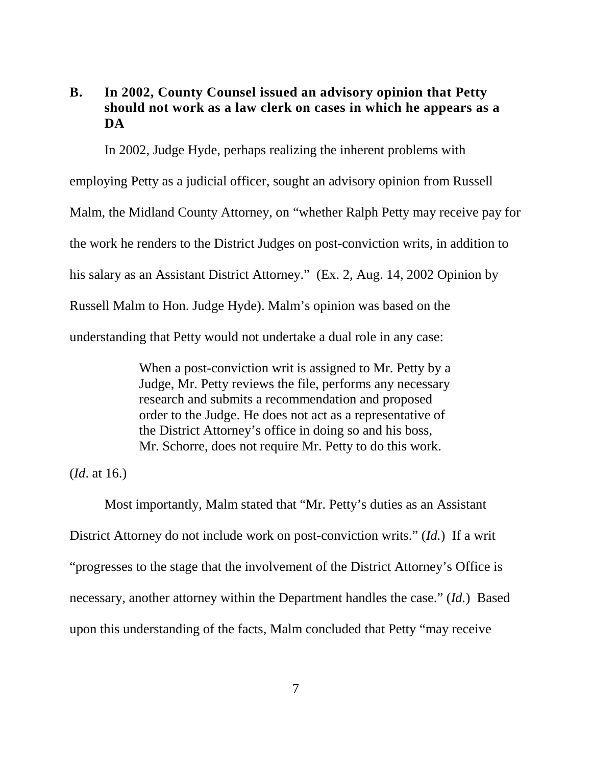### B. In 2002, County Counsel issued an advisory opinion that Petty should not work as a law clerk on cases in which he appears as a DA

In 2002, Judge Hyde, perhaps realizing the inherent problems with employing Petty as a judicial officer, sought an advisory opinion from Russell Malm, the Midland County Attorney, on "whether Ralph Petty may receive pay for the work he renders to the District Judges on post-conviction writs, in addition to his salary as an Assistant District Attorney." (Ex. 2, Aug. 14, 2002 Opinion by Russell Malm to Hon. Judge Hyde). Malm's opinion was based on the understanding that Petty would not undertake a dual role in any case:

> When a post-conviction writ is assigned to Mr. Petty by a Judge, Mr. Petty reviews the file, performs any necessary research and submits a recommendation and proposed order to the Judge. He does not act as a representative of the District Attorney's office in doing so and his boss, Mr. Schorre, does not require Mr. Petty to do this work.

(*Id*. at 16.)

Most importantly, Malm stated that "Mr. Petty's duties as an Assistant District Attorney do not include work on post-conviction writs." (*Id.*) If a writ "progresses to the stage that the involvement of the District Attorney's Office is necessary, another attorney within the Department handles the case." (*Id.*) Based upon this understanding of the facts, Malm concluded that Petty "may receive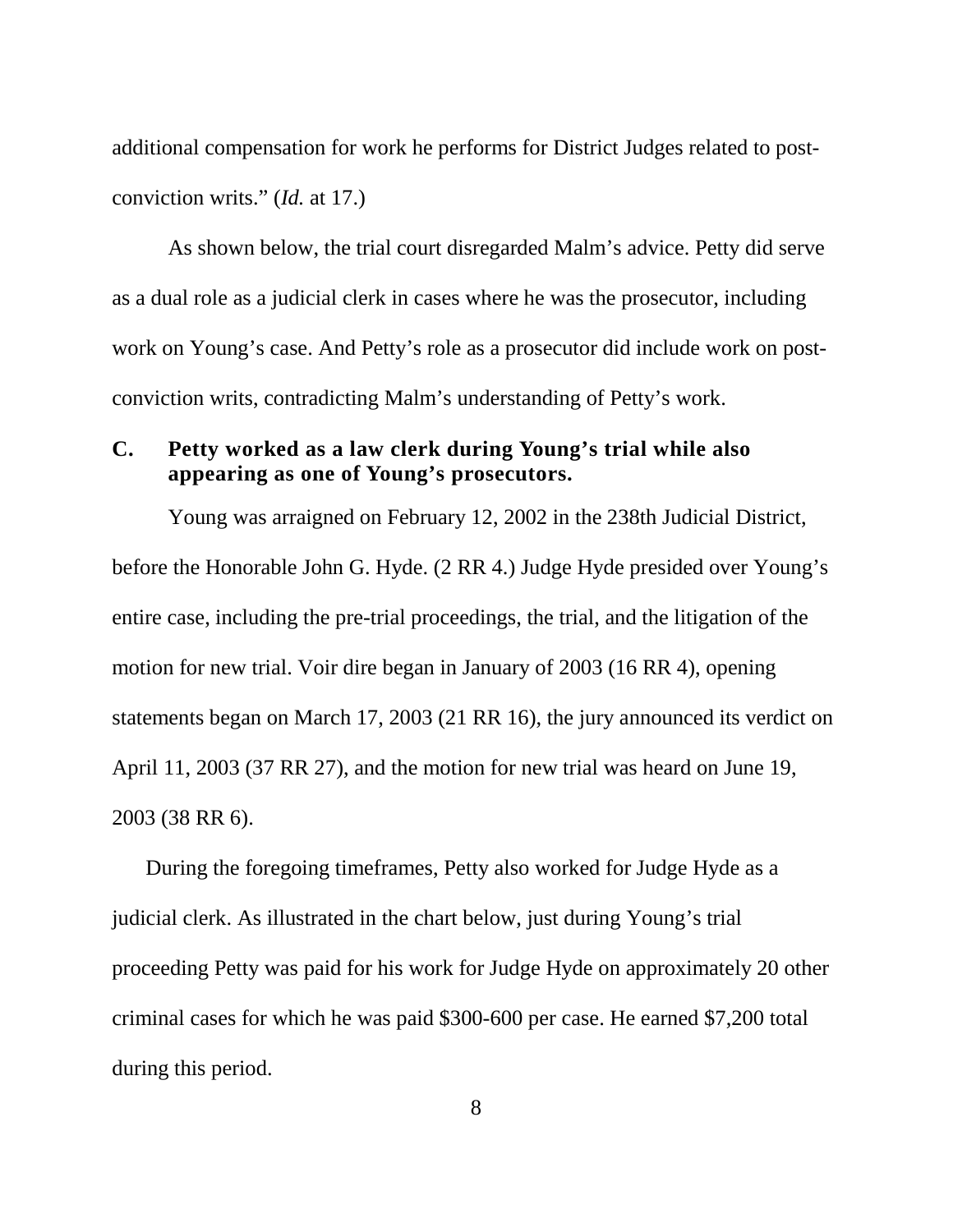additional compensation for work he performs for District Judges related to post-conviction writs." (*Id.* at 17.)

As shown below, the trial court disregarded Malm's advice. Petty did serve as a dual role as a judicial clerk in cases where he was the prosecutor, including work on Young's case. And Petty's role as a prosecutor did include work on post-conviction writs, contradicting Malm's understanding of Petty's work.

### C. Petty worked as a law clerk during Young's trial while also appearing as one of Young's prosecutors.

Young was arraigned on February 12, 2002 in the 238th Judicial District, before the Honorable John G. Hyde. (2 RR 4.) Judge Hyde presided over Young's entire case, including the pre-trial proceedings, the trial, and the litigation of the motion for new trial. Voir dire began in January of 2003 (16 RR 4), opening statements began on March 17, 2003 (21 RR 16), the jury announced its verdict on April 11, 2003 (37 RR 27), and the motion for new trial was heard on June 19, 2003 (38 RR 6).

During the foregoing timeframes, Petty also worked for Judge Hyde as a judicial clerk. As illustrated in the chart below, just during Young's trial proceeding Petty was paid for his work for Judge Hyde on approximately 20 other criminal cases for which he was paid $300-600 per case. He earned $7,200 total during this period.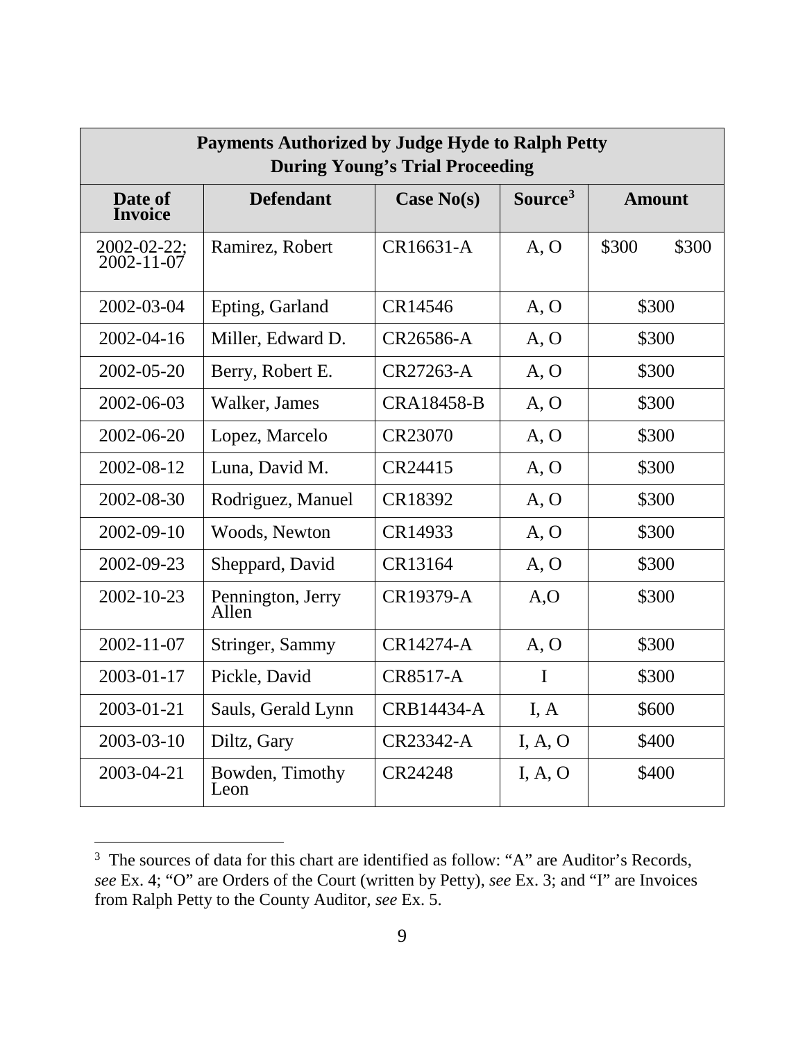| Payments Authorized by Judge Hyde to Ralph Petty During Young's Trial Proceeding | | | | |
|---|---|---|---|---|
| **Date of Invoice** | **Defendant** | **Case No(s)** | **Source[3]** | **Amount** |
| 2002-02-22; 2002-11-07 | Ramirez, Robert | CR16631-A | A, O | $300 $300 |
| 2002-03-04 | Epting, Garland | CR14546 | A, O | $300 |
| 2002-04-16 | Miller, Edward D. | CR26586-A | A, O | $300 |
| 2002-05-20 | Berry, Robert E. | CR27263-A | A, O | $300 |
| 2002-06-03 | Walker, James | CRA18458-B | A, O | $300 |
| 2002-06-20 | Lopez, Marcelo | CR23070 | A, O | $300 |
| 2002-08-12 | Luna, David M. | CR24415 | A, O | $300 |
| 2002-08-30 | Rodriguez, Manuel | CR18392 | A, O | $300 |
| 2002-09-10 | Woods, Newton | CR14933 | A, O | $300 |
| 2002-09-23 | Sheppard, David | CR13164 | A, O | $300 |
| 2002-10-23 | Pennington, Jerry Allen | CR19379-A | A,O | $300 |
| 2002-11-07 | Stringer, Sammy | CR14274-A | A, O | $300 |
| 2003-01-17 | Pickle, David | CR8517-A | I | $300 |
| 2003-01-21 | Sauls, Gerald Lynn | CRB14434-A | I, A | $600 |
| 2003-03-10 | Diltz, Gary | CR23342-A | I, A, O | $400 |
| 2003-04-21 | Bowden, Timothy Leon | CR24248 | I, A, O | $400 |

[3] The sources of data for this chart are identified as follow: "A" are Auditor's Records, *see* Ex. 4; "O" are Orders of the Court (written by Petty), *see* Ex. 3; and "I" are Invoices from Ralph Petty to the County Auditor, *see* Ex. 5.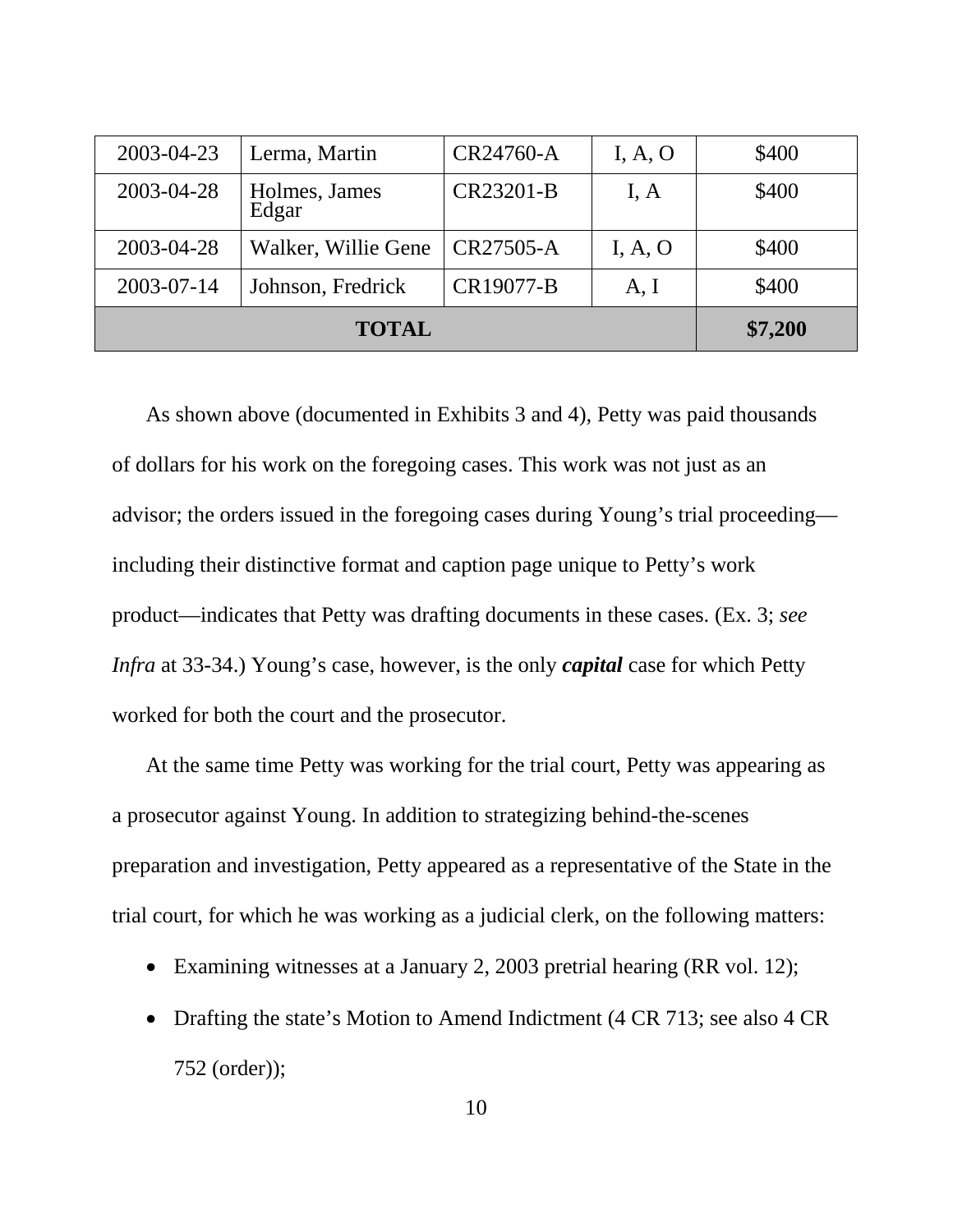| 2003-04-23 | Lerma, Martin | CR24760-A | I, A, O | $400 |
|---|---|---|---|---|
| 2003-04-28 | Holmes, James Edgar | CR23201-B | I, A | $400 |
| 2003-04-28 | Walker, Willie Gene | CR27505-A | I, A, O | $400 |
| 2003-07-14 | Johnson, Fredrick | CR19077-B | A, I | $400 |
| **TOTAL** | | | | **$7,200** |

As shown above (documented in Exhibits 3 and 4), Petty was paid thousands of dollars for his work on the foregoing cases. This work was not just as an advisor; the orders issued in the foregoing cases during Young's trial proceeding—including their distinctive format and caption page unique to Petty's work product—indicates that Petty was drafting documents in these cases. (Ex. 3; *see Infra* at 33-34.) Young's case, however, is the only ***capital*** case for which Petty worked for both the court and the prosecutor.

At the same time Petty was working for the trial court, Petty was appearing as a prosecutor against Young. In addition to strategizing behind-the-scenes preparation and investigation, Petty appeared as a representative of the State in the trial court, for which he was working as a judicial clerk, on the following matters:

- Examining witnesses at a January 2, 2003 pretrial hearing (RR vol. 12);
- Drafting the state's Motion to Amend Indictment (4 CR 713; see also 4 CR 752 (order));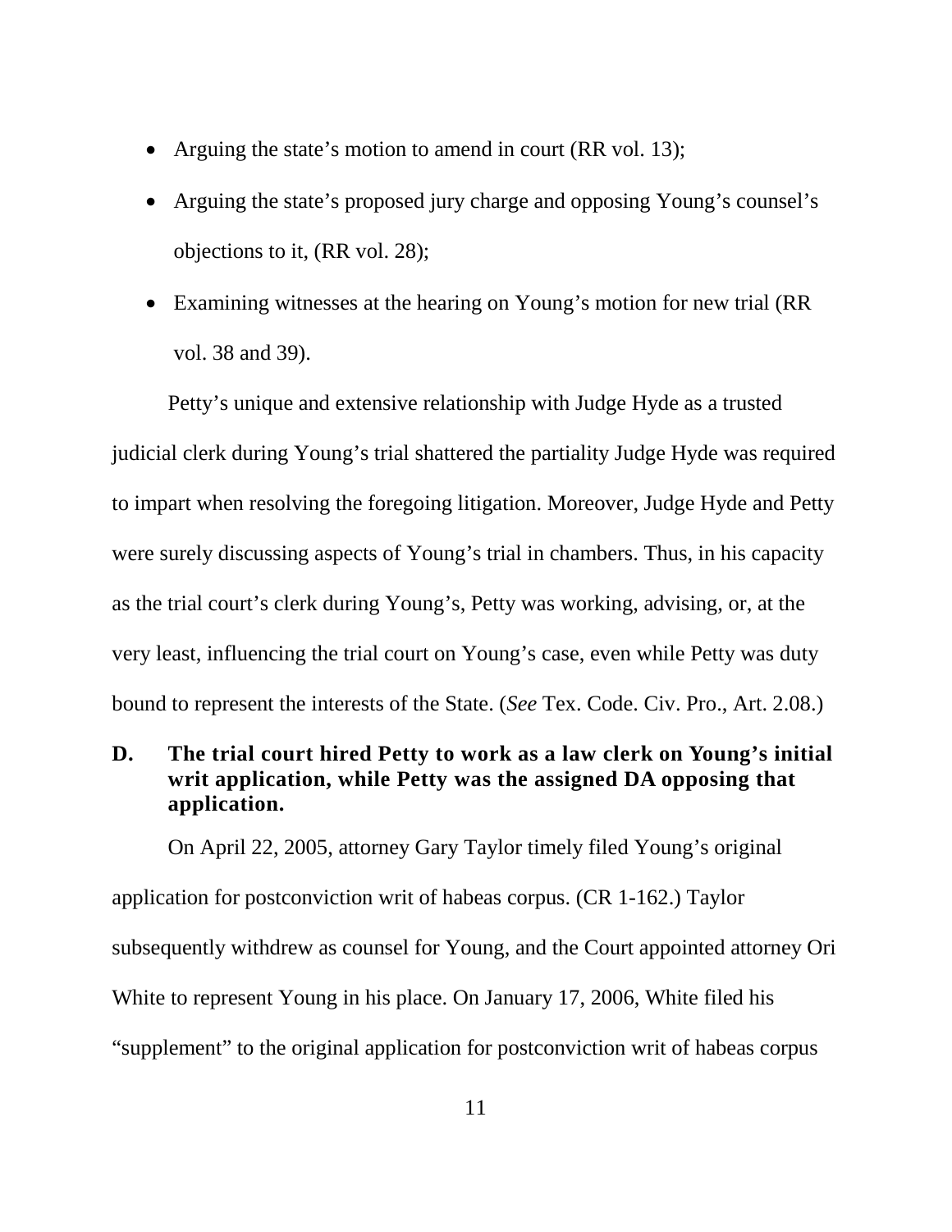- Arguing the state's motion to amend in court (RR vol. 13);
- Arguing the state's proposed jury charge and opposing Young's counsel's objections to it, (RR vol. 28);
- Examining witnesses at the hearing on Young's motion for new trial (RR vol. 38 and 39).

Petty's unique and extensive relationship with Judge Hyde as a trusted judicial clerk during Young's trial shattered the partiality Judge Hyde was required to impart when resolving the foregoing litigation. Moreover, Judge Hyde and Petty were surely discussing aspects of Young's trial in chambers. Thus, in his capacity as the trial court's clerk during Young's, Petty was working, advising, or, at the very least, influencing the trial court on Young's case, even while Petty was duty bound to represent the interests of the State. (*See* Tex. Code. Civ. Pro., Art. 2.08.)

### D. The trial court hired Petty to work as a law clerk on Young's initial writ application, while Petty was the assigned DA opposing that application.

On April 22, 2005, attorney Gary Taylor timely filed Young's original application for postconviction writ of habeas corpus. (CR 1-162.) Taylor subsequently withdrew as counsel for Young, and the Court appointed attorney Ori White to represent Young in his place. On January 17, 2006, White filed his "supplement" to the original application for postconviction writ of habeas corpus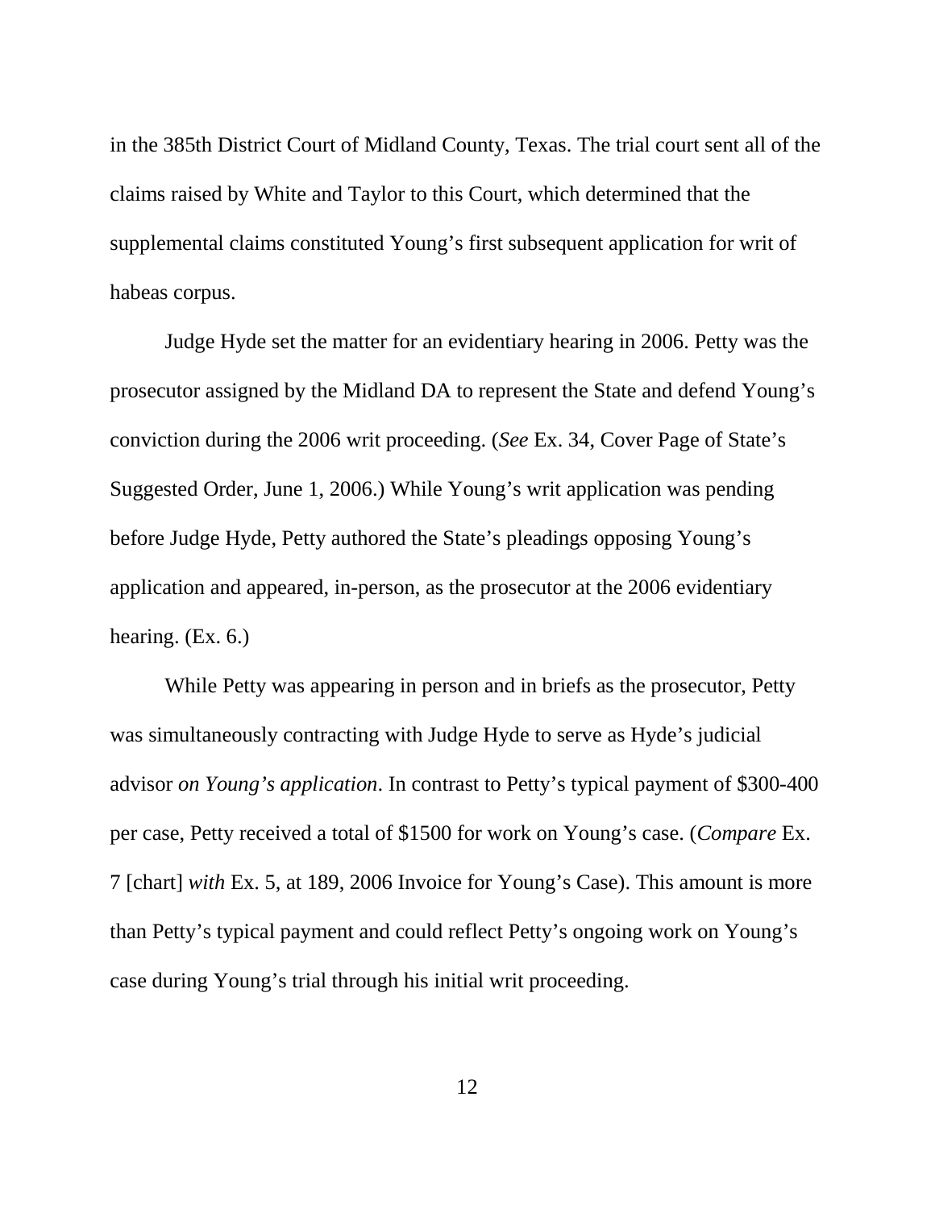in the 385th District Court of Midland County, Texas. The trial court sent all of the claims raised by White and Taylor to this Court, which determined that the supplemental claims constituted Young's first subsequent application for writ of habeas corpus.

Judge Hyde set the matter for an evidentiary hearing in 2006. Petty was the prosecutor assigned by the Midland DA to represent the State and defend Young's conviction during the 2006 writ proceeding. (*See* Ex. 34, Cover Page of State's Suggested Order, June 1, 2006.) While Young's writ application was pending before Judge Hyde, Petty authored the State's pleadings opposing Young's application and appeared, in-person, as the prosecutor at the 2006 evidentiary hearing. (Ex. 6.)

While Petty was appearing in person and in briefs as the prosecutor, Petty was simultaneously contracting with Judge Hyde to serve as Hyde's judicial advisor *on Young's application*. In contrast to Petty's typical payment of $300-400 per case, Petty received a total of $1500 for work on Young's case. (*Compare* Ex. 7 [chart] *with* Ex. 5, at 189, 2006 Invoice for Young's Case). This amount is more than Petty's typical payment and could reflect Petty's ongoing work on Young's case during Young's trial through his initial writ proceeding.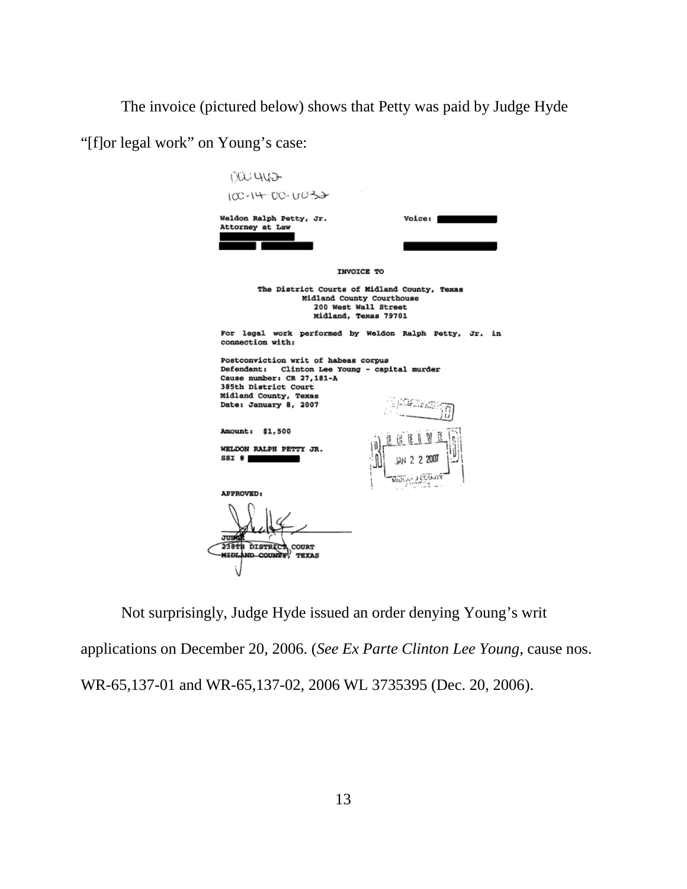The invoice (pictured below) shows that Petty was paid by Judge Hyde "[f]or legal work" on Young's case:

00442

100-14-00-4032

Weldon Ralph Petty, Jr.
Attorney at Law

Voice:

INVOICE TO

The District Courts of Midland County, Texas
Midland County Courthouse
200 West Wall Street
Midland, Texas 79701

For legal work performed by Weldon Ralph Petty, Jr. in connection with:

Postconviction writ of habeas corpus
Defendant: Clinton Lee Young - capital murder
Cause number: CR 27,181-A
385th District Court
Midland County, Texas
Date: January 8, 2007

Amount: $1,500

WELDON RALPH PETTY JR.
SSI #

RECEIVED
JAN 22 2007
MIDLAND COUNTY

APPROVED:

JUDGE
238TH DISTRICT COURT
MIDLAND COUNTY, TEXAS

Not surprisingly, Judge Hyde issued an order denying Young's writ applications on December 20, 2006. (*See Ex Parte Clinton Lee Young*, cause nos. WR-65,137-01 and WR-65,137-02, 2006 WL 3735395 (Dec. 20, 2006).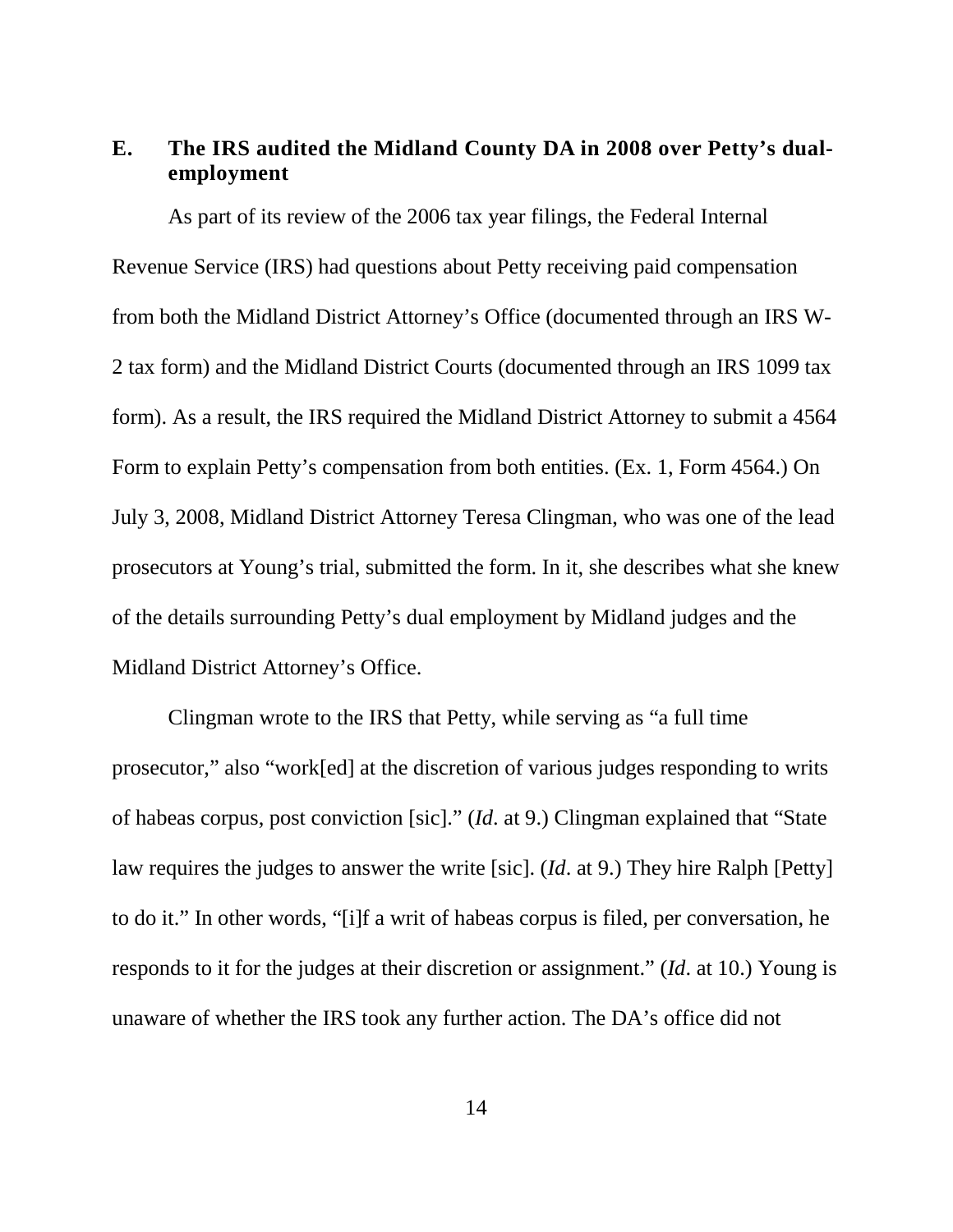### E. The IRS audited the Midland County DA in 2008 over Petty's dual-employment

As part of its review of the 2006 tax year filings, the Federal Internal Revenue Service (IRS) had questions about Petty receiving paid compensation from both the Midland District Attorney's Office (documented through an IRS W-2 tax form) and the Midland District Courts (documented through an IRS 1099 tax form). As a result, the IRS required the Midland District Attorney to submit a 4564 Form to explain Petty's compensation from both entities. (Ex. 1, Form 4564.) On July 3, 2008, Midland District Attorney Teresa Clingman, who was one of the lead prosecutors at Young's trial, submitted the form. In it, she describes what she knew of the details surrounding Petty's dual employment by Midland judges and the Midland District Attorney's Office.

Clingman wrote to the IRS that Petty, while serving as "a full time prosecutor," also "work[ed] at the discretion of various judges responding to writs of habeas corpus, post conviction [sic]." (*Id*. at 9.) Clingman explained that "State law requires the judges to answer the write [sic]. (*Id*. at 9.) They hire Ralph [Petty] to do it." In other words, "[i]f a writ of habeas corpus is filed, per conversation, he responds to it for the judges at their discretion or assignment." (*Id*. at 10.) Young is unaware of whether the IRS took any further action. The DA's office did not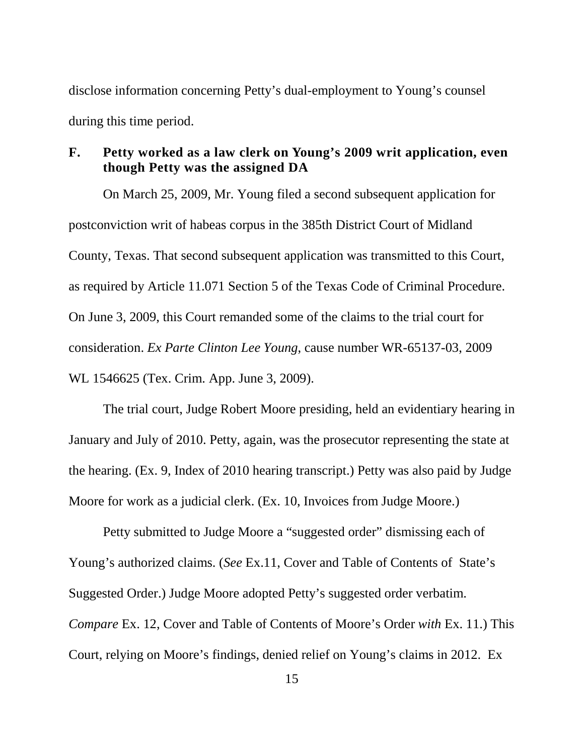disclose information concerning Petty's dual-employment to Young's counsel during this time period.

### F. Petty worked as a law clerk on Young's 2009 writ application, even though Petty was the assigned DA

On March 25, 2009, Mr. Young filed a second subsequent application for postconviction writ of habeas corpus in the 385th District Court of Midland County, Texas. That second subsequent application was transmitted to this Court, as required by Article 11.071 Section 5 of the Texas Code of Criminal Procedure. On June 3, 2009, this Court remanded some of the claims to the trial court for consideration. *Ex Parte Clinton Lee Young*, cause number WR-65137-03, 2009 WL 1546625 (Tex. Crim. App. June 3, 2009).

The trial court, Judge Robert Moore presiding, held an evidentiary hearing in January and July of 2010. Petty, again, was the prosecutor representing the state at the hearing. (Ex. 9, Index of 2010 hearing transcript.) Petty was also paid by Judge Moore for work as a judicial clerk. (Ex. 10, Invoices from Judge Moore.)

Petty submitted to Judge Moore a "suggested order" dismissing each of Young's authorized claims. (*See* Ex.11, Cover and Table of Contents of State's Suggested Order.) Judge Moore adopted Petty's suggested order verbatim. *Compare* Ex. 12, Cover and Table of Contents of Moore's Order *with* Ex. 11.) This Court, relying on Moore's findings, denied relief on Young's claims in 2012. Ex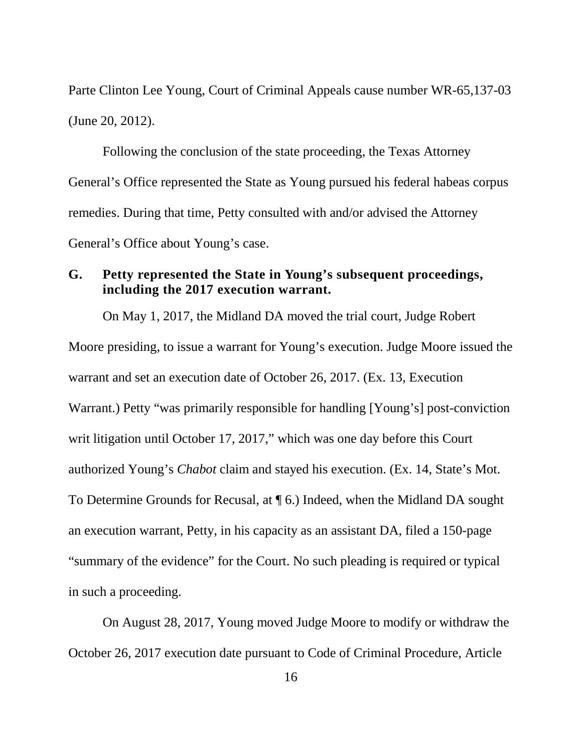Parte Clinton Lee Young, Court of Criminal Appeals cause number WR-65,137-03 (June 20, 2012).

Following the conclusion of the state proceeding, the Texas Attorney General's Office represented the State as Young pursued his federal habeas corpus remedies. During that time, Petty consulted with and/or advised the Attorney General's Office about Young's case.

## G. Petty represented the State in Young's subsequent proceedings, including the 2017 execution warrant.

On May 1, 2017, the Midland DA moved the trial court, Judge Robert Moore presiding, to issue a warrant for Young's execution. Judge Moore issued the warrant and set an execution date of October 26, 2017. (Ex. 13, Execution Warrant.) Petty "was primarily responsible for handling [Young's] post-conviction writ litigation until October 17, 2017," which was one day before this Court authorized Young's *Chabot* claim and stayed his execution. (Ex. 14, State's Mot. To Determine Grounds for Recusal, at ¶ 6.) Indeed, when the Midland DA sought an execution warrant, Petty, in his capacity as an assistant DA, filed a 150-page "summary of the evidence" for the Court. No such pleading is required or typical in such a proceeding.

On August 28, 2017, Young moved Judge Moore to modify or withdraw the October 26, 2017 execution date pursuant to Code of Criminal Procedure, Article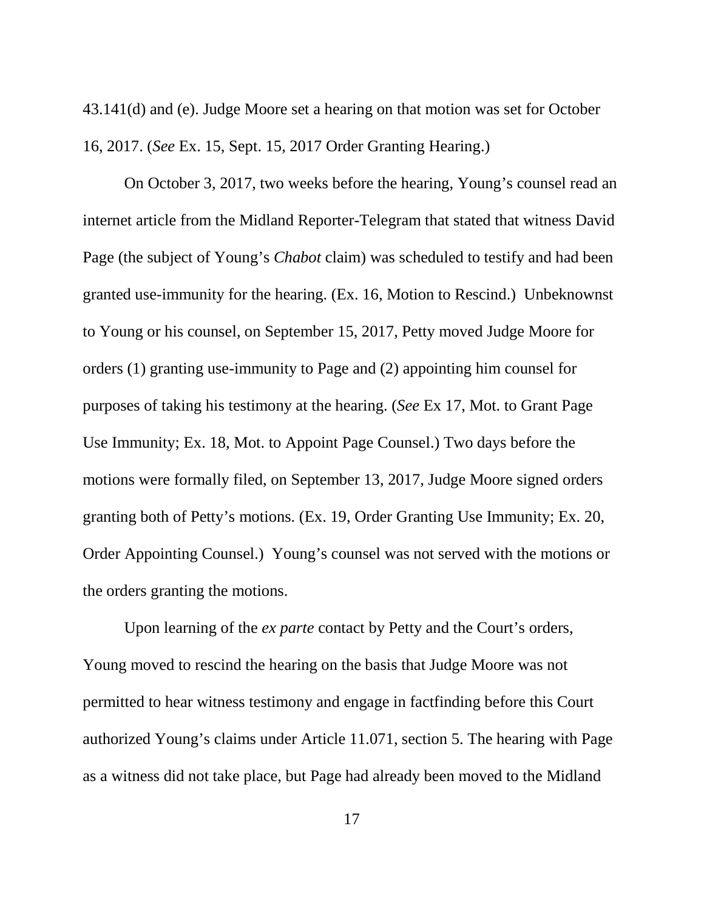43.141(d) and (e). Judge Moore set a hearing on that motion was set for October 16, 2017. (*See* Ex. 15, Sept. 15, 2017 Order Granting Hearing.)

On October 3, 2017, two weeks before the hearing, Young's counsel read an internet article from the Midland Reporter-Telegram that stated that witness David Page (the subject of Young's *Chabot* claim) was scheduled to testify and had been granted use-immunity for the hearing. (Ex. 16, Motion to Rescind.) Unbeknownst to Young or his counsel, on September 15, 2017, Petty moved Judge Moore for orders (1) granting use-immunity to Page and (2) appointing him counsel for purposes of taking his testimony at the hearing. (*See* Ex 17, Mot. to Grant Page Use Immunity; Ex. 18, Mot. to Appoint Page Counsel.) Two days before the motions were formally filed, on September 13, 2017, Judge Moore signed orders granting both of Petty's motions. (Ex. 19, Order Granting Use Immunity; Ex. 20, Order Appointing Counsel.) Young's counsel was not served with the motions or the orders granting the motions.

Upon learning of the *ex parte* contact by Petty and the Court's orders, Young moved to rescind the hearing on the basis that Judge Moore was not permitted to hear witness testimony and engage in factfinding before this Court authorized Young's claims under Article 11.071, section 5. The hearing with Page as a witness did not take place, but Page had already been moved to the Midland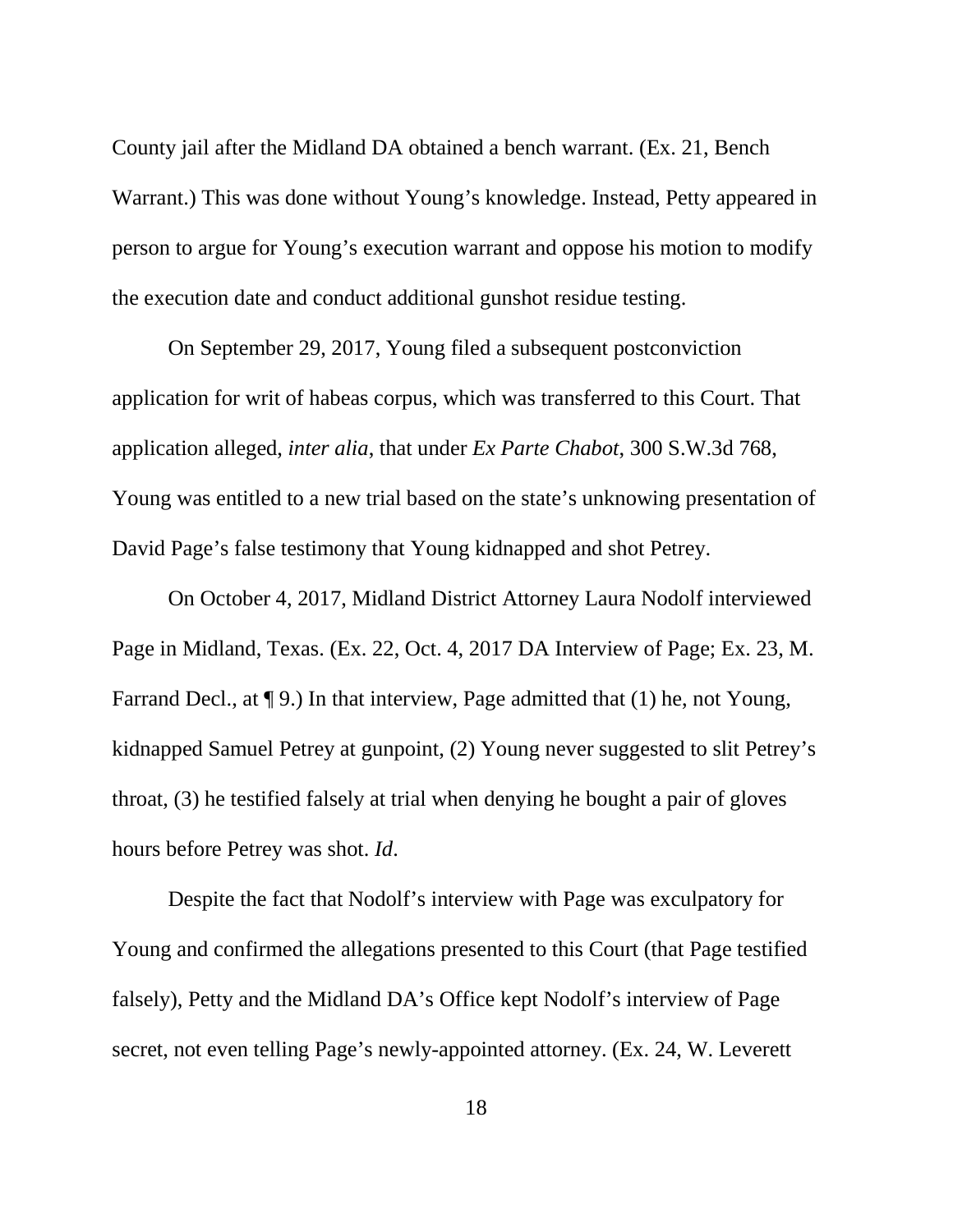County jail after the Midland DA obtained a bench warrant. (Ex. 21, Bench Warrant.) This was done without Young's knowledge. Instead, Petty appeared in person to argue for Young's execution warrant and oppose his motion to modify the execution date and conduct additional gunshot residue testing.

On September 29, 2017, Young filed a subsequent postconviction application for writ of habeas corpus, which was transferred to this Court. That application alleged, *inter alia*, that under *Ex Parte Chabot*, 300 S.W.3d 768, Young was entitled to a new trial based on the state's unknowing presentation of David Page's false testimony that Young kidnapped and shot Petrey.

On October 4, 2017, Midland District Attorney Laura Nodolf interviewed Page in Midland, Texas. (Ex. 22, Oct. 4, 2017 DA Interview of Page; Ex. 23, M. Farrand Decl., at ¶ 9.) In that interview, Page admitted that (1) he, not Young, kidnapped Samuel Petrey at gunpoint, (2) Young never suggested to slit Petrey's throat, (3) he testified falsely at trial when denying he bought a pair of gloves hours before Petrey was shot. *Id*.

Despite the fact that Nodolf's interview with Page was exculpatory for Young and confirmed the allegations presented to this Court (that Page testified falsely), Petty and the Midland DA's Office kept Nodolf's interview of Page secret, not even telling Page's newly-appointed attorney. (Ex. 24, W. Leverett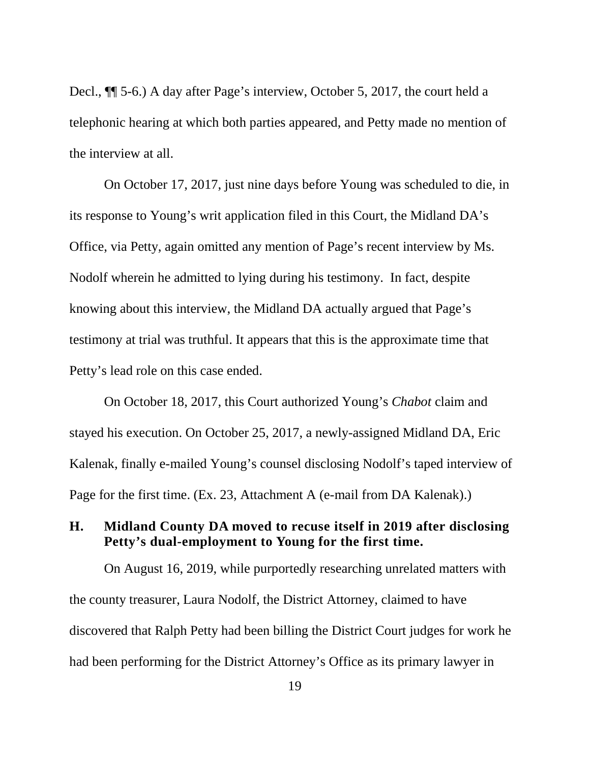Decl., ¶¶ 5-6.) A day after Page's interview, October 5, 2017, the court held a telephonic hearing at which both parties appeared, and Petty made no mention of the interview at all.

On October 17, 2017, just nine days before Young was scheduled to die, in its response to Young's writ application filed in this Court, the Midland DA's Office, via Petty, again omitted any mention of Page's recent interview by Ms. Nodolf wherein he admitted to lying during his testimony. In fact, despite knowing about this interview, the Midland DA actually argued that Page's testimony at trial was truthful. It appears that this is the approximate time that Petty's lead role on this case ended.

On October 18, 2017, this Court authorized Young's *Chabot* claim and stayed his execution. On October 25, 2017, a newly-assigned Midland DA, Eric Kalenak, finally e-mailed Young's counsel disclosing Nodolf's taped interview of Page for the first time. (Ex. 23, Attachment A (e-mail from DA Kalenak).)

### H. Midland County DA moved to recuse itself in 2019 after disclosing Petty's dual-employment to Young for the first time.

On August 16, 2019, while purportedly researching unrelated matters with the county treasurer, Laura Nodolf, the District Attorney, claimed to have discovered that Ralph Petty had been billing the District Court judges for work he had been performing for the District Attorney's Office as its primary lawyer in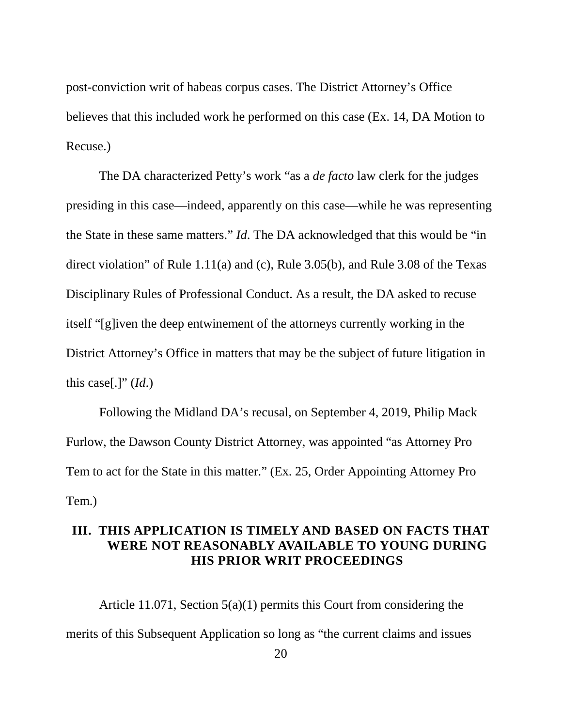post-conviction writ of habeas corpus cases. The District Attorney's Office believes that this included work he performed on this case (Ex. 14, DA Motion to Recuse.)

The DA characterized Petty's work "as a *de facto* law clerk for the judges presiding in this case—indeed, apparently on this case—while he was representing the State in these same matters." *Id*. The DA acknowledged that this would be "in direct violation" of Rule 1.11(a) and (c), Rule 3.05(b), and Rule 3.08 of the Texas Disciplinary Rules of Professional Conduct. As a result, the DA asked to recuse itself "[g]iven the deep entwinement of the attorneys currently working in the District Attorney's Office in matters that may be the subject of future litigation in this case[.]" (*Id*.)

Following the Midland DA's recusal, on September 4, 2019, Philip Mack Furlow, the Dawson County District Attorney, was appointed "as Attorney Pro Tem to act for the State in this matter." (Ex. 25, Order Appointing Attorney Pro Tem.)

## III. THIS APPLICATION IS TIMELY AND BASED ON FACTS THAT WERE NOT REASONABLY AVAILABLE TO YOUNG DURING HIS PRIOR WRIT PROCEEDINGS

Article 11.071, Section 5(a)(1) permits this Court from considering the merits of this Subsequent Application so long as "the current claims and issues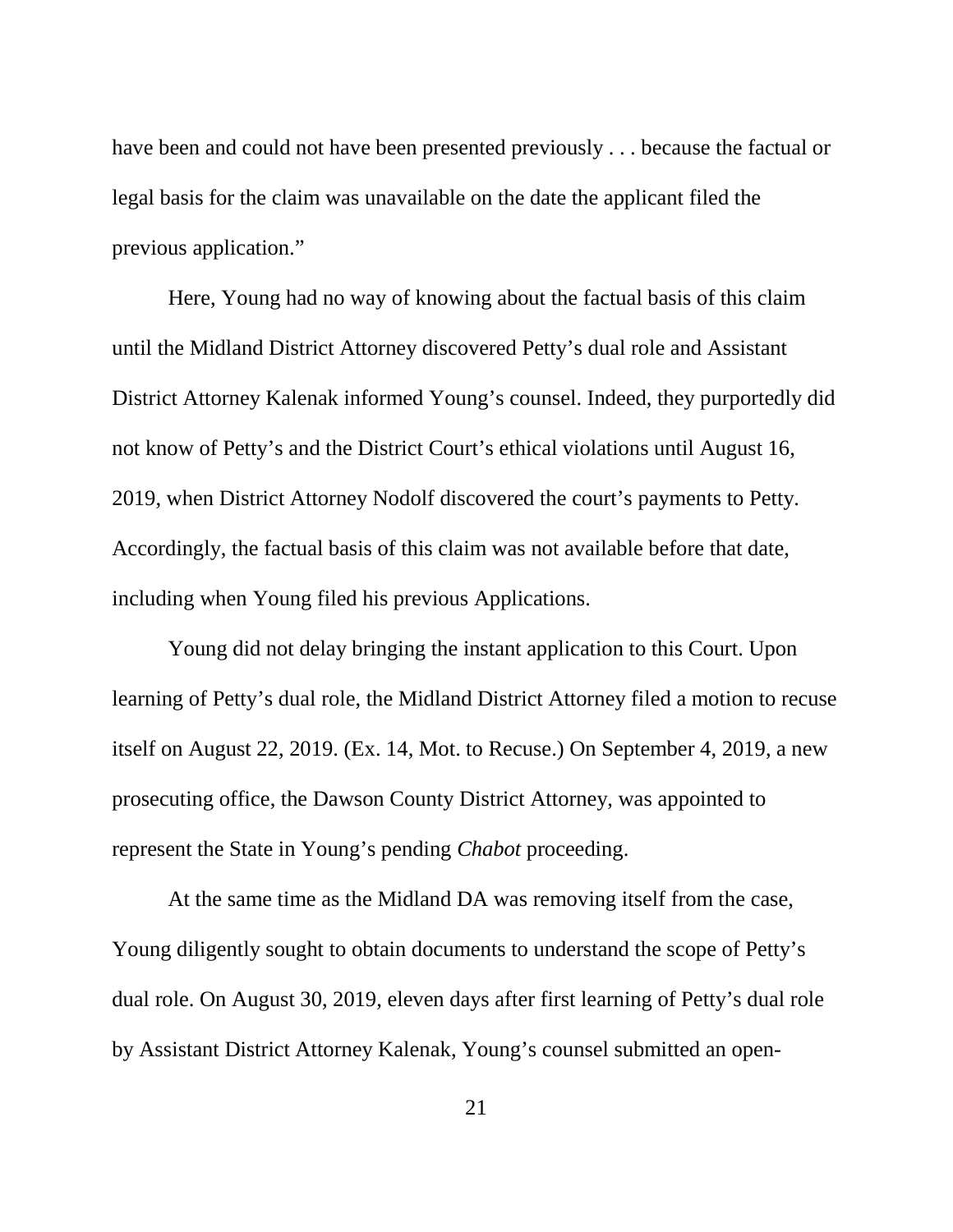have been and could not have been presented previously . . . because the factual or legal basis for the claim was unavailable on the date the applicant filed the previous application."

Here, Young had no way of knowing about the factual basis of this claim until the Midland District Attorney discovered Petty's dual role and Assistant District Attorney Kalenak informed Young's counsel. Indeed, they purportedly did not know of Petty's and the District Court's ethical violations until August 16, 2019, when District Attorney Nodolf discovered the court's payments to Petty. Accordingly, the factual basis of this claim was not available before that date, including when Young filed his previous Applications.

Young did not delay bringing the instant application to this Court. Upon learning of Petty's dual role, the Midland District Attorney filed a motion to recuse itself on August 22, 2019. (Ex. 14, Mot. to Recuse.) On September 4, 2019, a new prosecuting office, the Dawson County District Attorney, was appointed to represent the State in Young's pending *Chabot* proceeding.

At the same time as the Midland DA was removing itself from the case, Young diligently sought to obtain documents to understand the scope of Petty's dual role. On August 30, 2019, eleven days after first learning of Petty's dual role by Assistant District Attorney Kalenak, Young's counsel submitted an open-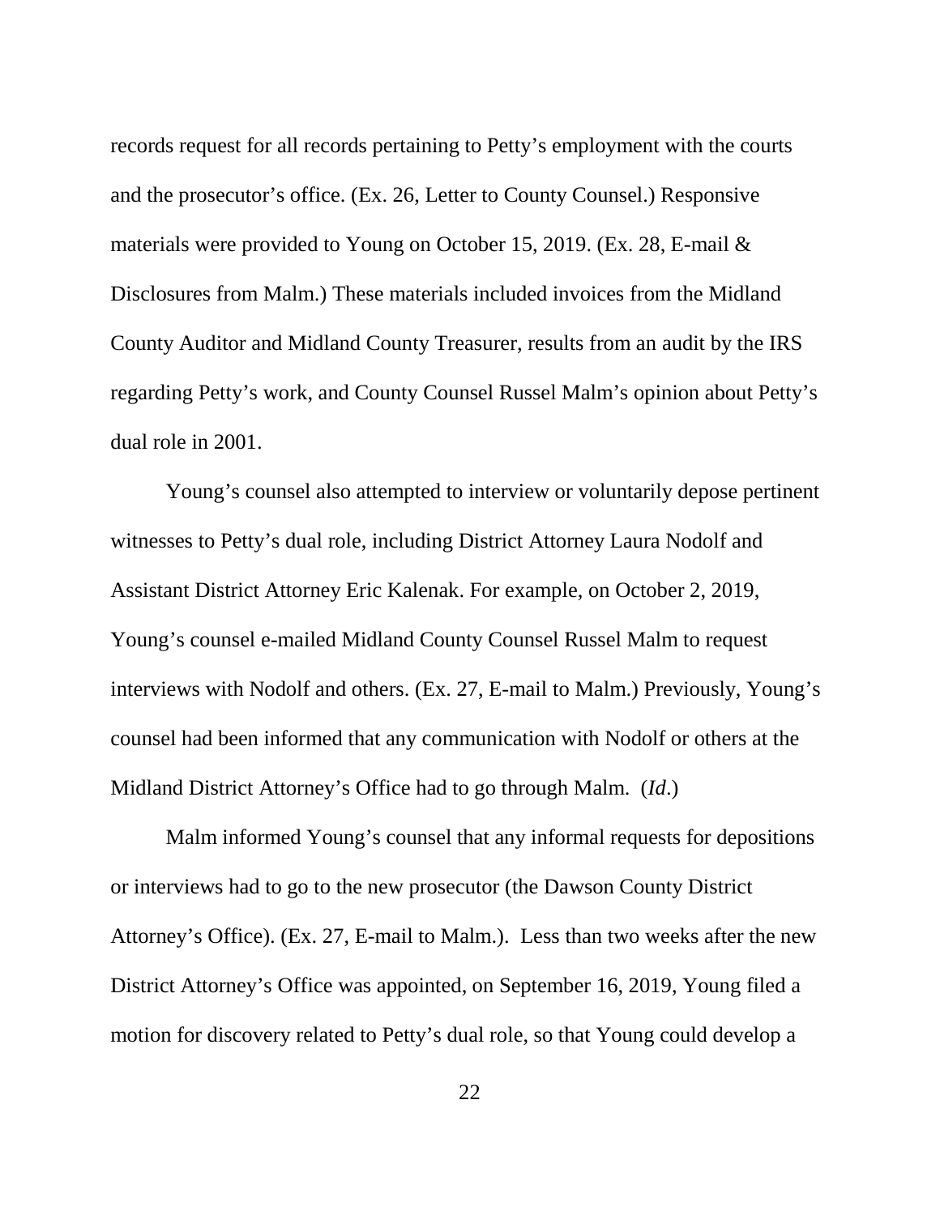records request for all records pertaining to Petty's employment with the courts and the prosecutor's office. (Ex. 26, Letter to County Counsel.) Responsive materials were provided to Young on October 15, 2019. (Ex. 28, E-mail & Disclosures from Malm.) These materials included invoices from the Midland County Auditor and Midland County Treasurer, results from an audit by the IRS regarding Petty's work, and County Counsel Russel Malm's opinion about Petty's dual role in 2001.

Young's counsel also attempted to interview or voluntarily depose pertinent witnesses to Petty's dual role, including District Attorney Laura Nodolf and Assistant District Attorney Eric Kalenak. For example, on October 2, 2019, Young's counsel e-mailed Midland County Counsel Russel Malm to request interviews with Nodolf and others. (Ex. 27, E-mail to Malm.) Previously, Young's counsel had been informed that any communication with Nodolf or others at the Midland District Attorney's Office had to go through Malm. (*Id*.)

Malm informed Young's counsel that any informal requests for depositions or interviews had to go to the new prosecutor (the Dawson County District Attorney's Office). (Ex. 27, E-mail to Malm.). Less than two weeks after the new District Attorney's Office was appointed, on September 16, 2019, Young filed a motion for discovery related to Petty's dual role, so that Young could develop a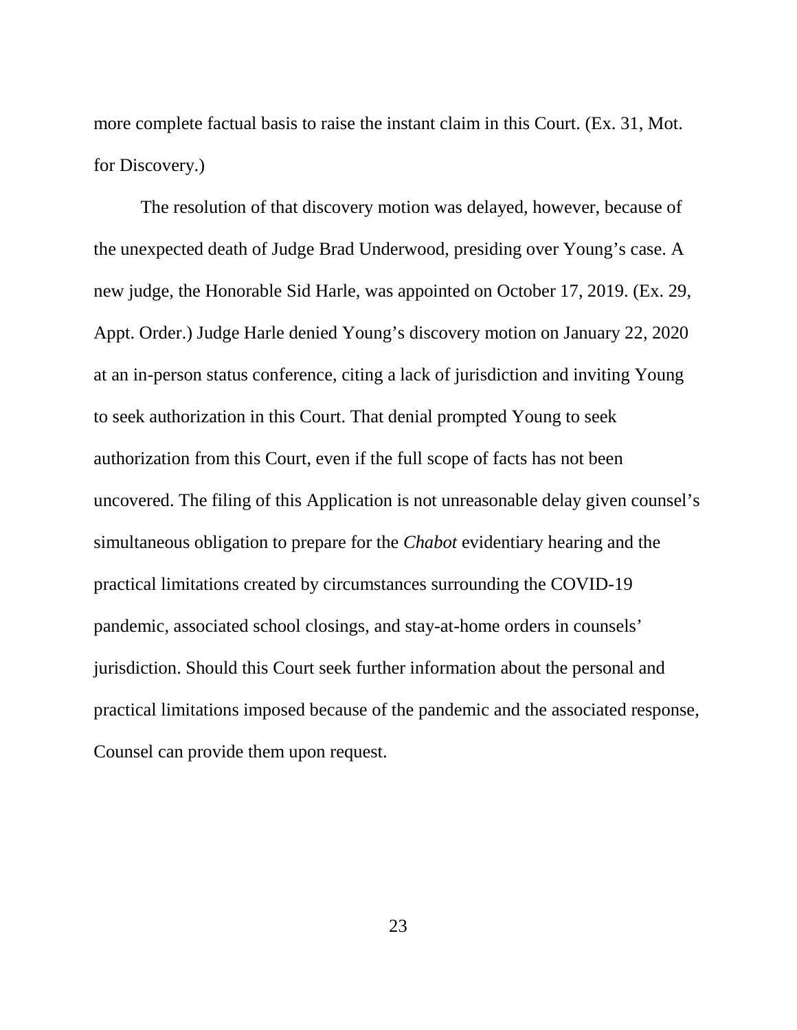more complete factual basis to raise the instant claim in this Court. (Ex. 31, Mot. for Discovery.)

The resolution of that discovery motion was delayed, however, because of the unexpected death of Judge Brad Underwood, presiding over Young's case. A new judge, the Honorable Sid Harle, was appointed on October 17, 2019. (Ex. 29, Appt. Order.) Judge Harle denied Young's discovery motion on January 22, 2020 at an in-person status conference, citing a lack of jurisdiction and inviting Young to seek authorization in this Court. That denial prompted Young to seek authorization from this Court, even if the full scope of facts has not been uncovered. The filing of this Application is not unreasonable delay given counsel's simultaneous obligation to prepare for the *Chabot* evidentiary hearing and the practical limitations created by circumstances surrounding the COVID-19 pandemic, associated school closings, and stay-at-home orders in counsels' jurisdiction. Should this Court seek further information about the personal and practical limitations imposed because of the pandemic and the associated response, Counsel can provide them upon request.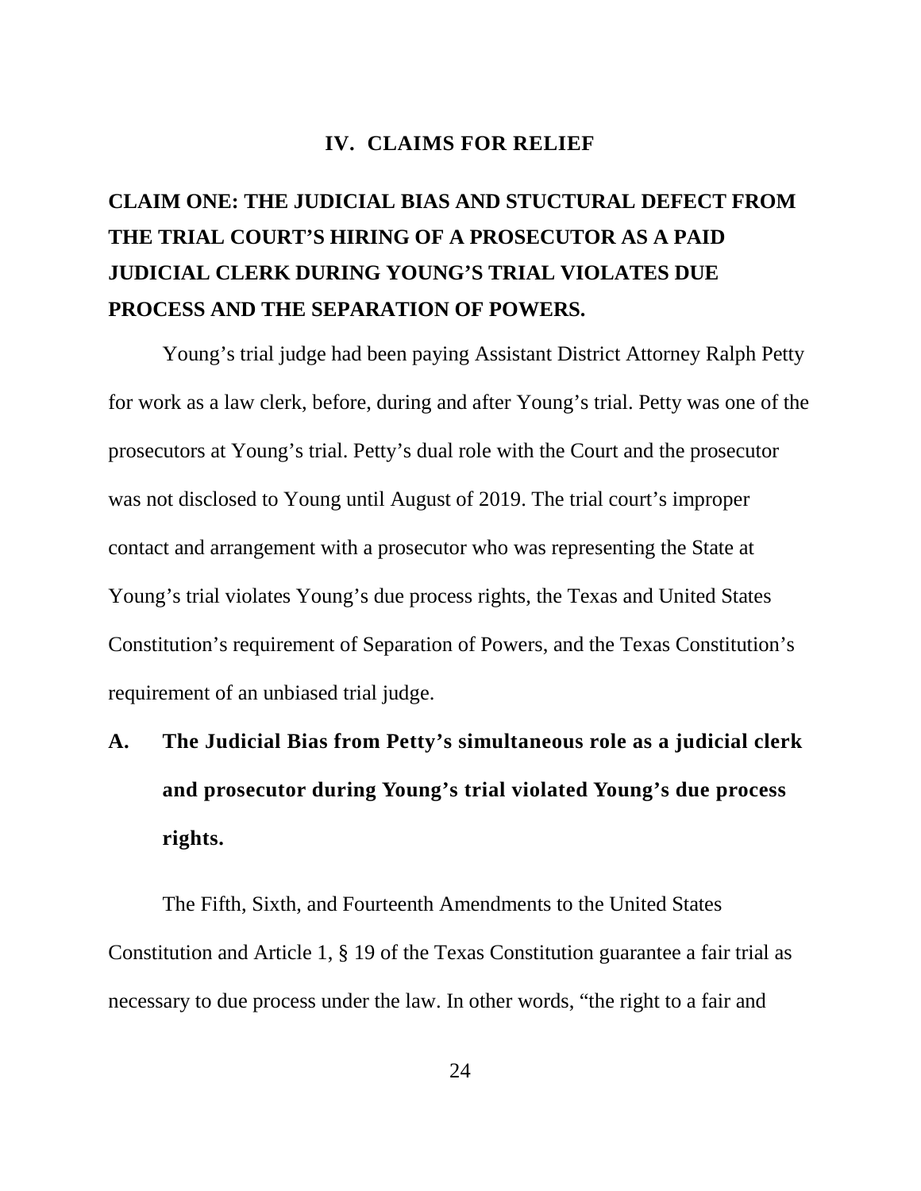## IV. CLAIMS FOR RELIEF

### CLAIM ONE: THE JUDICIAL BIAS AND STUCTURAL DEFECT FROM THE TRIAL COURT'S HIRING OF A PROSECUTOR AS A PAID JUDICIAL CLERK DURING YOUNG'S TRIAL VIOLATES DUE PROCESS AND THE SEPARATION OF POWERS.

Young's trial judge had been paying Assistant District Attorney Ralph Petty for work as a law clerk, before, during and after Young's trial. Petty was one of the prosecutors at Young's trial. Petty's dual role with the Court and the prosecutor was not disclosed to Young until August of 2019. The trial court's improper contact and arrangement with a prosecutor who was representing the State at Young's trial violates Young's due process rights, the Texas and United States Constitution's requirement of Separation of Powers, and the Texas Constitution's requirement of an unbiased trial judge.

#### A. The Judicial Bias from Petty's simultaneous role as a judicial clerk and prosecutor during Young's trial violated Young's due process rights.

The Fifth, Sixth, and Fourteenth Amendments to the United States Constitution and Article 1, § 19 of the Texas Constitution guarantee a fair trial as necessary to due process under the law. In other words, "the right to a fair and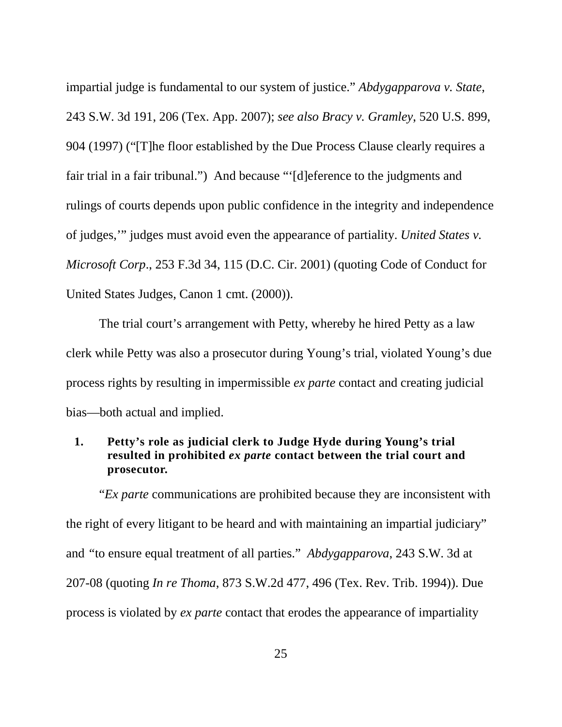impartial judge is fundamental to our system of justice." *Abdygapparova v. State*, 243 S.W. 3d 191, 206 (Tex. App. 2007); *see also Bracy v. Gramley*, 520 U.S. 899, 904 (1997) ("[T]he floor established by the Due Process Clause clearly requires a fair trial in a fair tribunal.") And because "'[d]eference to the judgments and rulings of courts depends upon public confidence in the integrity and independence of judges,'" judges must avoid even the appearance of partiality. *United States v. Microsoft Corp*., 253 F.3d 34, 115 (D.C. Cir. 2001) (quoting Code of Conduct for United States Judges, Canon 1 cmt. (2000)).

The trial court's arrangement with Petty, whereby he hired Petty as a law clerk while Petty was also a prosecutor during Young's trial, violated Young's due process rights by resulting in impermissible *ex parte* contact and creating judicial bias—both actual and implied.

**1. Petty's role as judicial clerk to Judge Hyde during Young's trial resulted in prohibited *ex parte* contact between the trial court and prosecutor.**

"*Ex parte* communications are prohibited because they are inconsistent with the right of every litigant to be heard and with maintaining an impartial judiciary" and "to ensure equal treatment of all parties." *Abdygapparova*, 243 S.W. 3d at 207-08 (quoting *In re Thoma*, 873 S.W.2d 477, 496 (Tex. Rev. Trib. 1994)). Due process is violated by *ex parte* contact that erodes the appearance of impartiality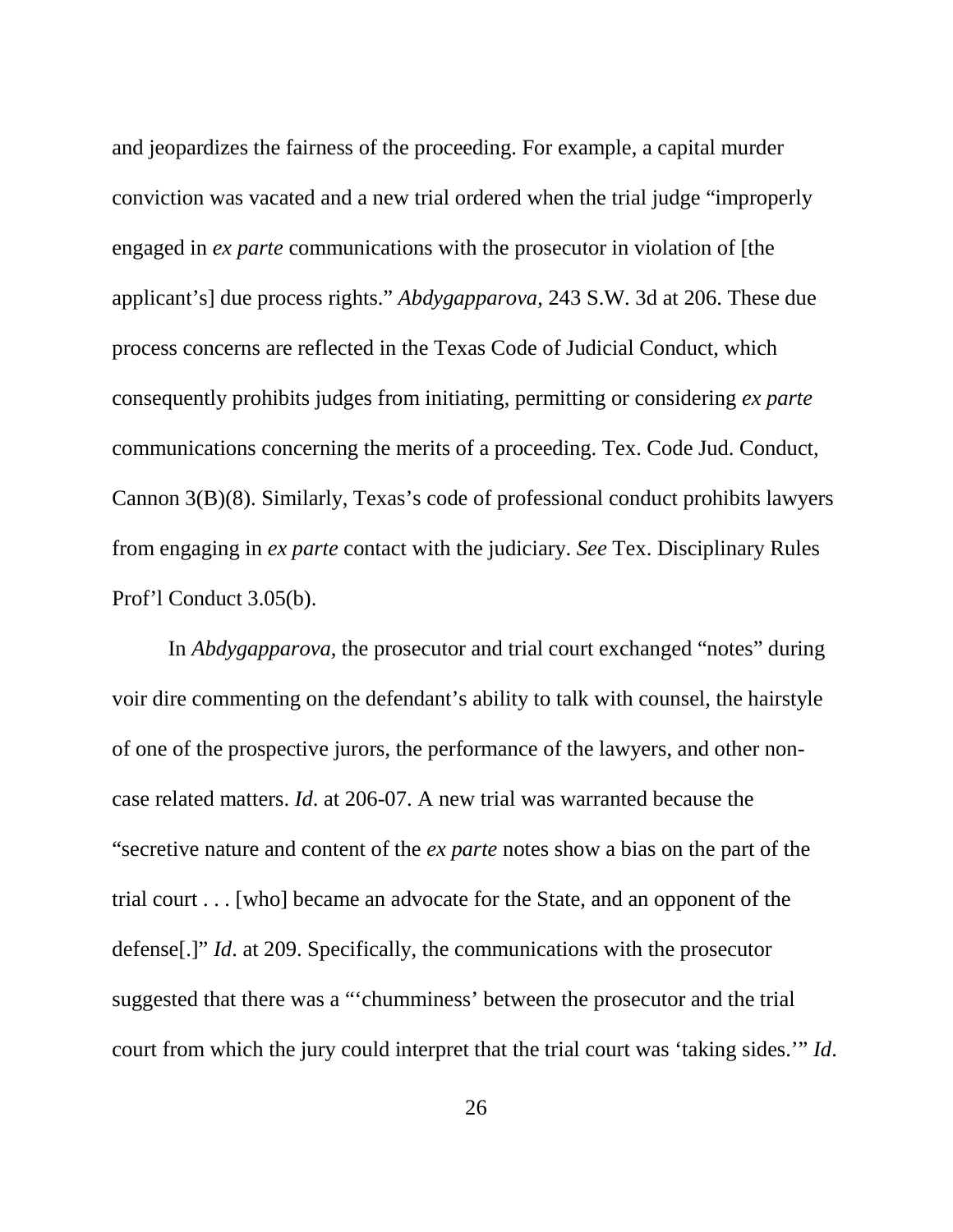and jeopardizes the fairness of the proceeding. For example, a capital murder conviction was vacated and a new trial ordered when the trial judge "improperly engaged in *ex parte* communications with the prosecutor in violation of [the applicant's] due process rights." *Abdygapparova*, 243 S.W. 3d at 206. These due process concerns are reflected in the Texas Code of Judicial Conduct, which consequently prohibits judges from initiating, permitting or considering *ex parte* communications concerning the merits of a proceeding. Tex. Code Jud. Conduct, Cannon 3(B)(8). Similarly, Texas's code of professional conduct prohibits lawyers from engaging in *ex parte* contact with the judiciary. *See* Tex. Disciplinary Rules Prof'l Conduct 3.05(b).

In *Abdygapparova*, the prosecutor and trial court exchanged "notes" during voir dire commenting on the defendant's ability to talk with counsel, the hairstyle of one of the prospective jurors, the performance of the lawyers, and other non-case related matters. *Id*. at 206-07. A new trial was warranted because the "secretive nature and content of the *ex parte* notes show a bias on the part of the trial court . . . [who] became an advocate for the State, and an opponent of the defense[.]" *Id*. at 209. Specifically, the communications with the prosecutor suggested that there was a "'chumminess' between the prosecutor and the trial court from which the jury could interpret that the trial court was 'taking sides.'" *Id*.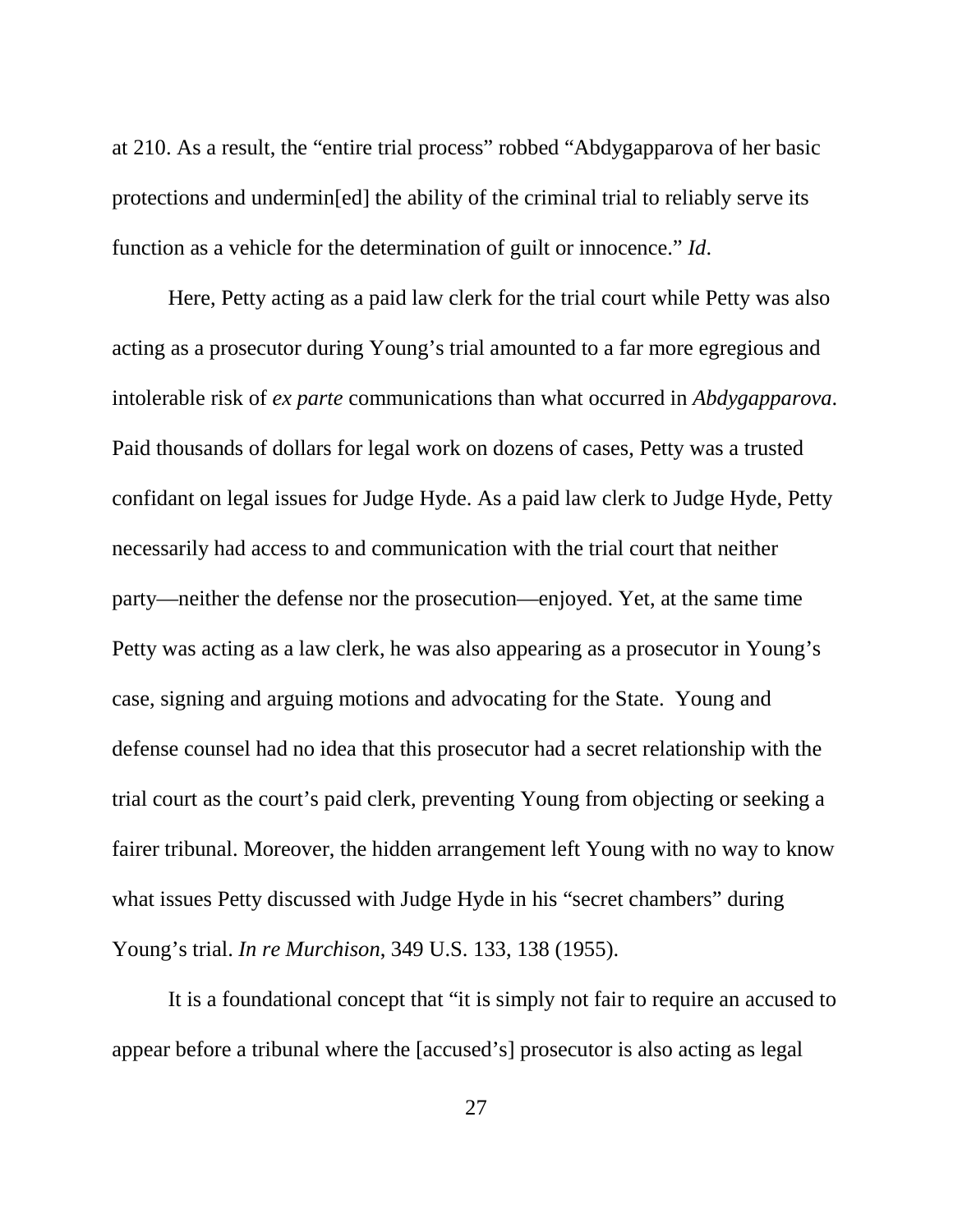at 210. As a result, the "entire trial process" robbed "Abdygapparova of her basic protections and undermin[ed] the ability of the criminal trial to reliably serve its function as a vehicle for the determination of guilt or innocence." *Id*.

Here, Petty acting as a paid law clerk for the trial court while Petty was also acting as a prosecutor during Young's trial amounted to a far more egregious and intolerable risk of *ex parte* communications than what occurred in *Abdygapparova*. Paid thousands of dollars for legal work on dozens of cases, Petty was a trusted confidant on legal issues for Judge Hyde. As a paid law clerk to Judge Hyde, Petty necessarily had access to and communication with the trial court that neither party—neither the defense nor the prosecution—enjoyed. Yet, at the same time Petty was acting as a law clerk, he was also appearing as a prosecutor in Young's case, signing and arguing motions and advocating for the State. Young and defense counsel had no idea that this prosecutor had a secret relationship with the trial court as the court's paid clerk, preventing Young from objecting or seeking a fairer tribunal. Moreover, the hidden arrangement left Young with no way to know what issues Petty discussed with Judge Hyde in his "secret chambers" during Young's trial. *In re Murchison*, 349 U.S. 133, 138 (1955).

It is a foundational concept that "it is simply not fair to require an accused to appear before a tribunal where the [accused's] prosecutor is also acting as legal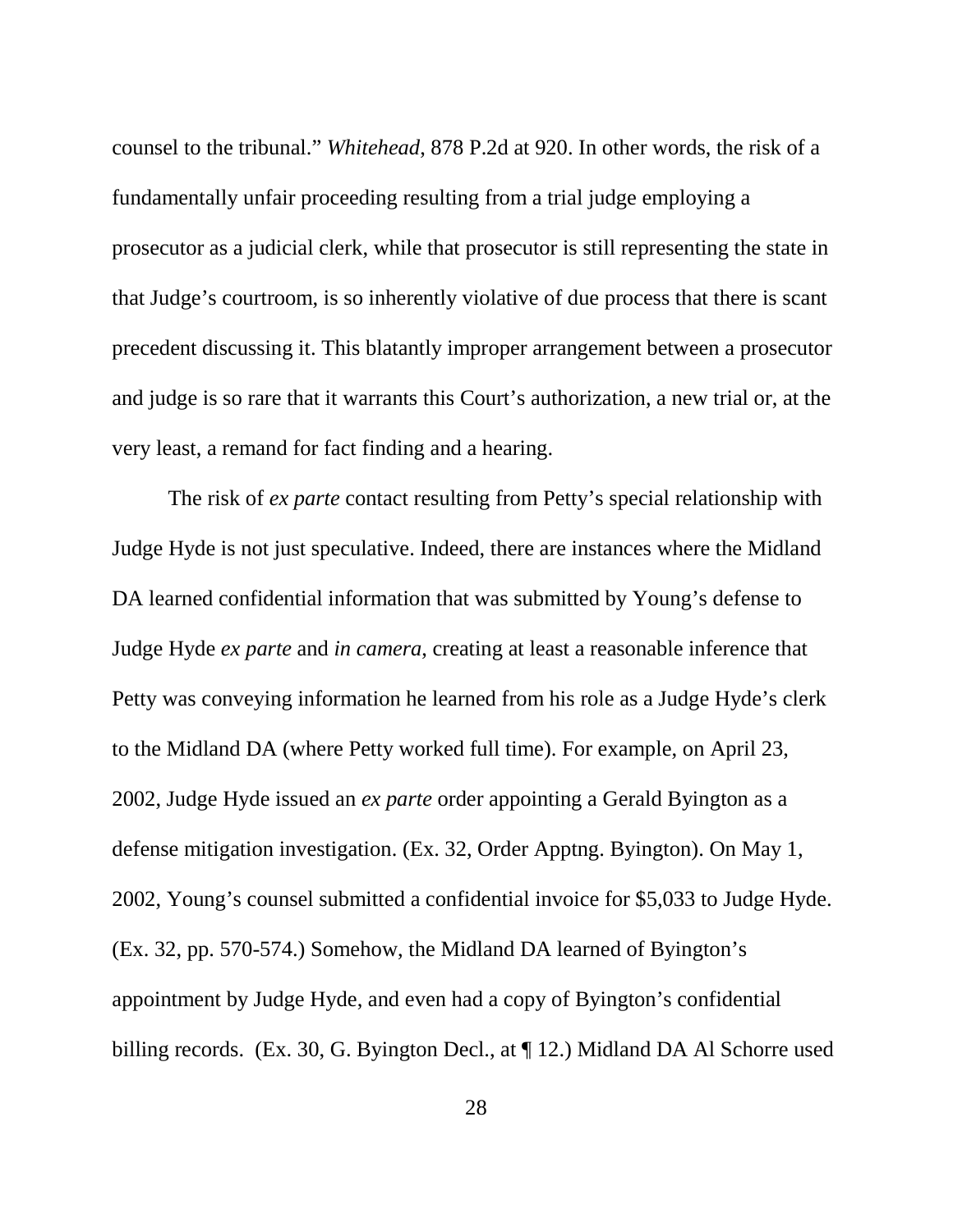counsel to the tribunal." *Whitehead*, 878 P.2d at 920. In other words, the risk of a fundamentally unfair proceeding resulting from a trial judge employing a prosecutor as a judicial clerk, while that prosecutor is still representing the state in that Judge's courtroom, is so inherently violative of due process that there is scant precedent discussing it. This blatantly improper arrangement between a prosecutor and judge is so rare that it warrants this Court's authorization, a new trial or, at the very least, a remand for fact finding and a hearing.

The risk of *ex parte* contact resulting from Petty's special relationship with Judge Hyde is not just speculative. Indeed, there are instances where the Midland DA learned confidential information that was submitted by Young's defense to Judge Hyde *ex parte* and *in camera*, creating at least a reasonable inference that Petty was conveying information he learned from his role as a Judge Hyde's clerk to the Midland DA (where Petty worked full time). For example, on April 23, 2002, Judge Hyde issued an *ex parte* order appointing a Gerald Byington as a defense mitigation investigation. (Ex. 32, Order Apptng. Byington). On May 1, 2002, Young's counsel submitted a confidential invoice for $5,033 to Judge Hyde. (Ex. 32, pp. 570-574.) Somehow, the Midland DA learned of Byington's appointment by Judge Hyde, and even had a copy of Byington's confidential billing records. (Ex. 30, G. Byington Decl., at ¶ 12.) Midland DA Al Schorre used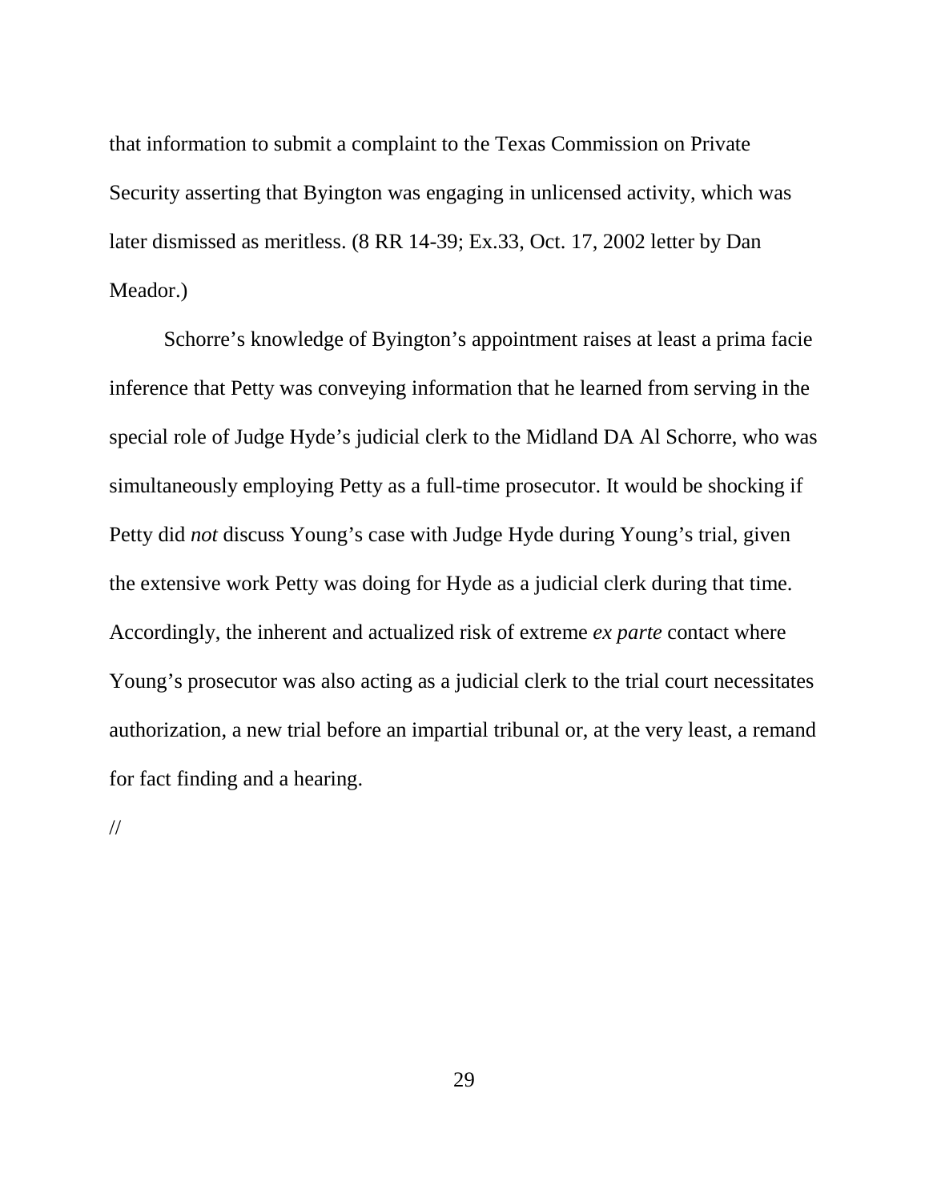that information to submit a complaint to the Texas Commission on Private Security asserting that Byington was engaging in unlicensed activity, which was later dismissed as meritless. (8 RR 14-39; Ex.33, Oct. 17, 2002 letter by Dan Meador.)

Schorre's knowledge of Byington's appointment raises at least a prima facie inference that Petty was conveying information that he learned from serving in the special role of Judge Hyde's judicial clerk to the Midland DA Al Schorre, who was simultaneously employing Petty as a full-time prosecutor. It would be shocking if Petty did *not* discuss Young's case with Judge Hyde during Young's trial, given the extensive work Petty was doing for Hyde as a judicial clerk during that time. Accordingly, the inherent and actualized risk of extreme *ex parte* contact where Young's prosecutor was also acting as a judicial clerk to the trial court necessitates authorization, a new trial before an impartial tribunal or, at the very least, a remand for fact finding and a hearing.

//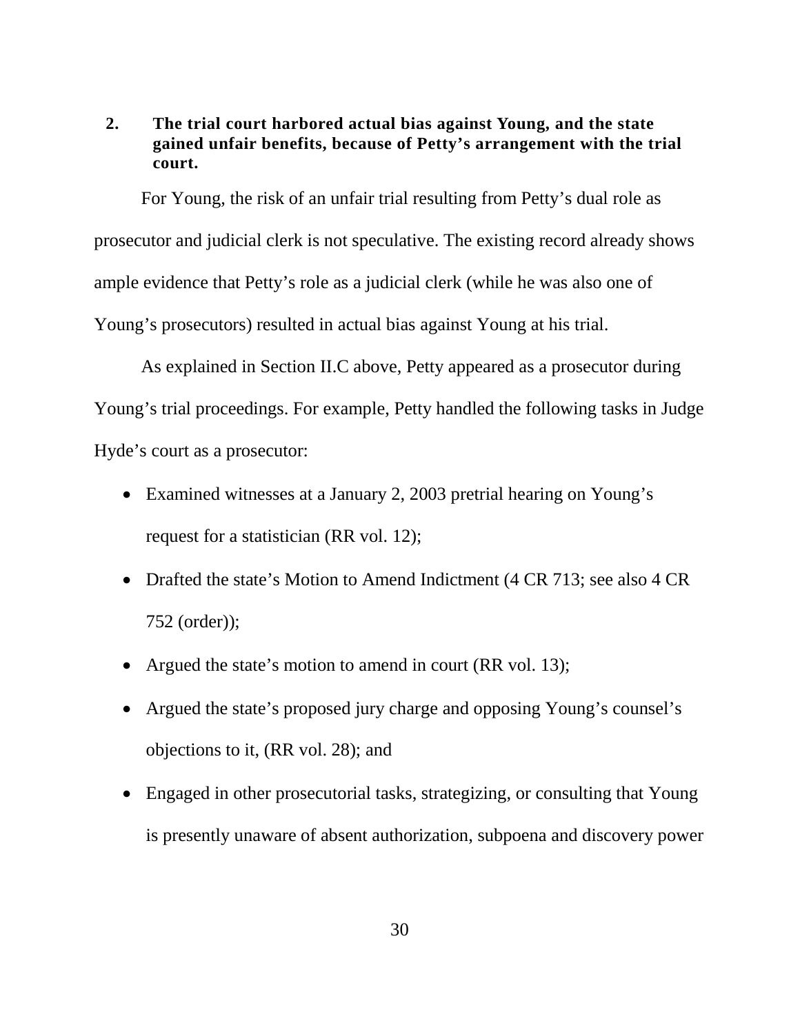**2. The trial court harbored actual bias against Young, and the state gained unfair benefits, because of Petty's arrangement with the trial court.**

For Young, the risk of an unfair trial resulting from Petty's dual role as prosecutor and judicial clerk is not speculative. The existing record already shows ample evidence that Petty's role as a judicial clerk (while he was also one of Young's prosecutors) resulted in actual bias against Young at his trial.

As explained in Section II.C above, Petty appeared as a prosecutor during Young's trial proceedings. For example, Petty handled the following tasks in Judge Hyde's court as a prosecutor:

- Examined witnesses at a January 2, 2003 pretrial hearing on Young's request for a statistician (RR vol. 12);
- Drafted the state's Motion to Amend Indictment (4 CR 713; see also 4 CR 752 (order));
- Argued the state's motion to amend in court (RR vol. 13);
- Argued the state's proposed jury charge and opposing Young's counsel's objections to it, (RR vol. 28); and
- Engaged in other prosecutorial tasks, strategizing, or consulting that Young is presently unaware of absent authorization, subpoena and discovery power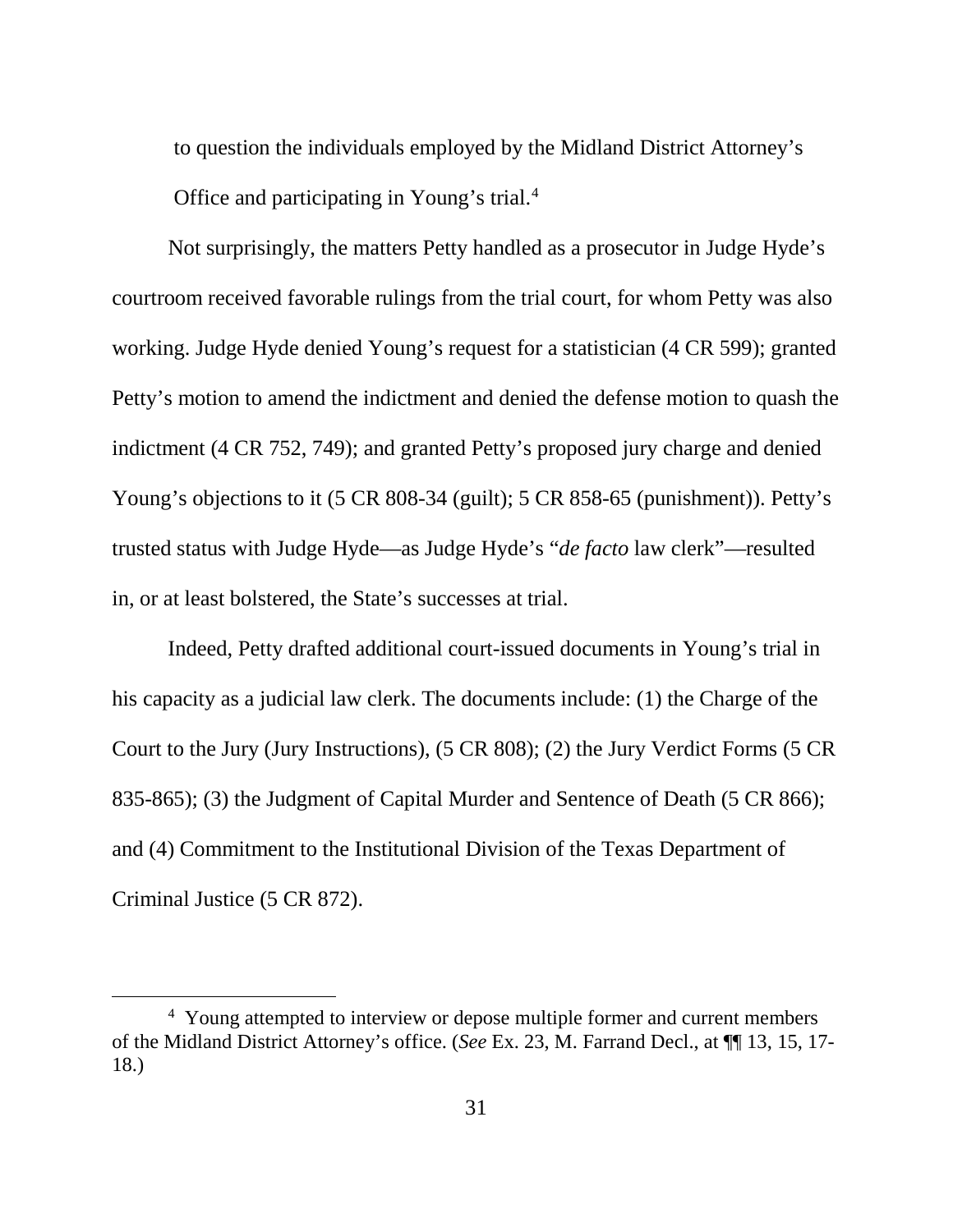to question the individuals employed by the Midland District Attorney's Office and participating in Young's trial.[4]

Not surprisingly, the matters Petty handled as a prosecutor in Judge Hyde's courtroom received favorable rulings from the trial court, for whom Petty was also working. Judge Hyde denied Young's request for a statistician (4 CR 599); granted Petty's motion to amend the indictment and denied the defense motion to quash the indictment (4 CR 752, 749); and granted Petty's proposed jury charge and denied Young's objections to it (5 CR 808-34 (guilt); 5 CR 858-65 (punishment)). Petty's trusted status with Judge Hyde—as Judge Hyde's "*de facto* law clerk"—resulted in, or at least bolstered, the State's successes at trial.

Indeed, Petty drafted additional court-issued documents in Young's trial in his capacity as a judicial law clerk. The documents include: (1) the Charge of the Court to the Jury (Jury Instructions), (5 CR 808); (2) the Jury Verdict Forms (5 CR 835-865); (3) the Judgment of Capital Murder and Sentence of Death (5 CR 866); and (4) Commitment to the Institutional Division of the Texas Department of Criminal Justice (5 CR 872).

---

[4] Young attempted to interview or depose multiple former and current members of the Midland District Attorney's office. (*See* Ex. 23, M. Farrand Decl., at ¶¶ 13, 15, 17-18.)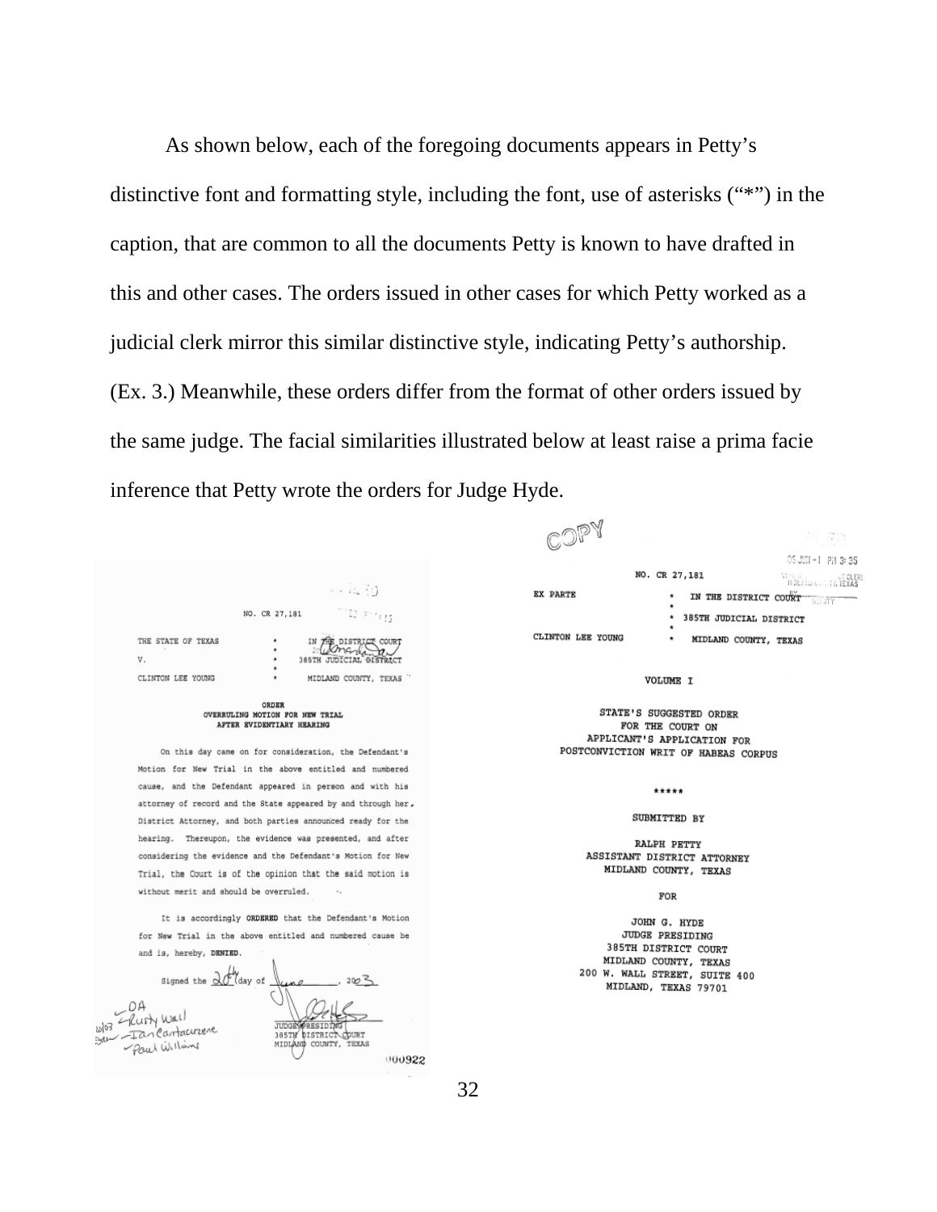As shown below, each of the foregoing documents appears in Petty's distinctive font and formatting style, including the font, use of asterisks ("*") in the caption, that are common to all the documents Petty is known to have drafted in this and other cases. The orders issued in other cases for which Petty worked as a judicial clerk mirror this similar distinctive style, indicating Petty's authorship. (Ex. 3.) Meanwhile, these orders differ from the format of other orders issued by the same judge. The facial similarities illustrated below at least raise a prima facie inference that Petty wrote the orders for Judge Hyde.

NO. CR 27,181

| | | |
|---|---|---|
| THE STATE OF TEXAS | * | IN THE DISTRICT COURT |
| V. | * | 385TH JUDICIAL DISTRICT |
| CLINTON LEE YOUNG | * | MIDLAND COUNTY, TEXAS |

ORDER
OVERRULING MOTION FOR NEW TRIAL
AFTER EVIDENTIARY HEARING

On this day came on for consideration, the Defendant's Motion for New Trial in the above entitled and numbered cause, and the Defendant appeared in person and with his attorney of record and the State appeared by and through her District Attorney, and both parties announced ready for the hearing. Thereupon, the evidence was presented, and after considering the evidence and the Defendant's Motion for New Trial, the Court is of the opinion that the said motion is without merit and should be overruled.

It is accordingly **ORDERED** that the Defendant's Motion for New Trial in the above entitled and numbered cause be and is, hereby, **DENIED**.

Signed the 20th day of June, 2003.

JUDGE PRESIDING
385TH DISTRICT COURT
MIDLAND COUNTY, TEXAS

-DA
-Rusty Wall
-Ian Cantacuzene
-Paul Williams

000922

COPY

NO. CR 27,181

| | | |
|---|---|---|
| EX PARTE | * | IN THE DISTRICT COURT |
| | * | 385TH JUDICIAL DISTRICT |
| CLINTON LEE YOUNG | * | MIDLAND COUNTY, TEXAS |

VOLUME I

STATE'S SUGGESTED ORDER
FOR THE COURT ON
APPLICANT'S APPLICATION FOR
POSTCONVICTION WRIT OF HABEAS CORPUS

*****

SUBMITTED BY

RALPH PETTY
ASSISTANT DISTRICT ATTORNEY
MIDLAND COUNTY, TEXAS

FOR

JOHN G. HYDE
JUDGE PRESIDING
385TH DISTRICT COURT
MIDLAND COUNTY, TEXAS
200 W. WALL STREET, SUITE 400
MIDLAND, TEXAS 79701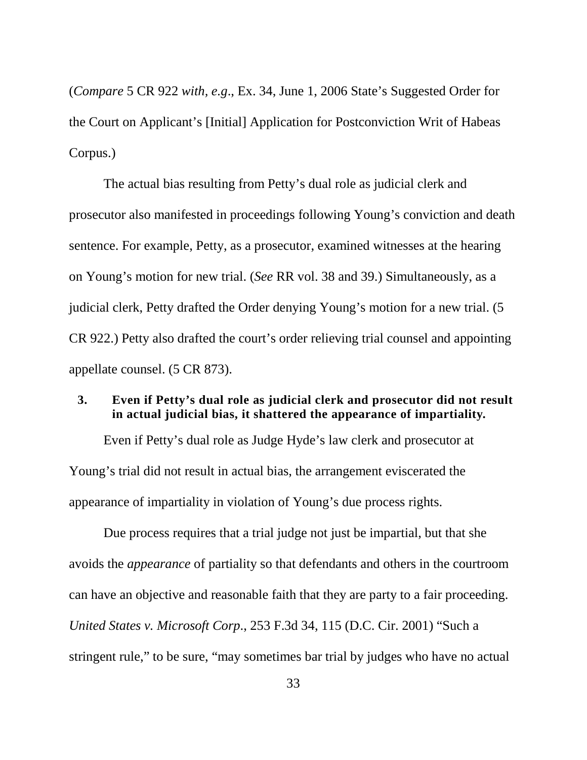(*Compare* 5 CR 922 *with*, *e.g*., Ex. 34, June 1, 2006 State's Suggested Order for the Court on Applicant's [Initial] Application for Postconviction Writ of Habeas Corpus.)

The actual bias resulting from Petty's dual role as judicial clerk and prosecutor also manifested in proceedings following Young's conviction and death sentence. For example, Petty, as a prosecutor, examined witnesses at the hearing on Young's motion for new trial. (*See* RR vol. 38 and 39.) Simultaneously, as a judicial clerk, Petty drafted the Order denying Young's motion for a new trial. (5 CR 922.) Petty also drafted the court's order relieving trial counsel and appointing appellate counsel. (5 CR 873).

### 3. Even if Petty's dual role as judicial clerk and prosecutor did not result in actual judicial bias, it shattered the appearance of impartiality.

Even if Petty's dual role as Judge Hyde's law clerk and prosecutor at Young's trial did not result in actual bias, the arrangement eviscerated the appearance of impartiality in violation of Young's due process rights.

Due process requires that a trial judge not just be impartial, but that she avoids the *appearance* of partiality so that defendants and others in the courtroom can have an objective and reasonable faith that they are party to a fair proceeding. *United States v. Microsoft Corp*., 253 F.3d 34, 115 (D.C. Cir. 2001) "Such a stringent rule," to be sure, "may sometimes bar trial by judges who have no actual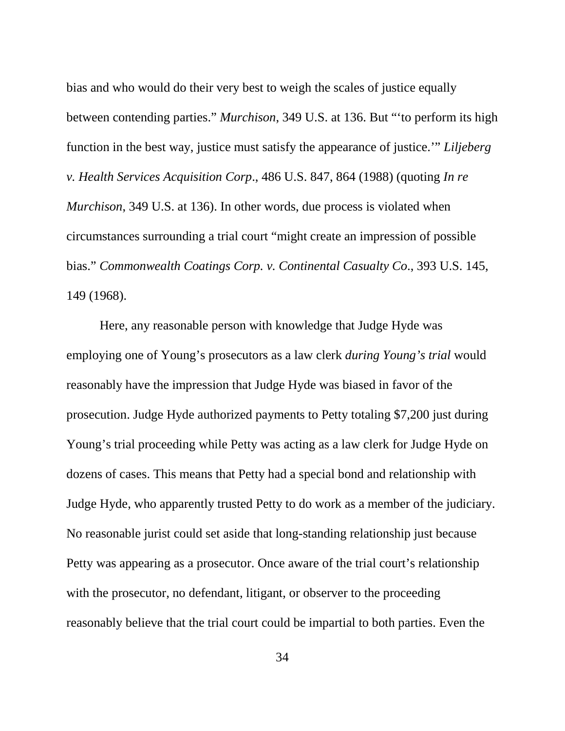bias and who would do their very best to weigh the scales of justice equally between contending parties." *Murchison*, 349 U.S. at 136. But "'to perform its high function in the best way, justice must satisfy the appearance of justice.'" *Liljeberg v. Health Services Acquisition Corp*., 486 U.S. 847, 864 (1988) (quoting *In re Murchison*, 349 U.S. at 136). In other words, due process is violated when circumstances surrounding a trial court "might create an impression of possible bias." *Commonwealth Coatings Corp. v. Continental Casualty Co*., 393 U.S. 145, 149 (1968).

Here, any reasonable person with knowledge that Judge Hyde was employing one of Young's prosecutors as a law clerk *during Young's trial* would reasonably have the impression that Judge Hyde was biased in favor of the prosecution. Judge Hyde authorized payments to Petty totaling $7,200 just during Young's trial proceeding while Petty was acting as a law clerk for Judge Hyde on dozens of cases. This means that Petty had a special bond and relationship with Judge Hyde, who apparently trusted Petty to do work as a member of the judiciary. No reasonable jurist could set aside that long-standing relationship just because Petty was appearing as a prosecutor. Once aware of the trial court's relationship with the prosecutor, no defendant, litigant, or observer to the proceeding reasonably believe that the trial court could be impartial to both parties. Even the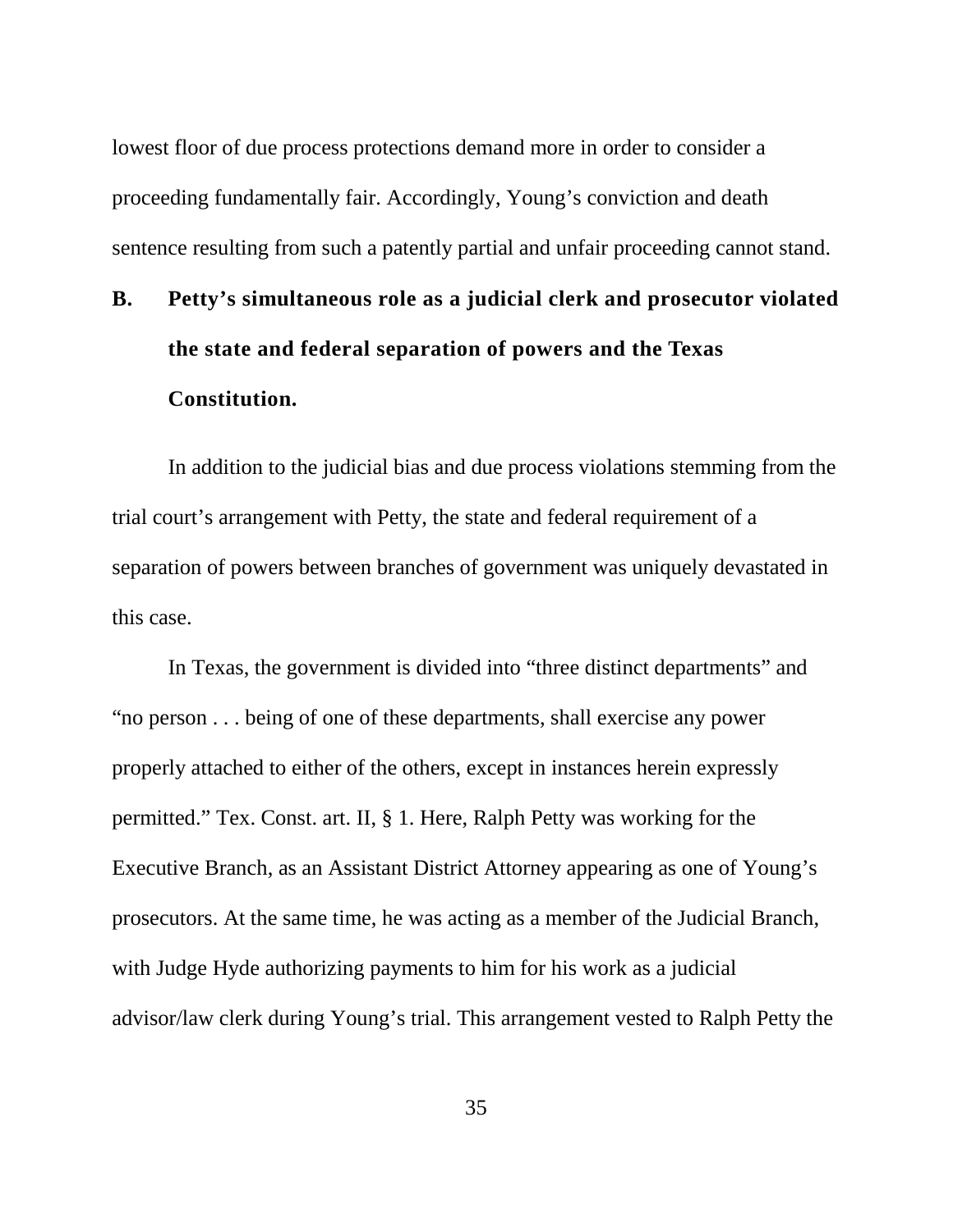lowest floor of due process protections demand more in order to consider a proceeding fundamentally fair. Accordingly, Young's conviction and death sentence resulting from such a patently partial and unfair proceeding cannot stand.

### B. Petty's simultaneous role as a judicial clerk and prosecutor violated the state and federal separation of powers and the Texas Constitution.

In addition to the judicial bias and due process violations stemming from the trial court's arrangement with Petty, the state and federal requirement of a separation of powers between branches of government was uniquely devastated in this case.

In Texas, the government is divided into "three distinct departments" and "no person . . . being of one of these departments, shall exercise any power properly attached to either of the others, except in instances herein expressly permitted." Tex. Const. art. II, § 1. Here, Ralph Petty was working for the Executive Branch, as an Assistant District Attorney appearing as one of Young's prosecutors. At the same time, he was acting as a member of the Judicial Branch, with Judge Hyde authorizing payments to him for his work as a judicial advisor/law clerk during Young's trial. This arrangement vested to Ralph Petty the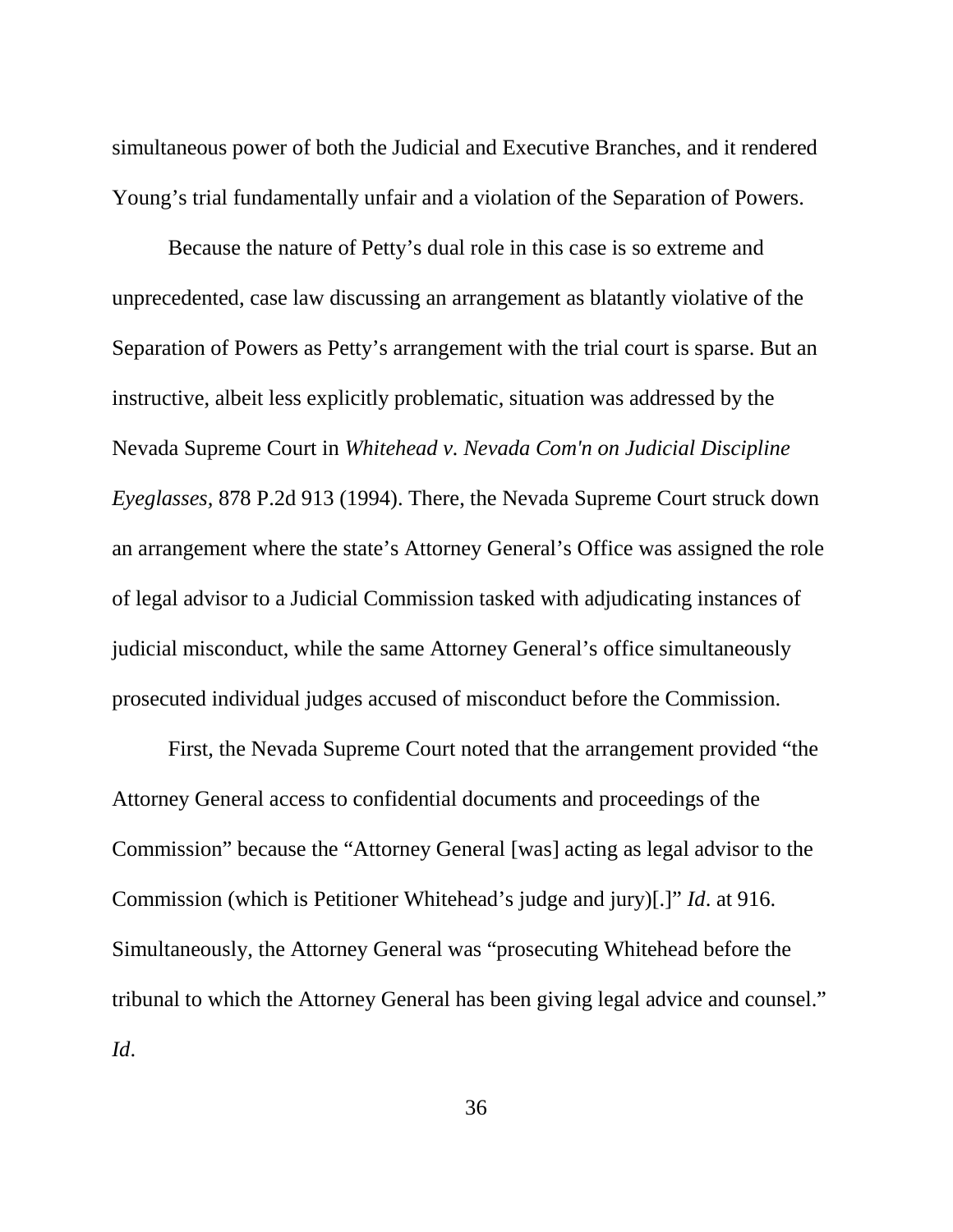simultaneous power of both the Judicial and Executive Branches, and it rendered Young's trial fundamentally unfair and a violation of the Separation of Powers.

Because the nature of Petty's dual role in this case is so extreme and unprecedented, case law discussing an arrangement as blatantly violative of the Separation of Powers as Petty's arrangement with the trial court is sparse. But an instructive, albeit less explicitly problematic, situation was addressed by the Nevada Supreme Court in *Whitehead v. Nevada Com'n on Judicial Discipline Eyeglasses*, 878 P.2d 913 (1994). There, the Nevada Supreme Court struck down an arrangement where the state's Attorney General's Office was assigned the role of legal advisor to a Judicial Commission tasked with adjudicating instances of judicial misconduct, while the same Attorney General's office simultaneously prosecuted individual judges accused of misconduct before the Commission.

First, the Nevada Supreme Court noted that the arrangement provided "the Attorney General access to confidential documents and proceedings of the Commission" because the "Attorney General [was] acting as legal advisor to the Commission (which is Petitioner Whitehead's judge and jury)[.]" *Id*. at 916. Simultaneously, the Attorney General was "prosecuting Whitehead before the tribunal to which the Attorney General has been giving legal advice and counsel." *Id*.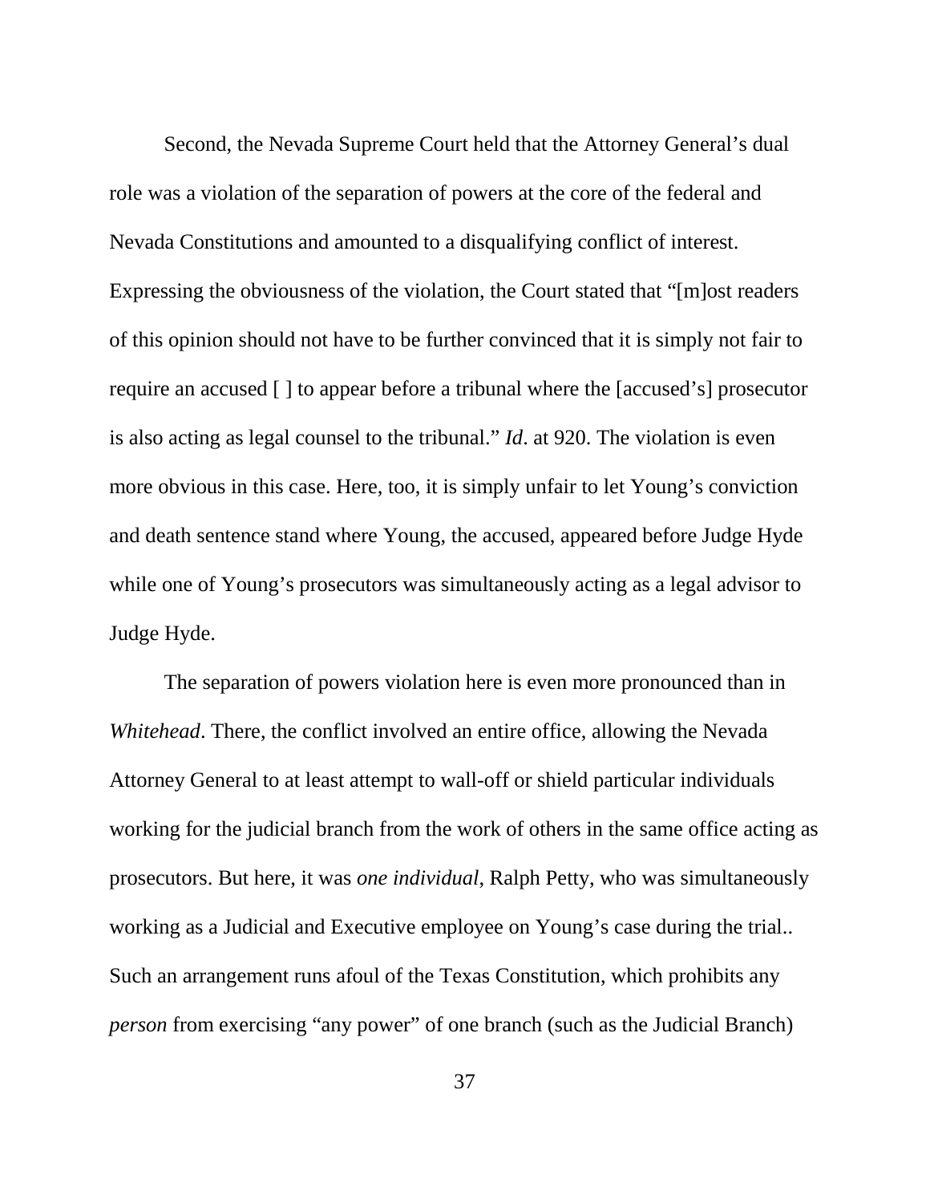Second, the Nevada Supreme Court held that the Attorney General's dual role was a violation of the separation of powers at the core of the federal and Nevada Constitutions and amounted to a disqualifying conflict of interest. Expressing the obviousness of the violation, the Court stated that "[m]ost readers of this opinion should not have to be further convinced that it is simply not fair to require an accused [ ] to appear before a tribunal where the [accused's] prosecutor is also acting as legal counsel to the tribunal." *Id*. at 920. The violation is even more obvious in this case. Here, too, it is simply unfair to let Young's conviction and death sentence stand where Young, the accused, appeared before Judge Hyde while one of Young's prosecutors was simultaneously acting as a legal advisor to Judge Hyde.

The separation of powers violation here is even more pronounced than in *Whitehead*. There, the conflict involved an entire office, allowing the Nevada Attorney General to at least attempt to wall-off or shield particular individuals working for the judicial branch from the work of others in the same office acting as prosecutors. But here, it was *one individual*, Ralph Petty, who was simultaneously working as a Judicial and Executive employee on Young's case during the trial.. Such an arrangement runs afoul of the Texas Constitution, which prohibits any *person* from exercising "any power" of one branch (such as the Judicial Branch)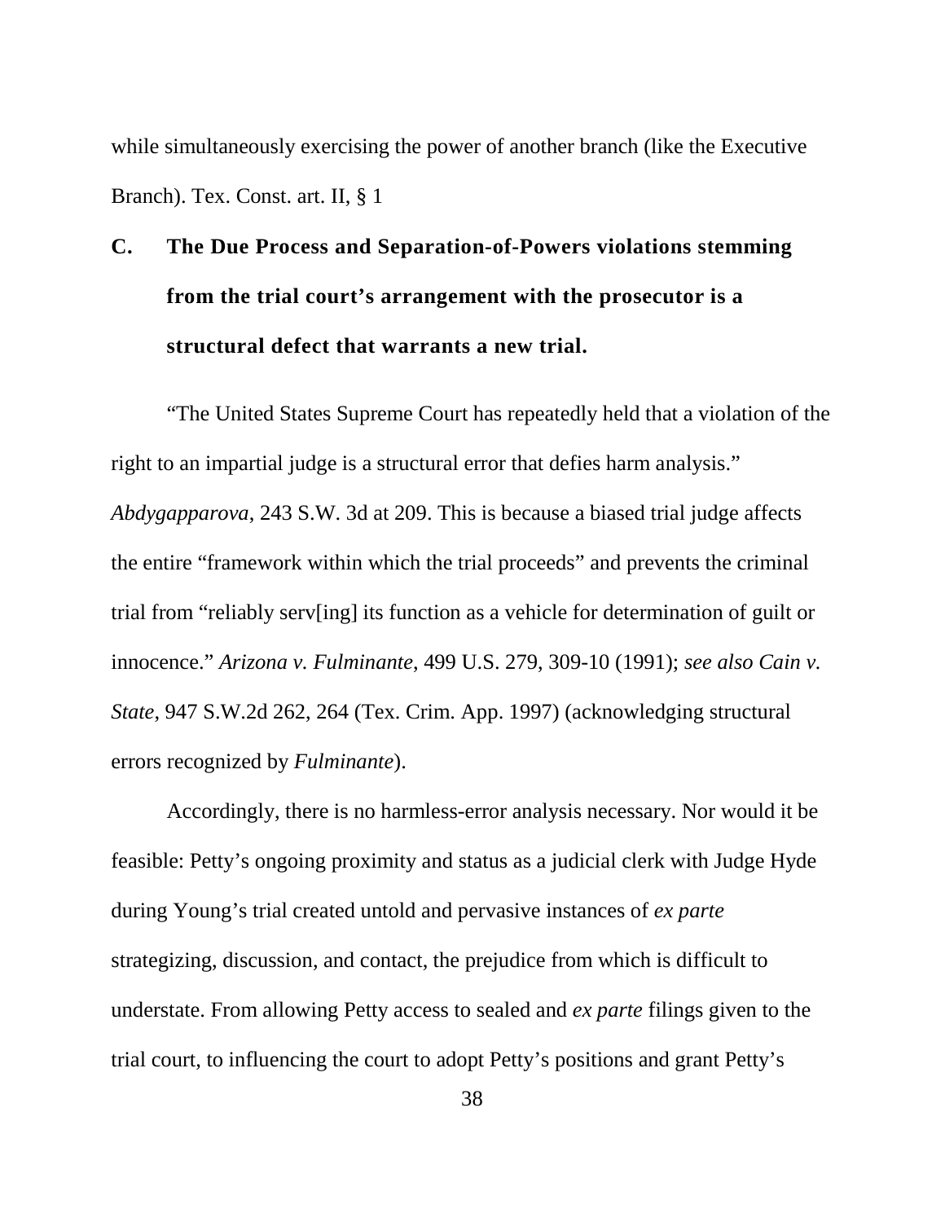while simultaneously exercising the power of another branch (like the Executive Branch). Tex. Const. art. II, § 1

### C. The Due Process and Separation-of-Powers violations stemming from the trial court's arrangement with the prosecutor is a structural defect that warrants a new trial.

"The United States Supreme Court has repeatedly held that a violation of the right to an impartial judge is a structural error that defies harm analysis." *Abdygapparova*, 243 S.W. 3d at 209. This is because a biased trial judge affects the entire "framework within which the trial proceeds" and prevents the criminal trial from "reliably serv[ing] its function as a vehicle for determination of guilt or innocence." *Arizona v. Fulminante*, 499 U.S. 279, 309-10 (1991); *see also Cain v. State*, 947 S.W.2d 262, 264 (Tex. Crim. App. 1997) (acknowledging structural errors recognized by *Fulminante*).

Accordingly, there is no harmless-error analysis necessary. Nor would it be feasible: Petty's ongoing proximity and status as a judicial clerk with Judge Hyde during Young's trial created untold and pervasive instances of *ex parte* strategizing, discussion, and contact, the prejudice from which is difficult to understate. From allowing Petty access to sealed and *ex parte* filings given to the trial court, to influencing the court to adopt Petty's positions and grant Petty's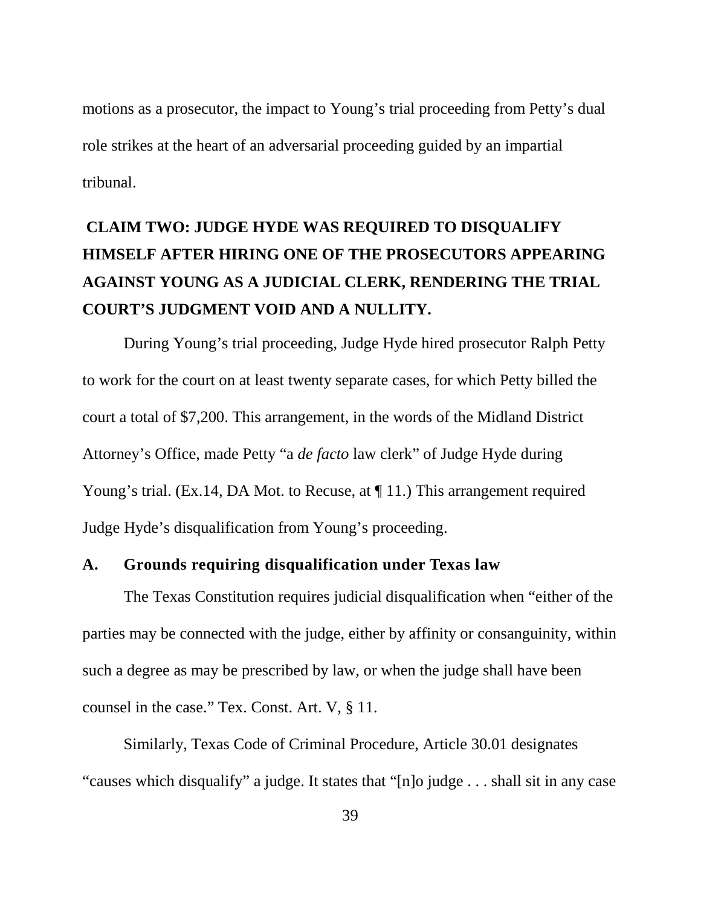motions as a prosecutor, the impact to Young's trial proceeding from Petty's dual role strikes at the heart of an adversarial proceeding guided by an impartial tribunal.

## CLAIM TWO: JUDGE HYDE WAS REQUIRED TO DISQUALIFY HIMSELF AFTER HIRING ONE OF THE PROSECUTORS APPEARING AGAINST YOUNG AS A JUDICIAL CLERK, RENDERING THE TRIAL COURT'S JUDGMENT VOID AND A NULLITY.

During Young's trial proceeding, Judge Hyde hired prosecutor Ralph Petty to work for the court on at least twenty separate cases, for which Petty billed the court a total of $7,200. This arrangement, in the words of the Midland District Attorney's Office, made Petty "a *de facto* law clerk" of Judge Hyde during Young's trial. (Ex.14, DA Mot. to Recuse, at ¶ 11.) This arrangement required Judge Hyde's disqualification from Young's proceeding.

### A. Grounds requiring disqualification under Texas law

The Texas Constitution requires judicial disqualification when "either of the parties may be connected with the judge, either by affinity or consanguinity, within such a degree as may be prescribed by law, or when the judge shall have been counsel in the case." Tex. Const. Art. V, § 11.

Similarly, Texas Code of Criminal Procedure, Article 30.01 designates "causes which disqualify" a judge. It states that "[n]o judge . . . shall sit in any case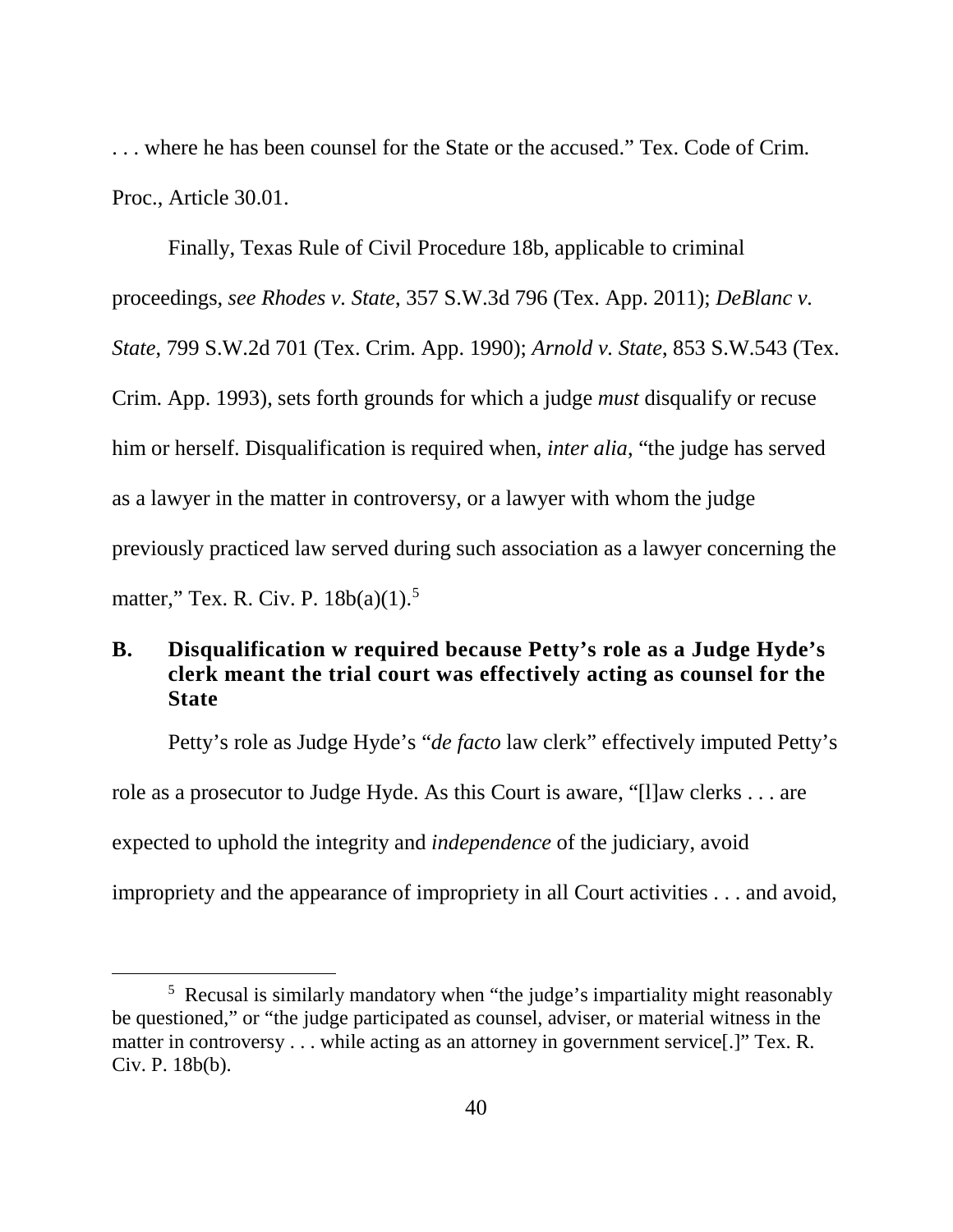. . . where he has been counsel for the State or the accused." Tex. Code of Crim. Proc., Article 30.01.

Finally, Texas Rule of Civil Procedure 18b, applicable to criminal proceedings, *see Rhodes v. State*, 357 S.W.3d 796 (Tex. App. 2011); *DeBlanc v. State*, 799 S.W.2d 701 (Tex. Crim. App. 1990); *Arnold v. State*, 853 S.W.543 (Tex. Crim. App. 1993), sets forth grounds for which a judge *must* disqualify or recuse him or herself. Disqualification is required when, *inter alia*, "the judge has served as a lawyer in the matter in controversy, or a lawyer with whom the judge previously practiced law served during such association as a lawyer concerning the matter," Tex. R. Civ. P. 18b(a)(1).[5]

### B. Disqualification w required because Petty's role as a Judge Hyde's clerk meant the trial court was effectively acting as counsel for the State

Petty's role as Judge Hyde's "*de facto* law clerk" effectively imputed Petty's role as a prosecutor to Judge Hyde. As this Court is aware, "[l]aw clerks . . . are expected to uphold the integrity and *independence* of the judiciary, avoid impropriety and the appearance of impropriety in all Court activities . . . and avoid,

[5] Recusal is similarly mandatory when "the judge's impartiality might reasonably be questioned," or "the judge participated as counsel, adviser, or material witness in the matter in controversy . . . while acting as an attorney in government service[.]" Tex. R. Civ. P. 18b(b).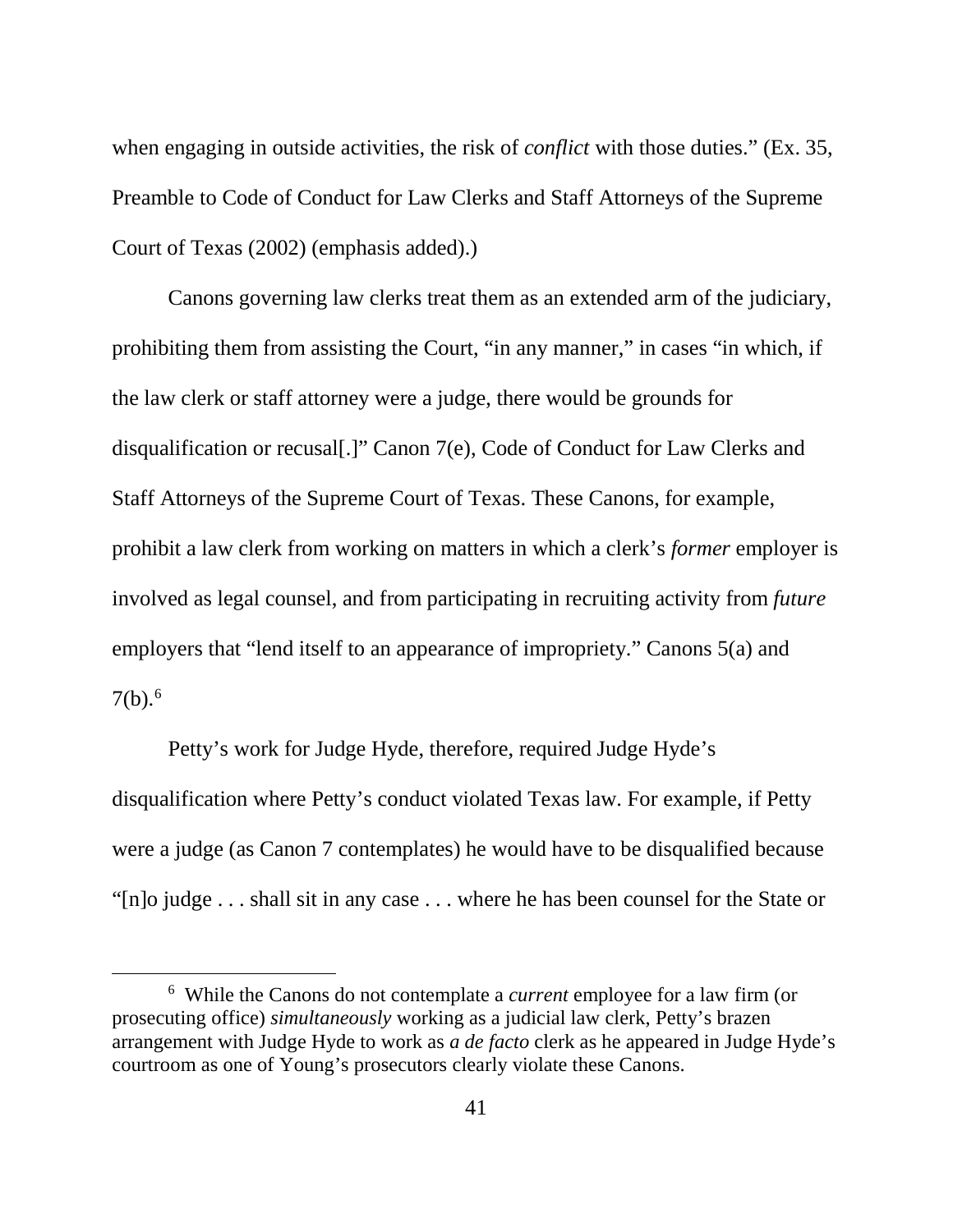when engaging in outside activities, the risk of *conflict* with those duties." (Ex. 35, Preamble to Code of Conduct for Law Clerks and Staff Attorneys of the Supreme Court of Texas (2002) (emphasis added).)

Canons governing law clerks treat them as an extended arm of the judiciary, prohibiting them from assisting the Court, "in any manner," in cases "in which, if the law clerk or staff attorney were a judge, there would be grounds for disqualification or recusal[.]" Canon 7(e), Code of Conduct for Law Clerks and Staff Attorneys of the Supreme Court of Texas. These Canons, for example, prohibit a law clerk from working on matters in which a clerk's *former* employer is involved as legal counsel, and from participating in recruiting activity from *future* employers that "lend itself to an appearance of impropriety." Canons 5(a) and 7(b).[6]

Petty's work for Judge Hyde, therefore, required Judge Hyde's disqualification where Petty's conduct violated Texas law. For example, if Petty were a judge (as Canon 7 contemplates) he would have to be disqualified because "[n]o judge . . . shall sit in any case . . . where he has been counsel for the State or

[6] While the Canons do not contemplate a *current* employee for a law firm (or prosecuting office) *simultaneously* working as a judicial law clerk, Petty's brazen arrangement with Judge Hyde to work as *a de facto* clerk as he appeared in Judge Hyde's courtroom as one of Young's prosecutors clearly violate these Canons.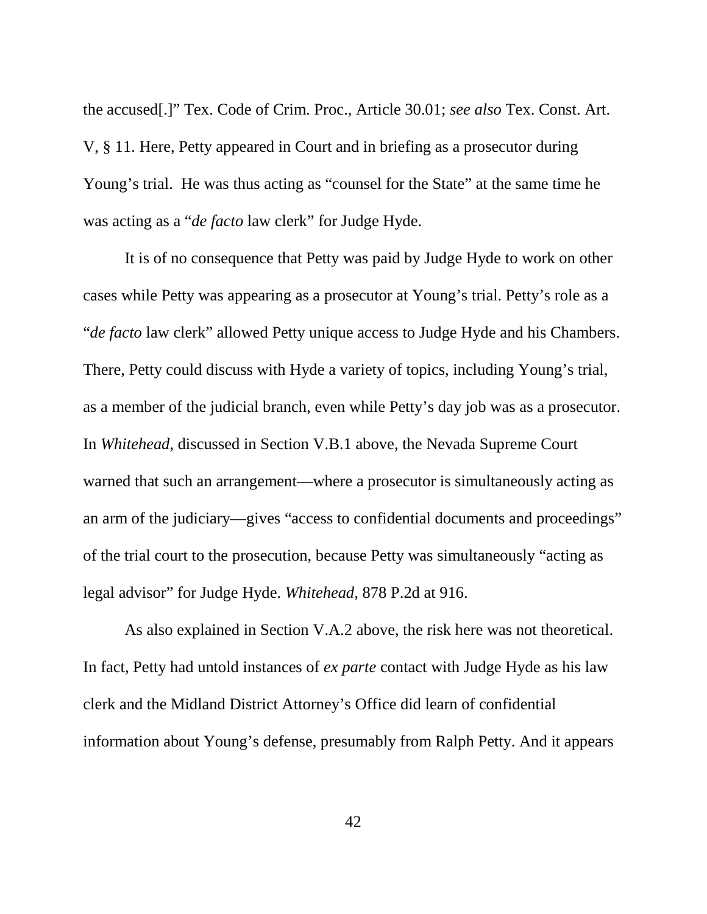the accused[.]" Tex. Code of Crim. Proc., Article 30.01; *see also* Tex. Const. Art. V, § 11. Here, Petty appeared in Court and in briefing as a prosecutor during Young's trial. He was thus acting as "counsel for the State" at the same time he was acting as a "*de facto* law clerk" for Judge Hyde.

It is of no consequence that Petty was paid by Judge Hyde to work on other cases while Petty was appearing as a prosecutor at Young's trial. Petty's role as a "*de facto* law clerk" allowed Petty unique access to Judge Hyde and his Chambers. There, Petty could discuss with Hyde a variety of topics, including Young's trial, as a member of the judicial branch, even while Petty's day job was as a prosecutor. In *Whitehead*, discussed in Section V.B.1 above, the Nevada Supreme Court warned that such an arrangement—where a prosecutor is simultaneously acting as an arm of the judiciary—gives "access to confidential documents and proceedings" of the trial court to the prosecution, because Petty was simultaneously "acting as legal advisor" for Judge Hyde. *Whitehead,* 878 P.2d at 916.

As also explained in Section V.A.2 above, the risk here was not theoretical. In fact, Petty had untold instances of *ex parte* contact with Judge Hyde as his law clerk and the Midland District Attorney's Office did learn of confidential information about Young's defense, presumably from Ralph Petty. And it appears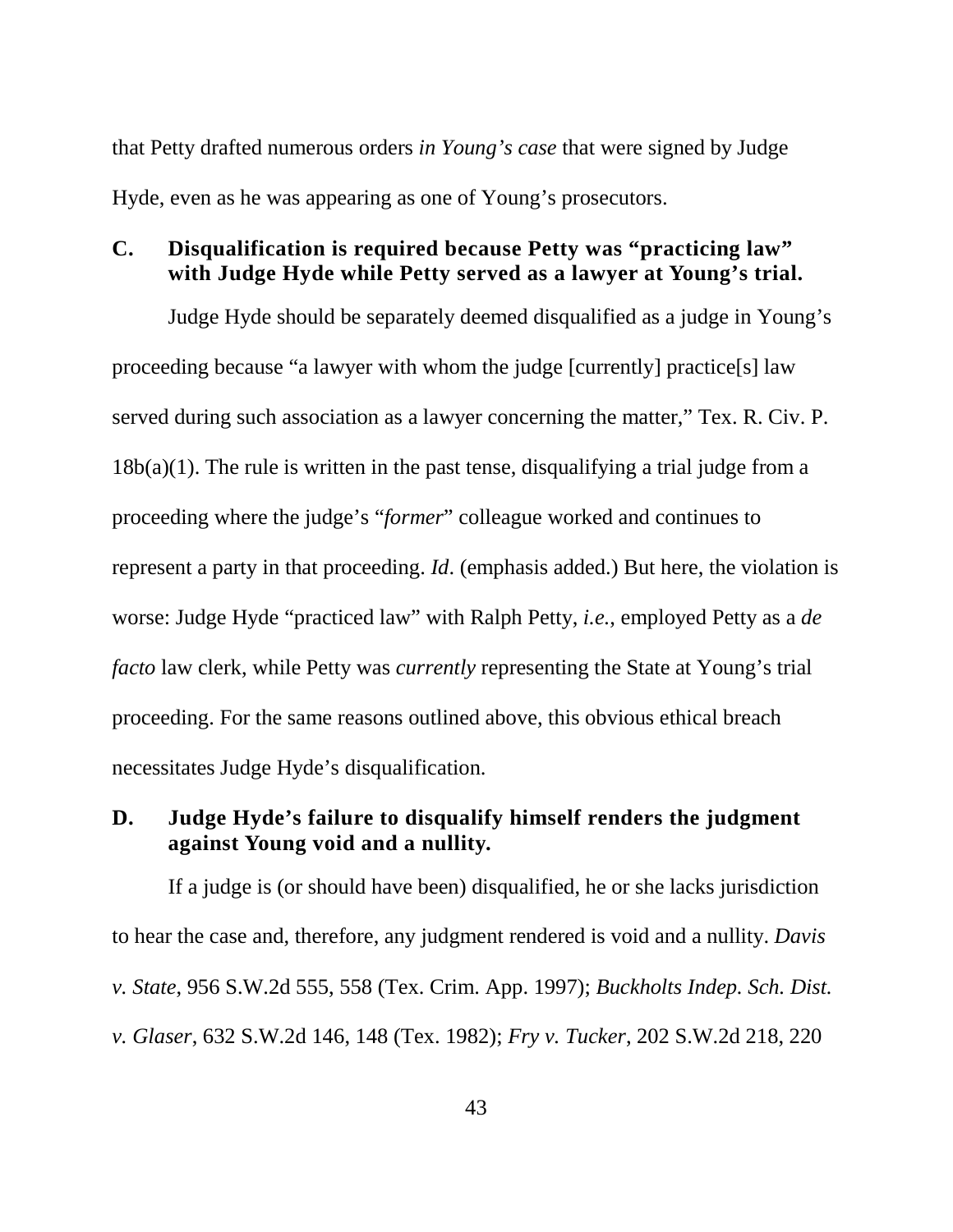that Petty drafted numerous orders *in Young's case* that were signed by Judge Hyde, even as he was appearing as one of Young's prosecutors.

### C. Disqualification is required because Petty was "practicing law" with Judge Hyde while Petty served as a lawyer at Young's trial.

Judge Hyde should be separately deemed disqualified as a judge in Young's proceeding because "a lawyer with whom the judge [currently] practice[s] law served during such association as a lawyer concerning the matter," Tex. R. Civ. P. 18b(a)(1). The rule is written in the past tense, disqualifying a trial judge from a proceeding where the judge's "*former*" colleague worked and continues to represent a party in that proceeding. *Id*. (emphasis added.) But here, the violation is worse: Judge Hyde "practiced law" with Ralph Petty, *i.e.*, employed Petty as a *de facto* law clerk, while Petty was *currently* representing the State at Young's trial proceeding. For the same reasons outlined above, this obvious ethical breach necessitates Judge Hyde's disqualification.

### D. Judge Hyde's failure to disqualify himself renders the judgment against Young void and a nullity.

If a judge is (or should have been) disqualified, he or she lacks jurisdiction to hear the case and, therefore, any judgment rendered is void and a nullity. *Davis v. State*, 956 S.W.2d 555, 558 (Tex. Crim. App. 1997); *Buckholts Indep. Sch. Dist. v. Glaser*, 632 S.W.2d 146, 148 (Tex. 1982); *Fry v. Tucker*, 202 S.W.2d 218, 220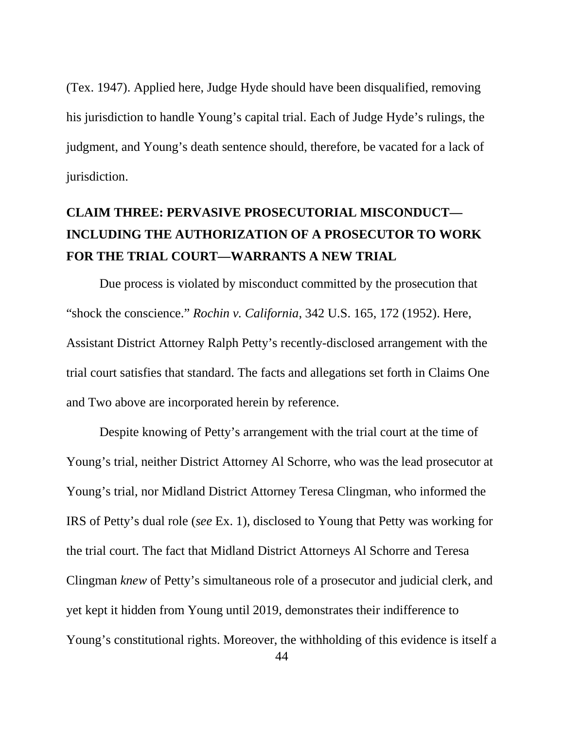(Tex. 1947). Applied here, Judge Hyde should have been disqualified, removing his jurisdiction to handle Young's capital trial. Each of Judge Hyde's rulings, the judgment, and Young's death sentence should, therefore, be vacated for a lack of jurisdiction.

## CLAIM THREE: PERVASIVE PROSECUTORIAL MISCONDUCT—INCLUDING THE AUTHORIZATION OF A PROSECUTOR TO WORK FOR THE TRIAL COURT—WARRANTS A NEW TRIAL

Due process is violated by misconduct committed by the prosecution that "shock the conscience." *Rochin v. California*, 342 U.S. 165, 172 (1952). Here, Assistant District Attorney Ralph Petty's recently-disclosed arrangement with the trial court satisfies that standard. The facts and allegations set forth in Claims One and Two above are incorporated herein by reference.

Despite knowing of Petty's arrangement with the trial court at the time of Young's trial, neither District Attorney Al Schorre, who was the lead prosecutor at Young's trial, nor Midland District Attorney Teresa Clingman, who informed the IRS of Petty's dual role (*see* Ex. 1), disclosed to Young that Petty was working for the trial court. The fact that Midland District Attorneys Al Schorre and Teresa Clingman *knew* of Petty's simultaneous role of a prosecutor and judicial clerk, and yet kept it hidden from Young until 2019, demonstrates their indifference to Young's constitutional rights. Moreover, the withholding of this evidence is itself a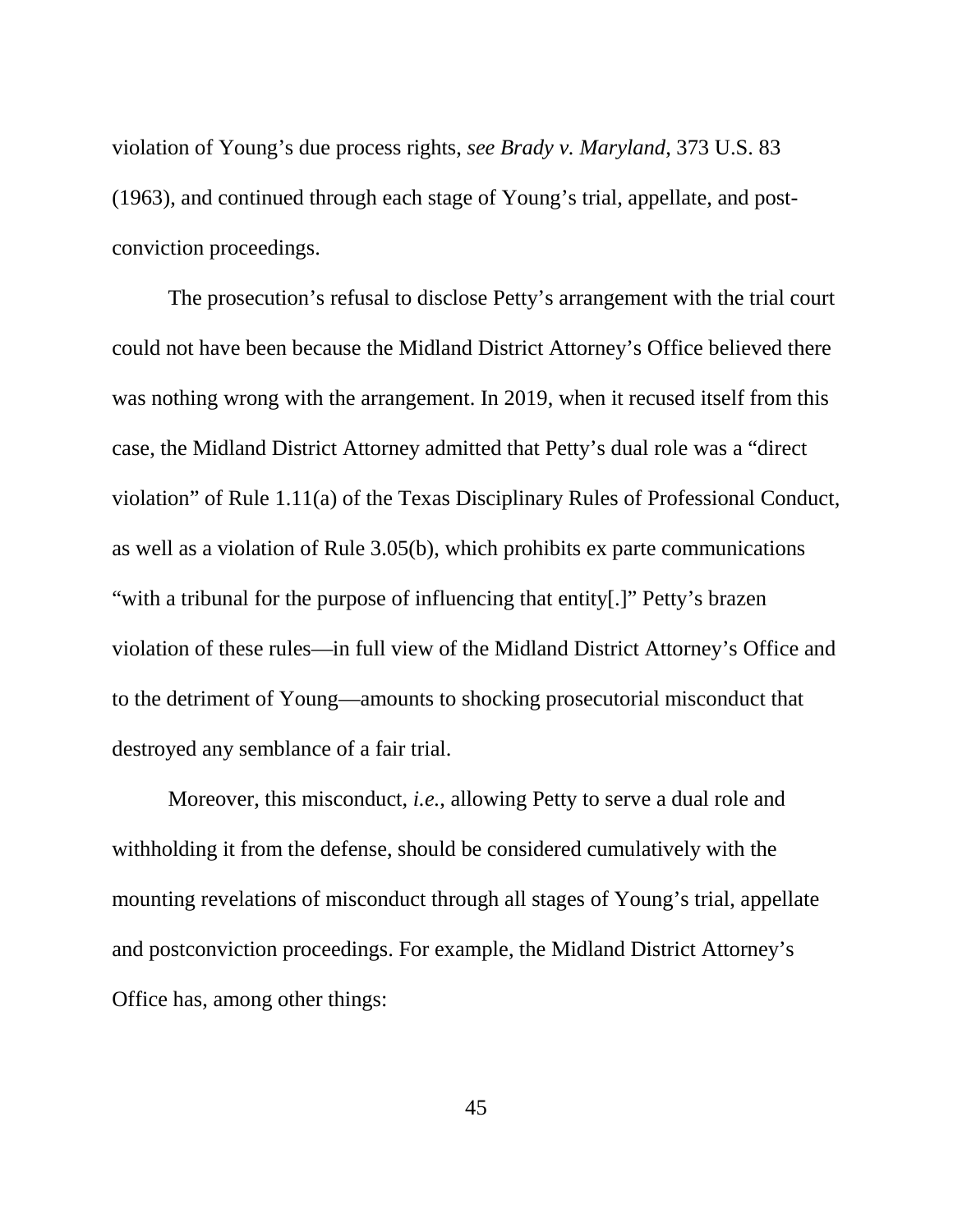violation of Young's due process rights, *see Brady v. Maryland*, 373 U.S. 83 (1963), and continued through each stage of Young's trial, appellate, and post-conviction proceedings.

The prosecution's refusal to disclose Petty's arrangement with the trial court could not have been because the Midland District Attorney's Office believed there was nothing wrong with the arrangement. In 2019, when it recused itself from this case, the Midland District Attorney admitted that Petty's dual role was a "direct violation" of Rule 1.11(a) of the Texas Disciplinary Rules of Professional Conduct, as well as a violation of Rule 3.05(b), which prohibits ex parte communications "with a tribunal for the purpose of influencing that entity[.]" Petty's brazen violation of these rules—in full view of the Midland District Attorney's Office and to the detriment of Young—amounts to shocking prosecutorial misconduct that destroyed any semblance of a fair trial.

Moreover, this misconduct, *i.e.*, allowing Petty to serve a dual role and withholding it from the defense, should be considered cumulatively with the mounting revelations of misconduct through all stages of Young's trial, appellate and postconviction proceedings. For example, the Midland District Attorney's Office has, among other things: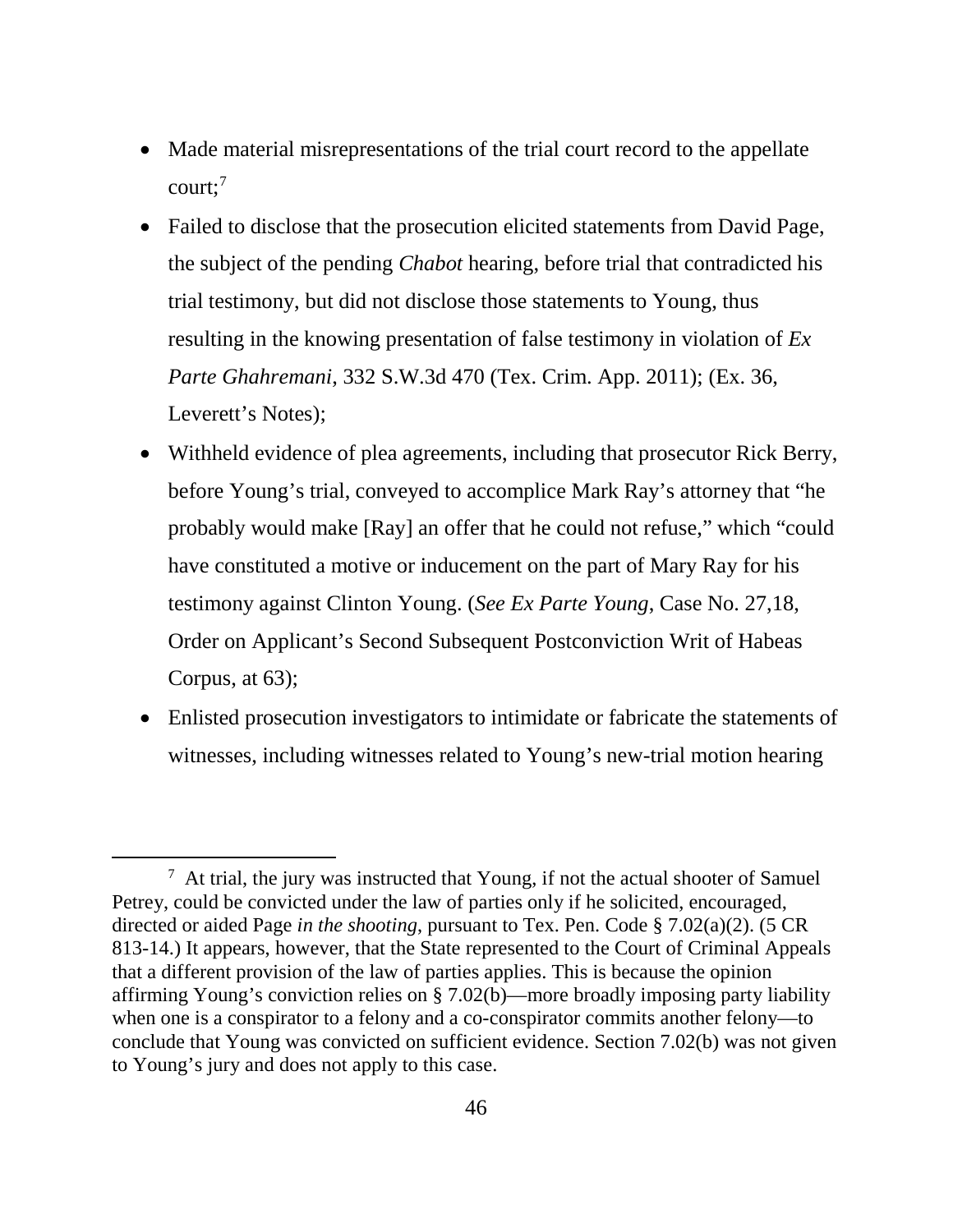- Made material misrepresentations of the trial court record to the appellate court;[7]
- Failed to disclose that the prosecution elicited statements from David Page, the subject of the pending *Chabot* hearing, before trial that contradicted his trial testimony, but did not disclose those statements to Young, thus resulting in the knowing presentation of false testimony in violation of *Ex Parte Ghahremani*, 332 S.W.3d 470 (Tex. Crim. App. 2011); (Ex. 36, Leverett's Notes);
- Withheld evidence of plea agreements, including that prosecutor Rick Berry, before Young's trial, conveyed to accomplice Mark Ray's attorney that "he probably would make [Ray] an offer that he could not refuse," which "could have constituted a motive or inducement on the part of Mary Ray for his testimony against Clinton Young. (*See Ex Parte Young*, Case No. 27,18, Order on Applicant's Second Subsequent Postconviction Writ of Habeas Corpus, at 63);
- Enlisted prosecution investigators to intimidate or fabricate the statements of witnesses, including witnesses related to Young's new-trial motion hearing

[7] At trial, the jury was instructed that Young, if not the actual shooter of Samuel Petrey, could be convicted under the law of parties only if he solicited, encouraged, directed or aided Page *in the shooting*, pursuant to Tex. Pen. Code § 7.02(a)(2). (5 CR 813-14.) It appears, however, that the State represented to the Court of Criminal Appeals that a different provision of the law of parties applies. This is because the opinion affirming Young's conviction relies on § 7.02(b)—more broadly imposing party liability when one is a conspirator to a felony and a co-conspirator commits another felony—to conclude that Young was convicted on sufficient evidence. Section 7.02(b) was not given to Young's jury and does not apply to this case.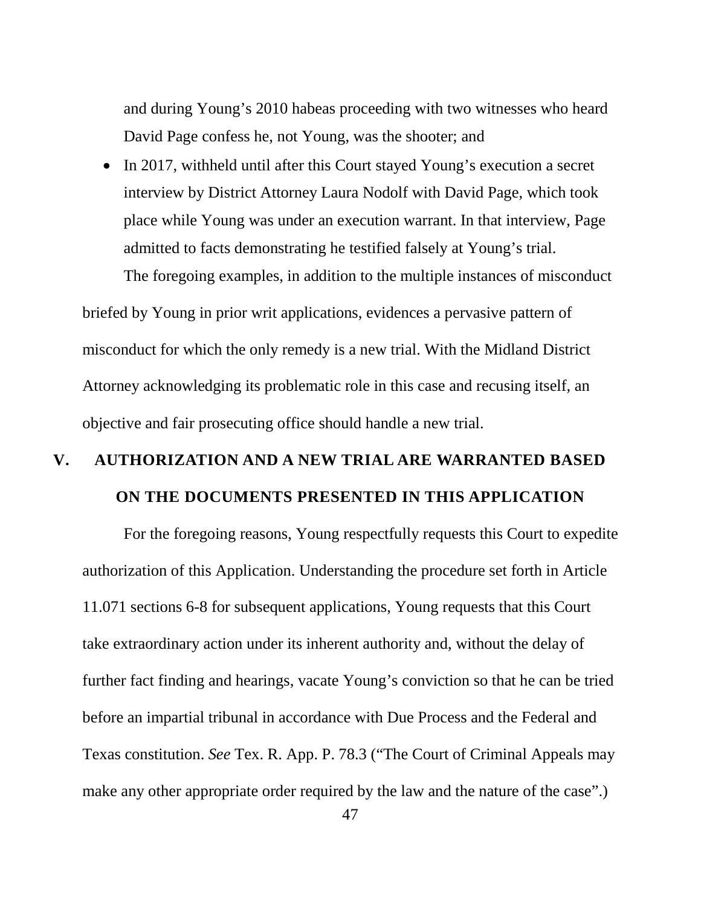and during Young's 2010 habeas proceeding with two witnesses who heard David Page confess he, not Young, was the shooter; and

- In 2017, withheld until after this Court stayed Young's execution a secret interview by District Attorney Laura Nodolf with David Page, which took place while Young was under an execution warrant. In that interview, Page admitted to facts demonstrating he testified falsely at Young's trial.

The foregoing examples, in addition to the multiple instances of misconduct briefed by Young in prior writ applications, evidences a pervasive pattern of misconduct for which the only remedy is a new trial. With the Midland District Attorney acknowledging its problematic role in this case and recusing itself, an objective and fair prosecuting office should handle a new trial.

## V. AUTHORIZATION AND A NEW TRIAL ARE WARRANTED BASED ON THE DOCUMENTS PRESENTED IN THIS APPLICATION

For the foregoing reasons, Young respectfully requests this Court to expedite authorization of this Application. Understanding the procedure set forth in Article 11.071 sections 6-8 for subsequent applications, Young requests that this Court take extraordinary action under its inherent authority and, without the delay of further fact finding and hearings, vacate Young's conviction so that he can be tried before an impartial tribunal in accordance with Due Process and the Federal and Texas constitution. *See* Tex. R. App. P. 78.3 ("The Court of Criminal Appeals may make any other appropriate order required by the law and the nature of the case".)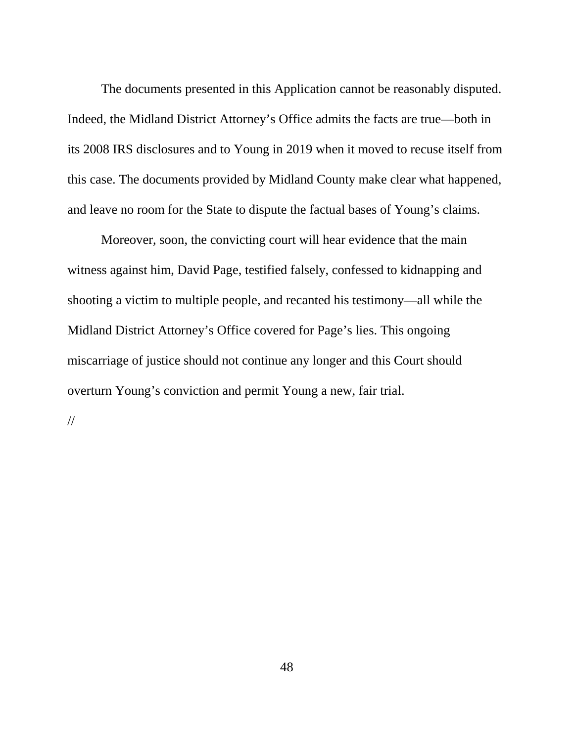The documents presented in this Application cannot be reasonably disputed. Indeed, the Midland District Attorney's Office admits the facts are true—both in its 2008 IRS disclosures and to Young in 2019 when it moved to recuse itself from this case. The documents provided by Midland County make clear what happened, and leave no room for the State to dispute the factual bases of Young's claims.

Moreover, soon, the convicting court will hear evidence that the main witness against him, David Page, testified falsely, confessed to kidnapping and shooting a victim to multiple people, and recanted his testimony—all while the Midland District Attorney's Office covered for Page's lies. This ongoing miscarriage of justice should not continue any longer and this Court should overturn Young's conviction and permit Young a new, fair trial.

//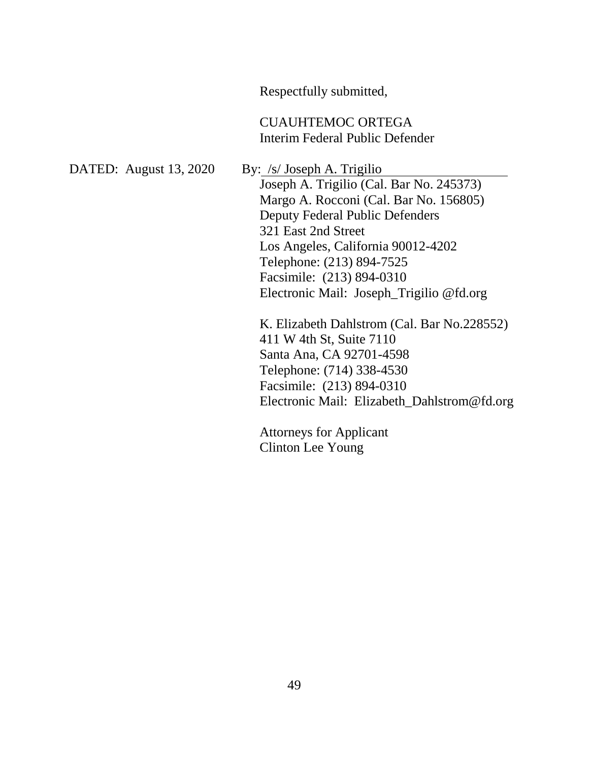Respectfully submitted,

CUAUHTEMOC ORTEGA
Interim Federal Public Defender

DATED: August 13, 2020

By: /s/ Joseph A. Trigilio
Joseph A. Trigilio (Cal. Bar No. 245373)
Margo A. Rocconi (Cal. Bar No. 156805)
Deputy Federal Public Defenders
321 East 2nd Street
Los Angeles, California 90012-4202
Telephone: (213) 894-7525
Facsimile: (213) 894-0310
Electronic Mail: Joseph_Trigilio @fd.org

K. Elizabeth Dahlstrom (Cal. Bar No.228552)
411 W 4th St, Suite 7110
Santa Ana, CA 92701-4598
Telephone: (714) 338-4530
Facsimile: (213) 894-0310
Electronic Mail: Elizabeth_Dahlstrom@fd.org

Attorneys for Applicant
Clinton Lee Young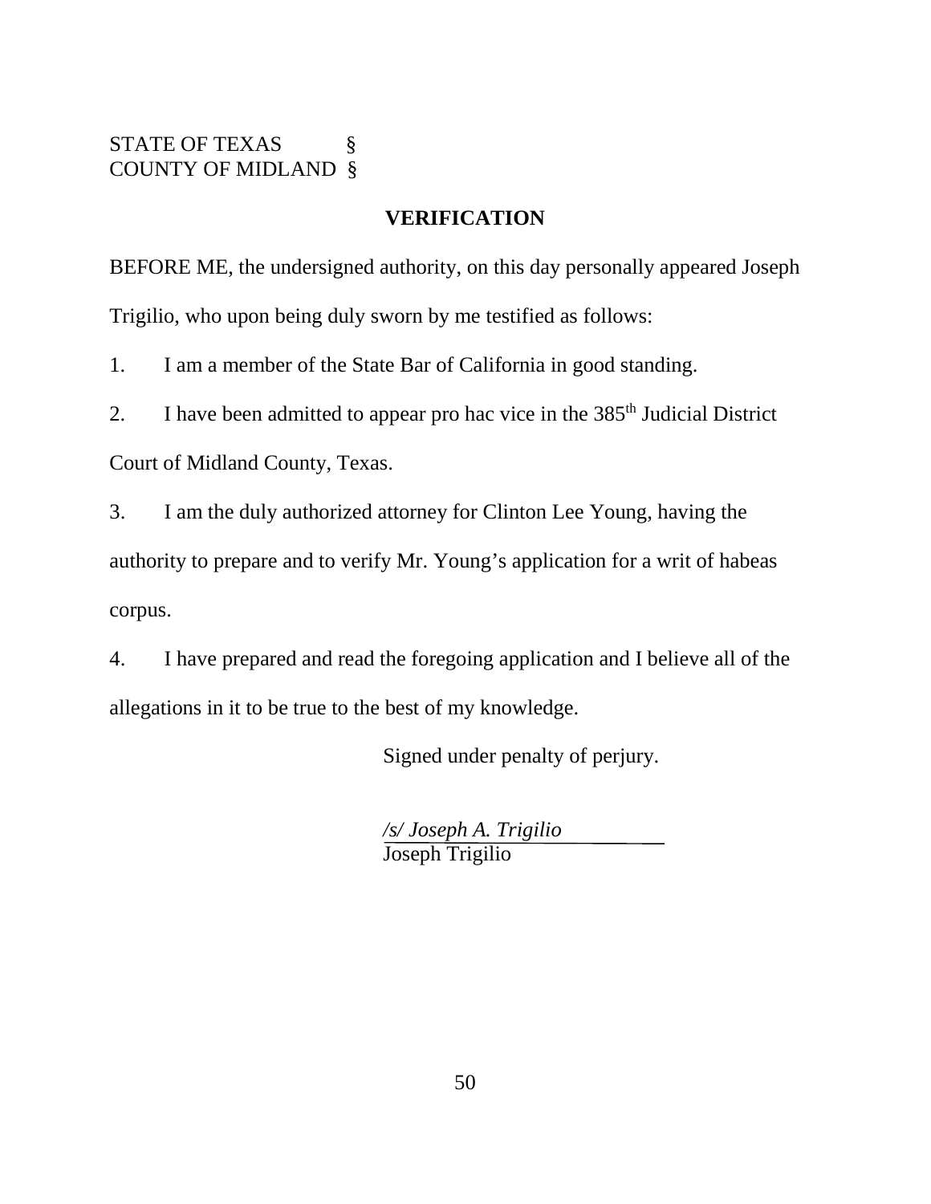STATE OF TEXAS §  
COUNTY OF MIDLAND §

## VERIFICATION

BEFORE ME, the undersigned authority, on this day personally appeared Joseph Trigilio, who upon being duly sworn by me testified as follows:

1. I am a member of the State Bar of California in good standing.

2. I have been admitted to appear pro hac vice in the 385th Judicial District Court of Midland County, Texas.

3. I am the duly authorized attorney for Clinton Lee Young, having the authority to prepare and to verify Mr. Young's application for a writ of habeas corpus.

4. I have prepared and read the foregoing application and I believe all of the allegations in it to be true to the best of my knowledge.

Signed under penalty of perjury.

*/s/ Joseph A. Trigilio*  
Joseph Trigilio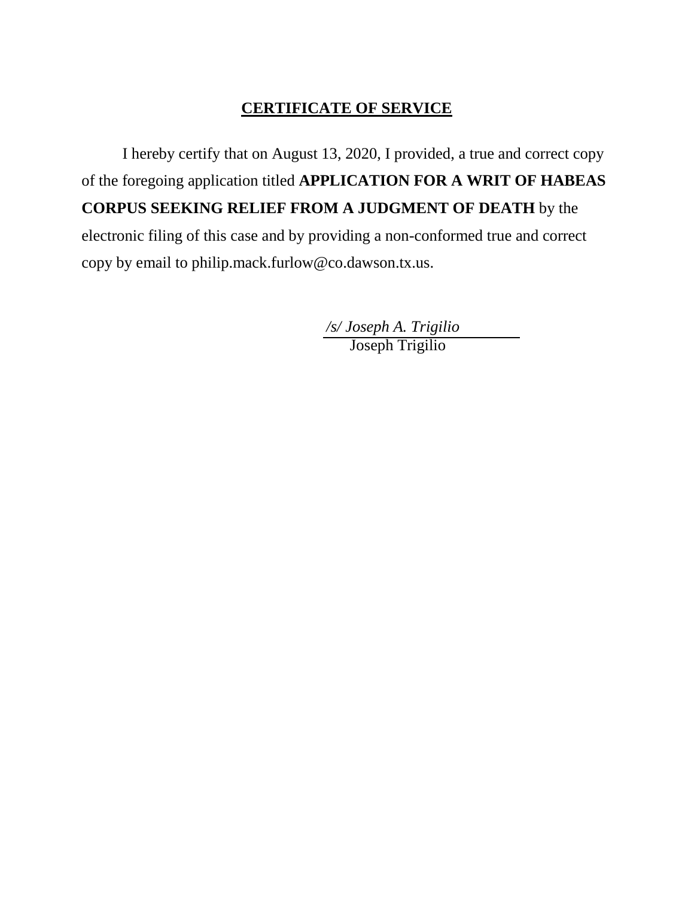## CERTIFICATE OF SERVICE

I hereby certify that on August 13, 2020, I provided, a true and correct copy of the foregoing application titled **APPLICATION FOR A WRIT OF HABEAS CORPUS SEEKING RELIEF FROM A JUDGMENT OF DEATH** by the electronic filing of this case and by providing a non-conformed true and correct copy by email to philip.mack.furlow@co.dawson.tx.us.

*/s/ Joseph A. Trigilio*
Joseph Trigilio